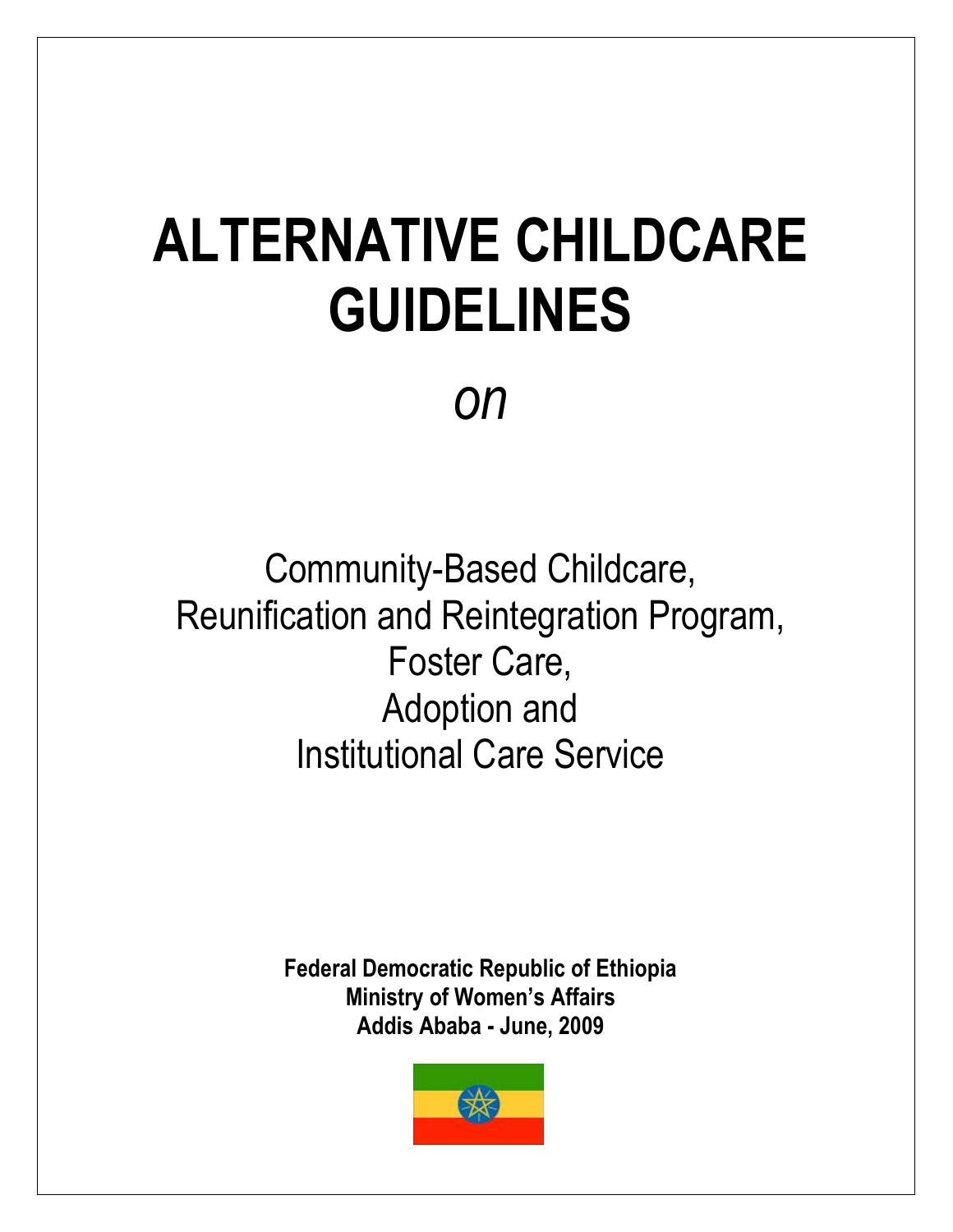# ALTERNATIVE CHILDCARE GUIDELINES

*on*

Community-Based Childcare,
Reunification and Reintegration Program,
Foster Care,
Adoption and
Institutional Care Service

**Federal Democratic Republic of Ethiopia**
**Ministry of Women's Affairs**
**Addis Ababa - June, 2009**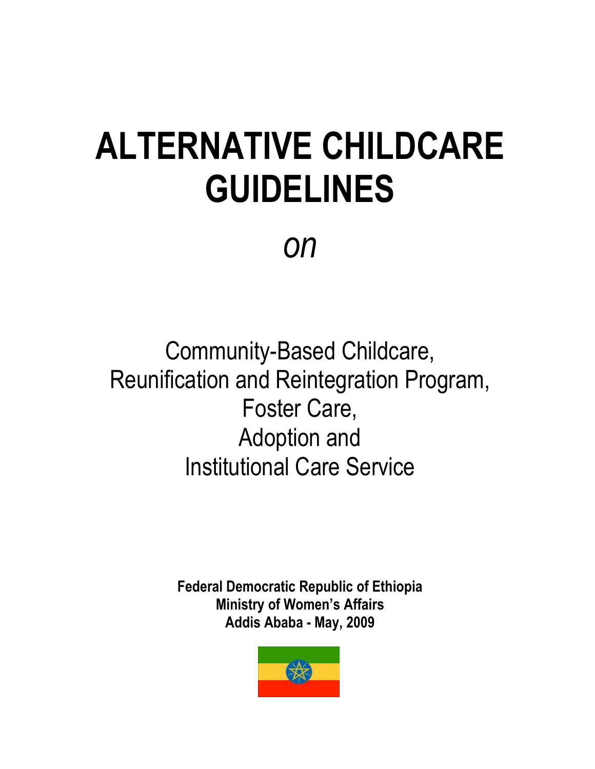# ALTERNATIVE CHILDCARE GUIDELINES

*on*

Community-Based Childcare,
Reunification and Reintegration Program,
Foster Care,
Adoption and
Institutional Care Service

**Federal Democratic Republic of Ethiopia**
**Ministry of Women's Affairs**
**Addis Ababa - May, 2009**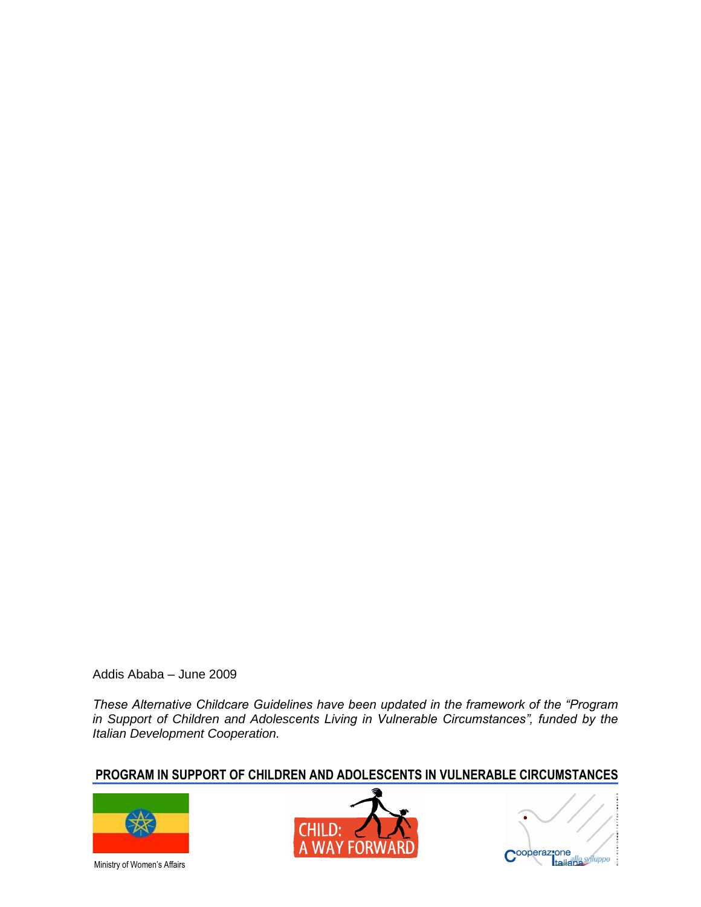Addis Ababa – June 2009

*These Alternative Childcare Guidelines have been updated in the framework of the "Program in Support of Children and Adolescents Living in Vulnerable Circumstances", funded by the Italian Development Cooperation.*

**PROGRAM IN SUPPORT OF CHILDREN AND ADOLESCENTS IN VULNERABLE CIRCUMSTANCES**

Ministry of Women's Affairs

CHILD: A WAY FORWARD

Cooperazione Italiana allo sviluppo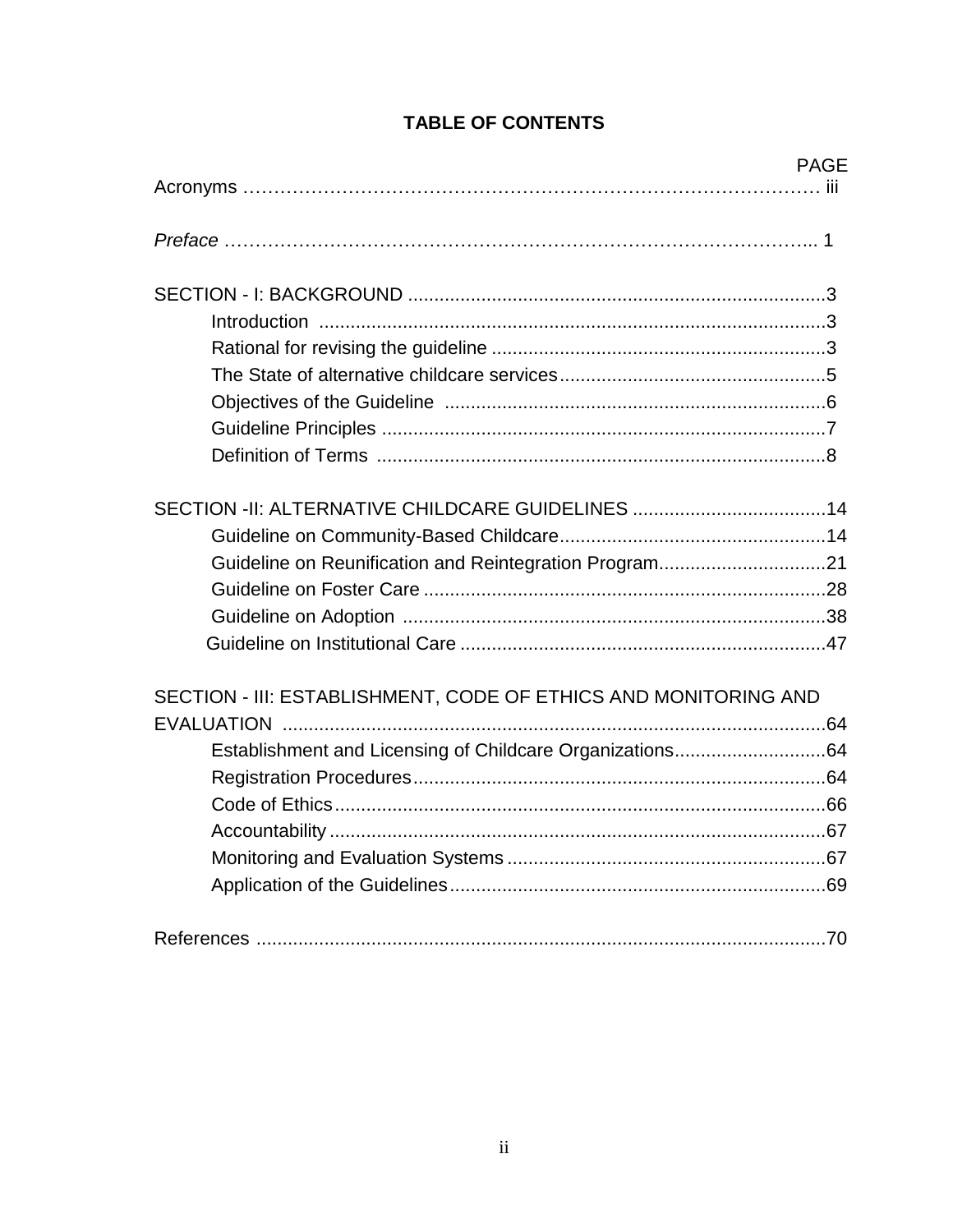## TABLE OF CONTENTS

| | PAGE |
|---|---|
| Acronyms | iii |
| *Preface* | 1 |
| SECTION - I: BACKGROUND | 3 |
| Introduction | 3 |
| Rational for revising the guideline | 3 |
| The State of alternative childcare services | 5 |
| Objectives of the Guideline | 6 |
| Guideline Principles | 7 |
| Definition of Terms | 8 |
| SECTION -II: ALTERNATIVE CHILDCARE GUIDELINES | 14 |
| Guideline on Community-Based Childcare | 14 |
| Guideline on Reunification and Reintegration Program | 21 |
| Guideline on Foster Care | 28 |
| Guideline on Adoption | 38 |
| Guideline on Institutional Care | 47 |
| SECTION - III: ESTABLISHMENT, CODE OF ETHICS AND MONITORING AND EVALUATION | 64 |
| Establishment and Licensing of Childcare Organizations | 64 |
| Registration Procedures | 64 |
| Code of Ethics | 66 |
| Accountability | 67 |
| Monitoring and Evaluation Systems | 67 |
| Application of the Guidelines | 69 |
| References | 70 |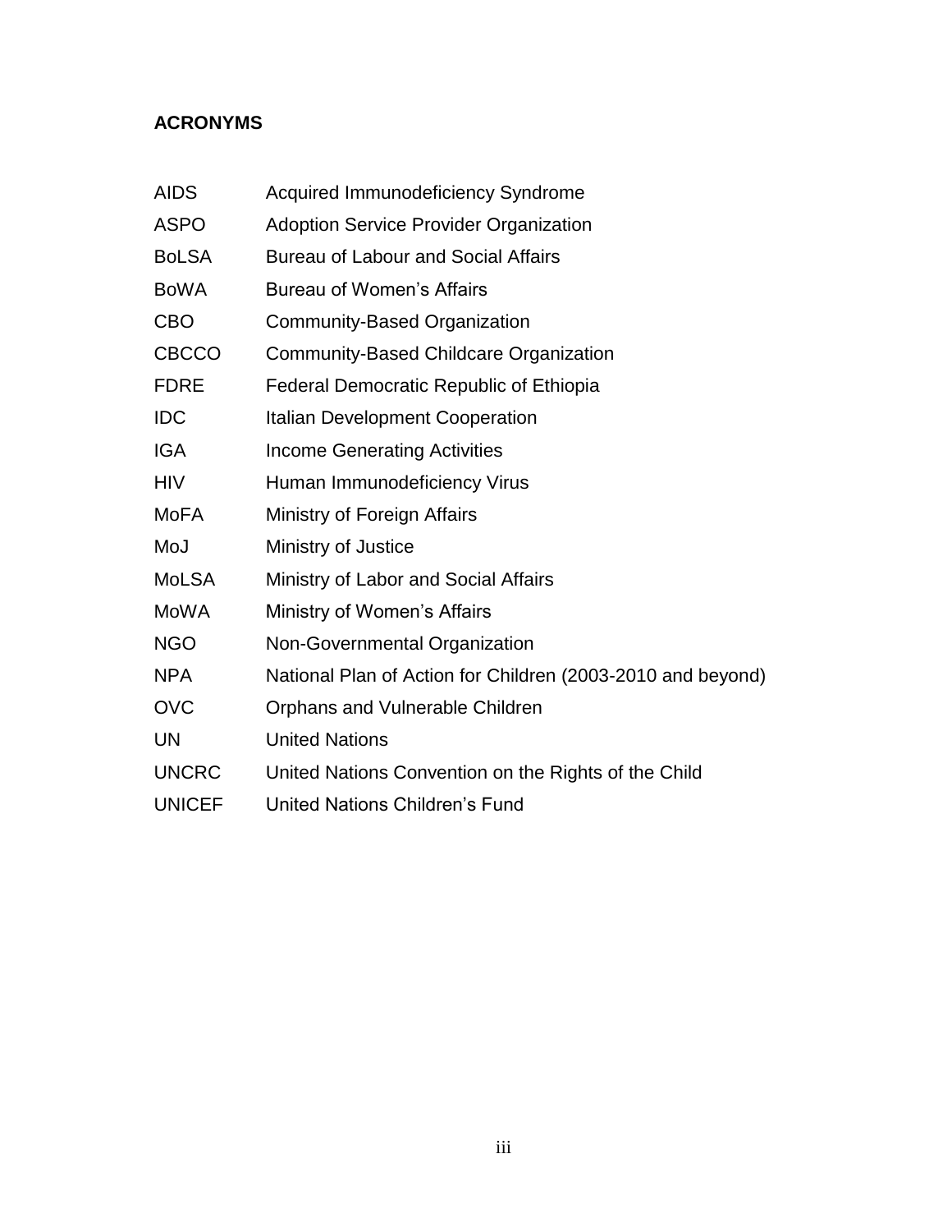## ACRONYMS

| | |
|---|---|
| AIDS | Acquired Immunodeficiency Syndrome |
| ASPO | Adoption Service Provider Organization |
| BoLSA | Bureau of Labour and Social Affairs |
| BoWA | Bureau of Women's Affairs |
| CBO | Community-Based Organization |
| CBCCO | Community-Based Childcare Organization |
| FDRE | Federal Democratic Republic of Ethiopia |
| IDC | Italian Development Cooperation |
| IGA | Income Generating Activities |
| HIV | Human Immunodeficiency Virus |
| MoFA | Ministry of Foreign Affairs |
| MoJ | Ministry of Justice |
| MoLSA | Ministry of Labor and Social Affairs |
| MoWA | Ministry of Women's Affairs |
| NGO | Non-Governmental Organization |
| NPA | National Plan of Action for Children (2003-2010 and beyond) |
| OVC | Orphans and Vulnerable Children |
| UN | United Nations |
| UNCRC | United Nations Convention on the Rights of the Child |
| UNICEF | United Nations Children's Fund |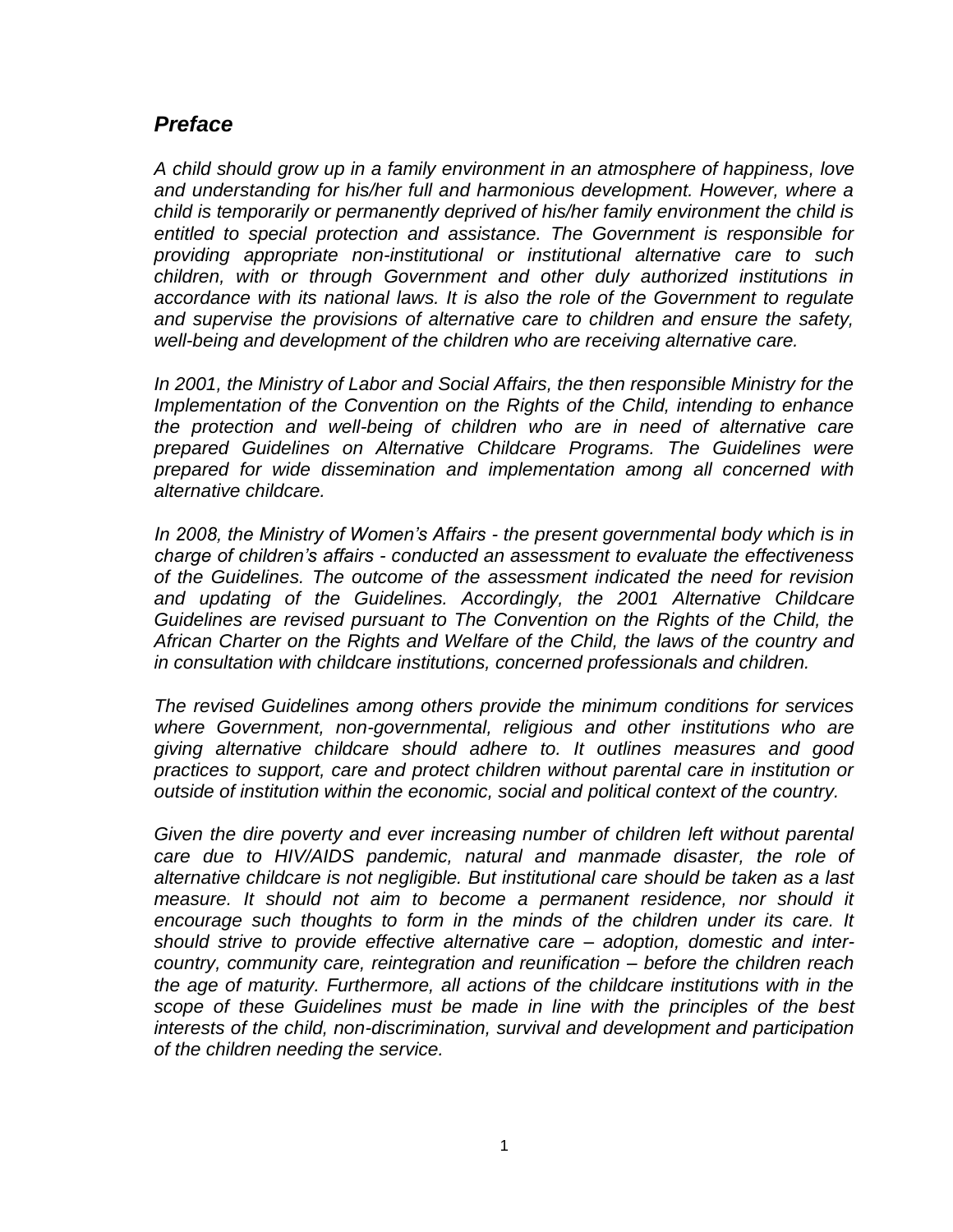## *Preface*

*A child should grow up in a family environment in an atmosphere of happiness, love and understanding for his/her full and harmonious development. However, where a child is temporarily or permanently deprived of his/her family environment the child is entitled to special protection and assistance. The Government is responsible for providing appropriate non-institutional or institutional alternative care to such children, with or through Government and other duly authorized institutions in accordance with its national laws. It is also the role of the Government to regulate and supervise the provisions of alternative care to children and ensure the safety, well-being and development of the children who are receiving alternative care.*

*In 2001, the Ministry of Labor and Social Affairs, the then responsible Ministry for the Implementation of the Convention on the Rights of the Child, intending to enhance the protection and well-being of children who are in need of alternative care prepared Guidelines on Alternative Childcare Programs. The Guidelines were prepared for wide dissemination and implementation among all concerned with alternative childcare.*

*In 2008, the Ministry of Women's Affairs - the present governmental body which is in charge of children's affairs - conducted an assessment to evaluate the effectiveness of the Guidelines. The outcome of the assessment indicated the need for revision and updating of the Guidelines. Accordingly, the 2001 Alternative Childcare Guidelines are revised pursuant to The Convention on the Rights of the Child, the African Charter on the Rights and Welfare of the Child, the laws of the country and in consultation with childcare institutions, concerned professionals and children.*

*The revised Guidelines among others provide the minimum conditions for services where Government, non-governmental, religious and other institutions who are giving alternative childcare should adhere to. It outlines measures and good practices to support, care and protect children without parental care in institution or outside of institution within the economic, social and political context of the country.*

*Given the dire poverty and ever increasing number of children left without parental care due to HIV/AIDS pandemic, natural and manmade disaster, the role of alternative childcare is not negligible. But institutional care should be taken as a last measure. It should not aim to become a permanent residence, nor should it encourage such thoughts to form in the minds of the children under its care. It should strive to provide effective alternative care – adoption, domestic and inter-country, community care, reintegration and reunification – before the children reach the age of maturity. Furthermore, all actions of the childcare institutions with in the scope of these Guidelines must be made in line with the principles of the best interests of the child, non-discrimination, survival and development and participation of the children needing the service.*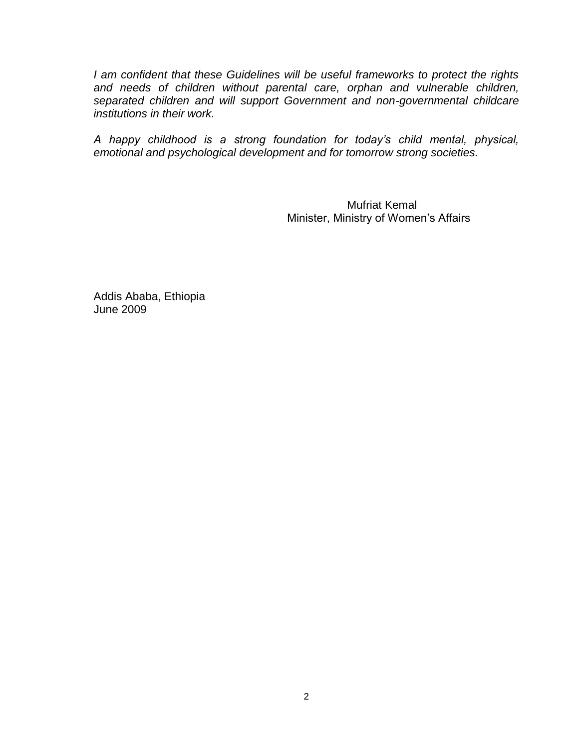*I am confident that these Guidelines will be useful frameworks to protect the rights and needs of children without parental care, orphan and vulnerable children, separated children and will support Government and non-governmental childcare institutions in their work.*

*A happy childhood is a strong foundation for today's child mental, physical, emotional and psychological development and for tomorrow strong societies.*

Mufriat Kemal
Minister, Ministry of Women's Affairs

Addis Ababa, Ethiopia
June 2009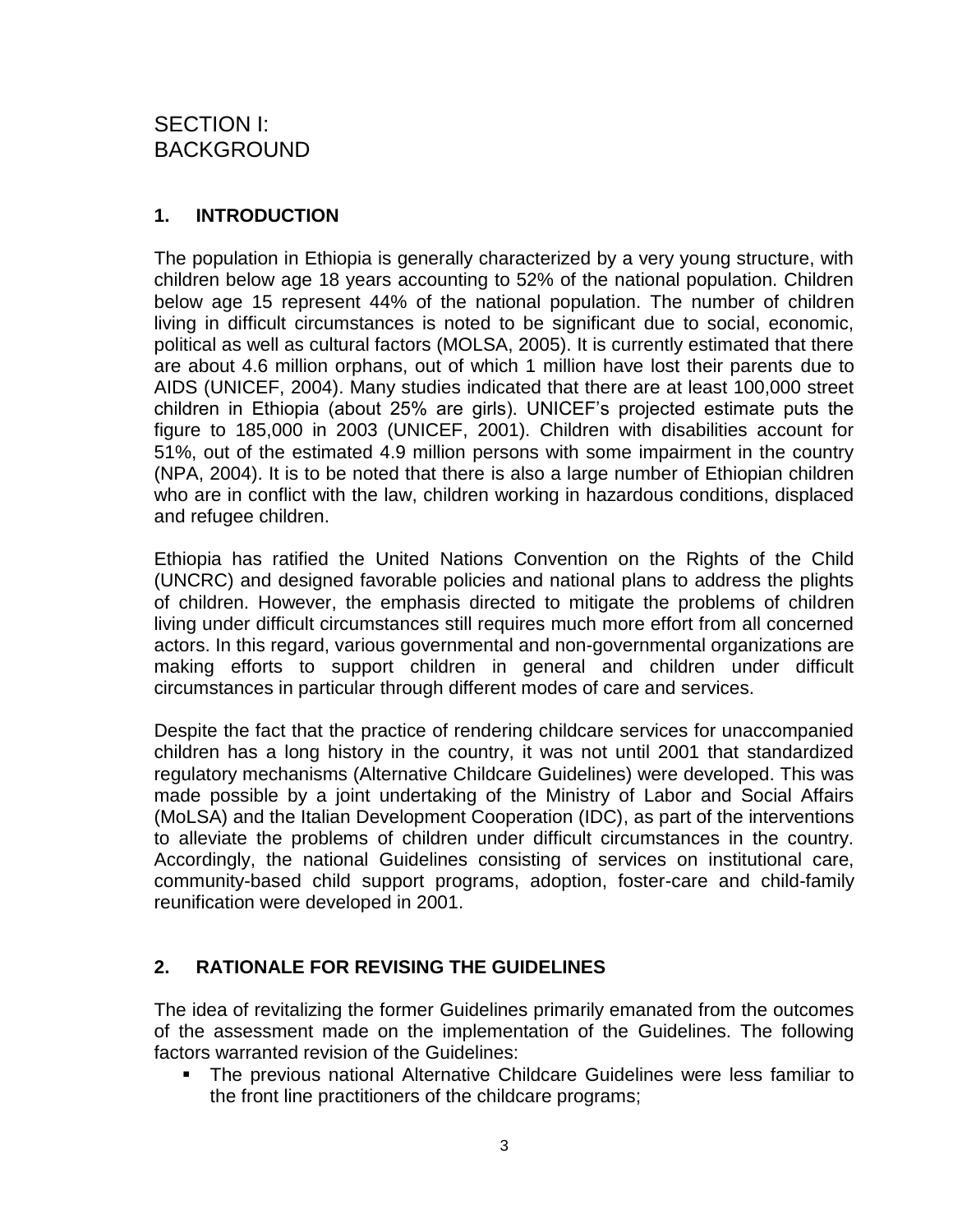# SECTION I: BACKGROUND

## 1. INTRODUCTION

The population in Ethiopia is generally characterized by a very young structure, with children below age 18 years accounting to 52% of the national population. Children below age 15 represent 44% of the national population. The number of children living in difficult circumstances is noted to be significant due to social, economic, political as well as cultural factors (MOLSA, 2005). It is currently estimated that there are about 4.6 million orphans, out of which 1 million have lost their parents due to AIDS (UNICEF, 2004). Many studies indicated that there are at least 100,000 street children in Ethiopia (about 25% are girls). UNICEF's projected estimate puts the figure to 185,000 in 2003 (UNICEF, 2001). Children with disabilities account for 51%, out of the estimated 4.9 million persons with some impairment in the country (NPA, 2004). It is to be noted that there is also a large number of Ethiopian children who are in conflict with the law, children working in hazardous conditions, displaced and refugee children.

Ethiopia has ratified the United Nations Convention on the Rights of the Child (UNCRC) and designed favorable policies and national plans to address the plights of children. However, the emphasis directed to mitigate the problems of children living under difficult circumstances still requires much more effort from all concerned actors. In this regard, various governmental and non-governmental organizations are making efforts to support children in general and children under difficult circumstances in particular through different modes of care and services.

Despite the fact that the practice of rendering childcare services for unaccompanied children has a long history in the country, it was not until 2001 that standardized regulatory mechanisms (Alternative Childcare Guidelines) were developed. This was made possible by a joint undertaking of the Ministry of Labor and Social Affairs (MoLSA) and the Italian Development Cooperation (IDC), as part of the interventions to alleviate the problems of children under difficult circumstances in the country. Accordingly, the national Guidelines consisting of services on institutional care, community-based child support programs, adoption, foster-care and child-family reunification were developed in 2001.

## 2. RATIONALE FOR REVISING THE GUIDELINES

The idea of revitalizing the former Guidelines primarily emanated from the outcomes of the assessment made on the implementation of the Guidelines. The following factors warranted revision of the Guidelines:

- The previous national Alternative Childcare Guidelines were less familiar to the front line practitioners of the childcare programs;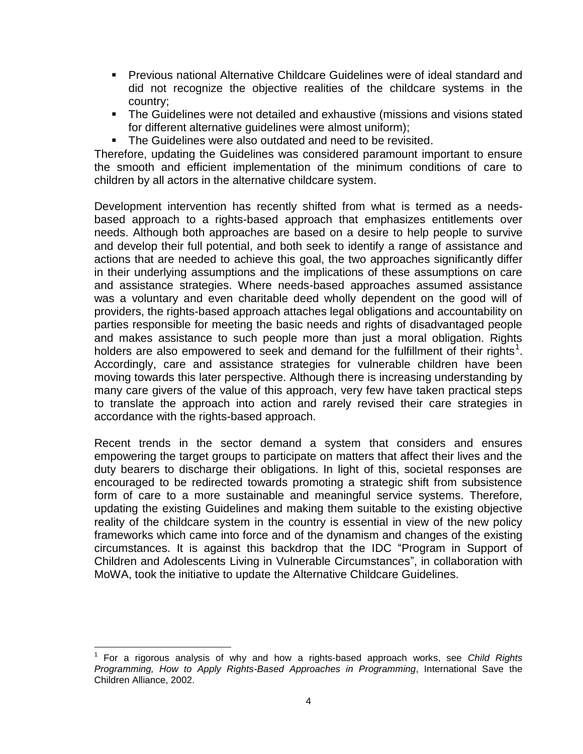- Previous national Alternative Childcare Guidelines were of ideal standard and did not recognize the objective realities of the childcare systems in the country;
- The Guidelines were not detailed and exhaustive (missions and visions stated for different alternative guidelines were almost uniform);
- The Guidelines were also outdated and need to be revisited.

Therefore, updating the Guidelines was considered paramount important to ensure the smooth and efficient implementation of the minimum conditions of care to children by all actors in the alternative childcare system.

Development intervention has recently shifted from what is termed as a needs-based approach to a rights-based approach that emphasizes entitlements over needs. Although both approaches are based on a desire to help people to survive and develop their full potential, and both seek to identify a range of assistance and actions that are needed to achieve this goal, the two approaches significantly differ in their underlying assumptions and the implications of these assumptions on care and assistance strategies. Where needs-based approaches assumed assistance was a voluntary and even charitable deed wholly dependent on the good will of providers, the rights-based approach attaches legal obligations and accountability on parties responsible for meeting the basic needs and rights of disadvantaged people and makes assistance to such people more than just a moral obligation. Rights holders are also empowered to seek and demand for the fulfillment of their rights[1]. Accordingly, care and assistance strategies for vulnerable children have been moving towards this later perspective. Although there is increasing understanding by many care givers of the value of this approach, very few have taken practical steps to translate the approach into action and rarely revised their care strategies in accordance with the rights-based approach.

Recent trends in the sector demand a system that considers and ensures empowering the target groups to participate on matters that affect their lives and the duty bearers to discharge their obligations. In light of this, societal responses are encouraged to be redirected towards promoting a strategic shift from subsistence form of care to a more sustainable and meaningful service systems. Therefore, updating the existing Guidelines and making them suitable to the existing objective reality of the childcare system in the country is essential in view of the new policy frameworks which came into force and of the dynamism and changes of the existing circumstances. It is against this backdrop that the IDC "Program in Support of Children and Adolescents Living in Vulnerable Circumstances", in collaboration with MoWA, took the initiative to update the Alternative Childcare Guidelines.

[1] For a rigorous analysis of why and how a rights-based approach works, see *Child Rights Programming, How to Apply Rights-Based Approaches in Programming*, International Save the Children Alliance, 2002.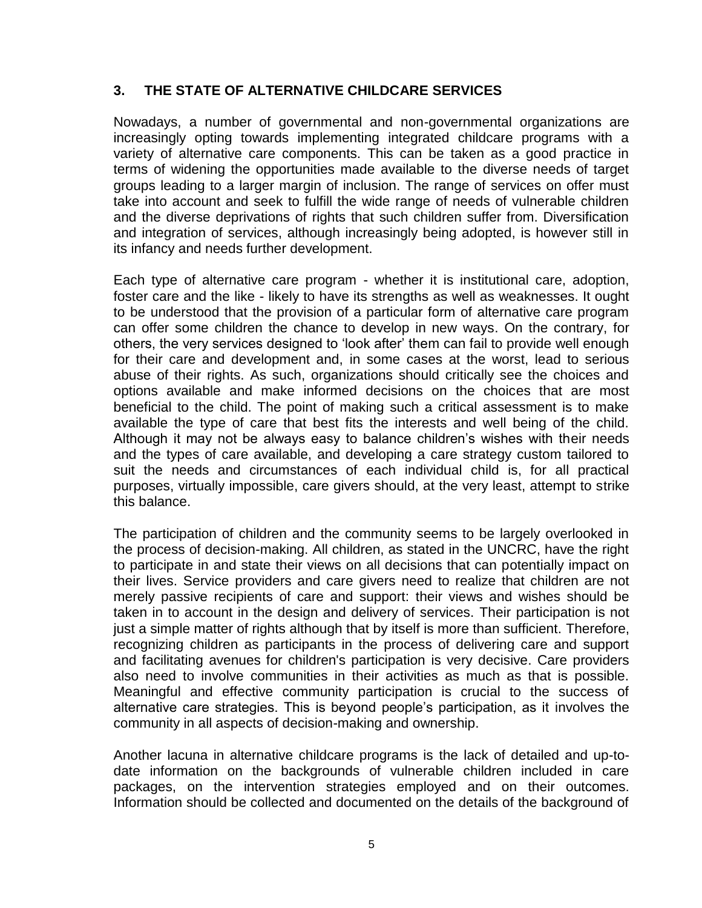## 3. THE STATE OF ALTERNATIVE CHILDCARE SERVICES

Nowadays, a number of governmental and non-governmental organizations are increasingly opting towards implementing integrated childcare programs with a variety of alternative care components. This can be taken as a good practice in terms of widening the opportunities made available to the diverse needs of target groups leading to a larger margin of inclusion. The range of services on offer must take into account and seek to fulfill the wide range of needs of vulnerable children and the diverse deprivations of rights that such children suffer from. Diversification and integration of services, although increasingly being adopted, is however still in its infancy and needs further development.

Each type of alternative care program - whether it is institutional care, adoption, foster care and the like - likely to have its strengths as well as weaknesses. It ought to be understood that the provision of a particular form of alternative care program can offer some children the chance to develop in new ways. On the contrary, for others, the very services designed to 'look after' them can fail to provide well enough for their care and development and, in some cases at the worst, lead to serious abuse of their rights. As such, organizations should critically see the choices and options available and make informed decisions on the choices that are most beneficial to the child. The point of making such a critical assessment is to make available the type of care that best fits the interests and well being of the child. Although it may not be always easy to balance children's wishes with their needs and the types of care available, and developing a care strategy custom tailored to suit the needs and circumstances of each individual child is, for all practical purposes, virtually impossible, care givers should, at the very least, attempt to strike this balance.

The participation of children and the community seems to be largely overlooked in the process of decision-making. All children, as stated in the UNCRC, have the right to participate in and state their views on all decisions that can potentially impact on their lives. Service providers and care givers need to realize that children are not merely passive recipients of care and support: their views and wishes should be taken in to account in the design and delivery of services. Their participation is not just a simple matter of rights although that by itself is more than sufficient. Therefore, recognizing children as participants in the process of delivering care and support and facilitating avenues for children's participation is very decisive. Care providers also need to involve communities in their activities as much as that is possible. Meaningful and effective community participation is crucial to the success of alternative care strategies. This is beyond people's participation, as it involves the community in all aspects of decision-making and ownership.

Another lacuna in alternative childcare programs is the lack of detailed and up-to-date information on the backgrounds of vulnerable children included in care packages, on the intervention strategies employed and on their outcomes. Information should be collected and documented on the details of the background of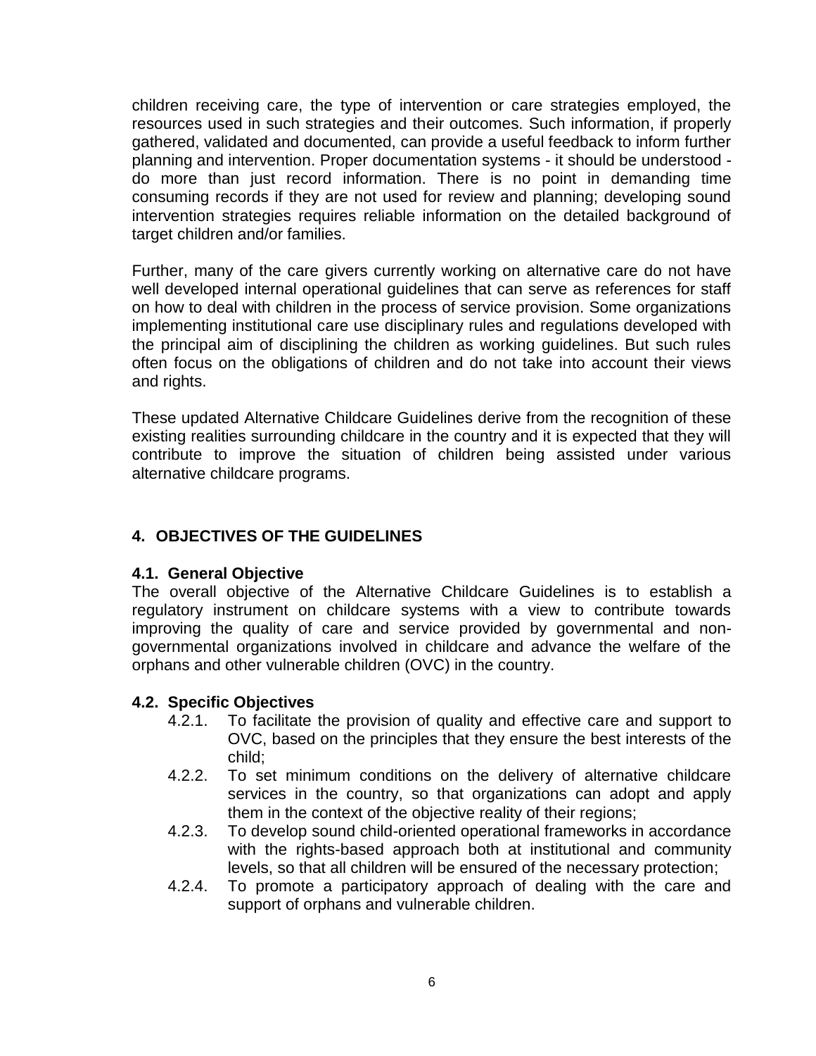children receiving care, the type of intervention or care strategies employed, the resources used in such strategies and their outcomes. Such information, if properly gathered, validated and documented, can provide a useful feedback to inform further planning and intervention. Proper documentation systems - it should be understood - do more than just record information. There is no point in demanding time consuming records if they are not used for review and planning; developing sound intervention strategies requires reliable information on the detailed background of target children and/or families.

Further, many of the care givers currently working on alternative care do not have well developed internal operational guidelines that can serve as references for staff on how to deal with children in the process of service provision. Some organizations implementing institutional care use disciplinary rules and regulations developed with the principal aim of disciplining the children as working guidelines. But such rules often focus on the obligations of children and do not take into account their views and rights.

These updated Alternative Childcare Guidelines derive from the recognition of these existing realities surrounding childcare in the country and it is expected that they will contribute to improve the situation of children being assisted under various alternative childcare programs.

## 4. OBJECTIVES OF THE GUIDELINES

### 4.1. General Objective

The overall objective of the Alternative Childcare Guidelines is to establish a regulatory instrument on childcare systems with a view to contribute towards improving the quality of care and service provided by governmental and non-governmental organizations involved in childcare and advance the welfare of the orphans and other vulnerable children (OVC) in the country.

### 4.2. Specific Objectives

- 4.2.1. To facilitate the provision of quality and effective care and support to OVC, based on the principles that they ensure the best interests of the child;
- 4.2.2. To set minimum conditions on the delivery of alternative childcare services in the country, so that organizations can adopt and apply them in the context of the objective reality of their regions;
- 4.2.3. To develop sound child-oriented operational frameworks in accordance with the rights-based approach both at institutional and community levels, so that all children will be ensured of the necessary protection;
- 4.2.4. To promote a participatory approach of dealing with the care and support of orphans and vulnerable children.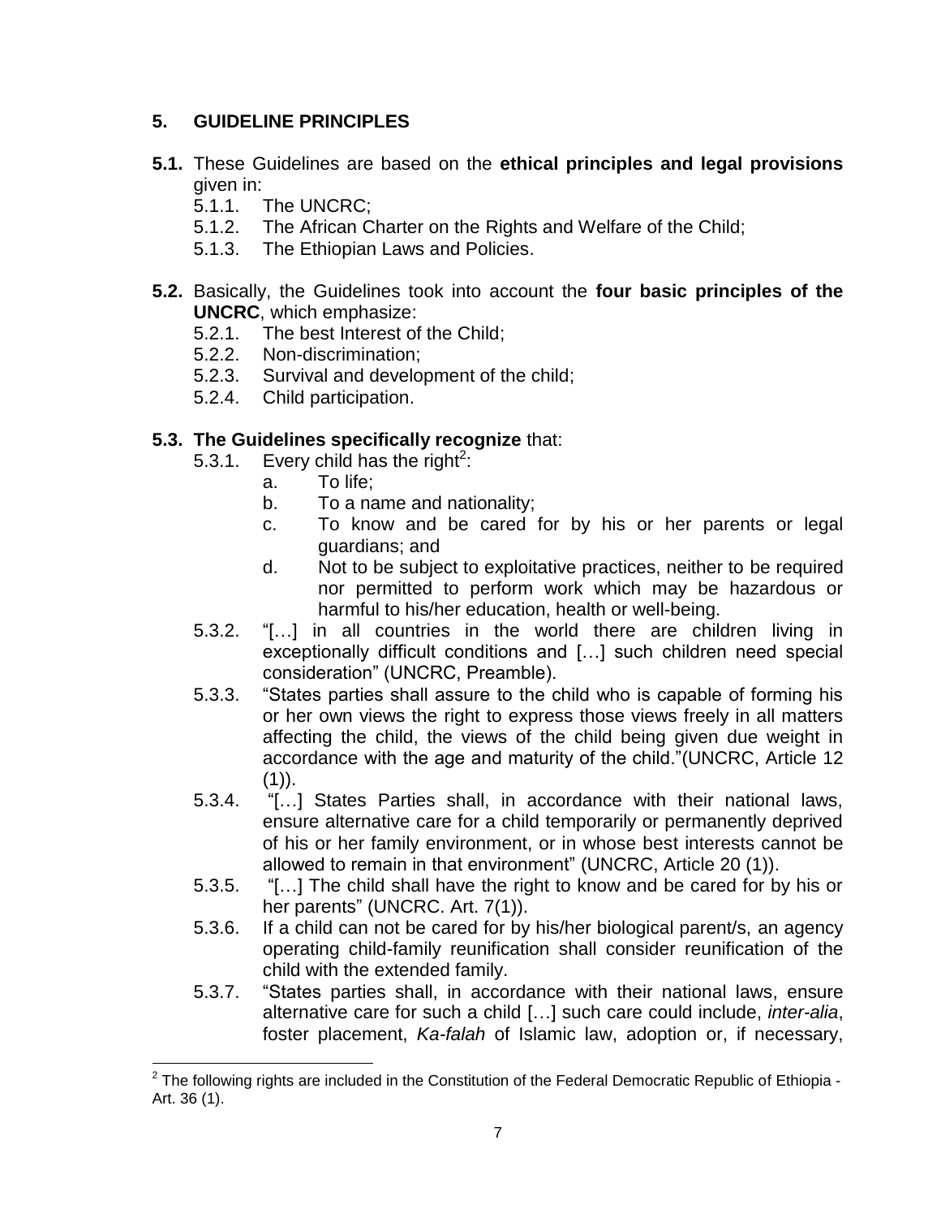## 5. GUIDELINE PRINCIPLES

**5.1.** These Guidelines are based on the **ethical principles and legal provisions** given in:

- 5.1.1. The UNCRC;
- 5.1.2. The African Charter on the Rights and Welfare of the Child;
- 5.1.3. The Ethiopian Laws and Policies.

**5.2.** Basically, the Guidelines took into account the **four basic principles of the UNCRC**, which emphasize:

- 5.2.1. The best Interest of the Child;
- 5.2.2. Non-discrimination;
- 5.2.3. Survival and development of the child;
- 5.2.4. Child participation.

**5.3. The Guidelines specifically recognize** that:

- 5.3.1. Every child has the right[2]:
  - a. To life;
  - b. To a name and nationality;
  - c. To know and be cared for by his or her parents or legal guardians; and
  - d. Not to be subject to exploitative practices, neither to be required nor permitted to perform work which may be hazardous or harmful to his/her education, health or well-being.
- 5.3.2. "[…] in all countries in the world there are children living in exceptionally difficult conditions and […] such children need special consideration" (UNCRC, Preamble).
- 5.3.3. "States parties shall assure to the child who is capable of forming his or her own views the right to express those views freely in all matters affecting the child, the views of the child being given due weight in accordance with the age and maturity of the child."(UNCRC, Article 12 (1)).
- 5.3.4. "[…] States Parties shall, in accordance with their national laws, ensure alternative care for a child temporarily or permanently deprived of his or her family environment, or in whose best interests cannot be allowed to remain in that environment" (UNCRC, Article 20 (1)).
- 5.3.5. "[…] The child shall have the right to know and be cared for by his or her parents" (UNCRC. Art. 7(1)).
- 5.3.6. If a child can not be cared for by his/her biological parent/s, an agency operating child-family reunification shall consider reunification of the child with the extended family.
- 5.3.7. "States parties shall, in accordance with their national laws, ensure alternative care for such a child […] such care could include, *inter-alia*, foster placement, *Ka-falah* of Islamic law, adoption or, if necessary,

---

[2] The following rights are included in the Constitution of the Federal Democratic Republic of Ethiopia - Art. 36 (1).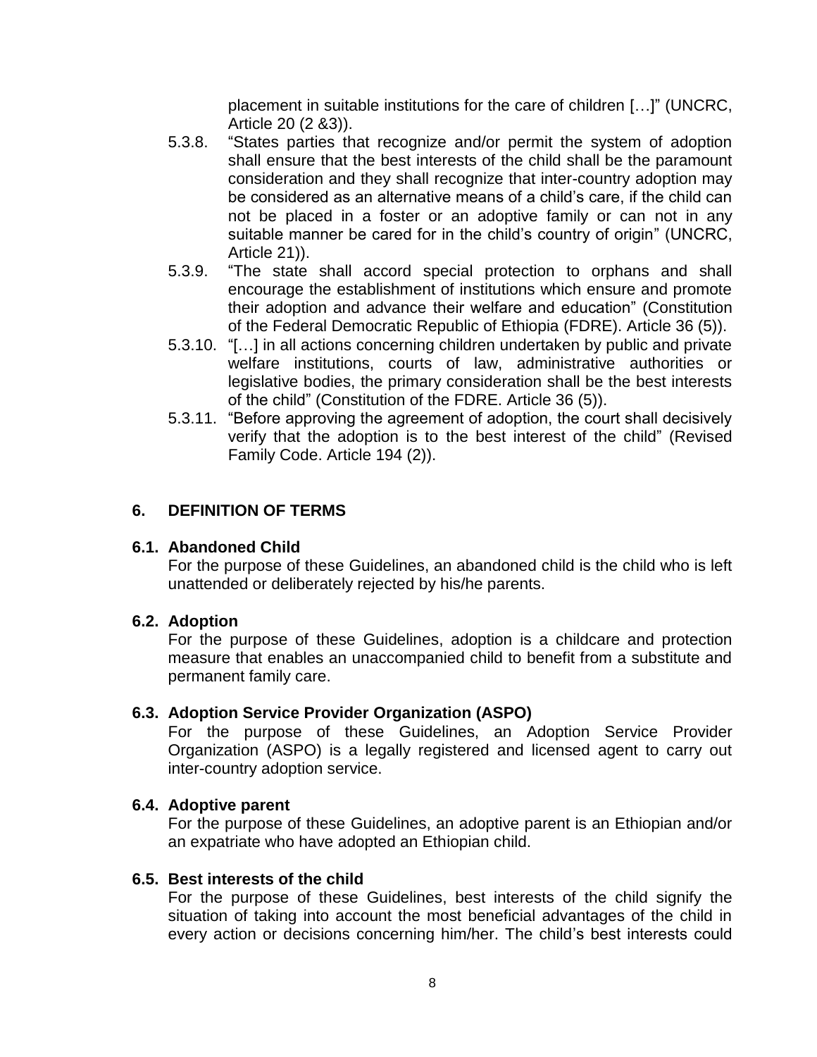placement in suitable institutions for the care of children […]" (UNCRC, Article 20 (2 &3)).

5.3.8. "States parties that recognize and/or permit the system of adoption shall ensure that the best interests of the child shall be the paramount consideration and they shall recognize that inter-country adoption may be considered as an alternative means of a child's care, if the child can not be placed in a foster or an adoptive family or can not in any suitable manner be cared for in the child's country of origin" (UNCRC, Article 21)).

5.3.9. "The state shall accord special protection to orphans and shall encourage the establishment of institutions which ensure and promote their adoption and advance their welfare and education" (Constitution of the Federal Democratic Republic of Ethiopia (FDRE). Article 36 (5)).

5.3.10. "[…] in all actions concerning children undertaken by public and private welfare institutions, courts of law, administrative authorities or legislative bodies, the primary consideration shall be the best interests of the child" (Constitution of the FDRE. Article 36 (5)).

5.3.11. "Before approving the agreement of adoption, the court shall decisively verify that the adoption is to the best interest of the child" (Revised Family Code. Article 194 (2)).

## 6. DEFINITION OF TERMS

### 6.1. Abandoned Child

For the purpose of these Guidelines, an abandoned child is the child who is left unattended or deliberately rejected by his/he parents.

### 6.2. Adoption

For the purpose of these Guidelines, adoption is a childcare and protection measure that enables an unaccompanied child to benefit from a substitute and permanent family care.

### 6.3. Adoption Service Provider Organization (ASPO)

For the purpose of these Guidelines, an Adoption Service Provider Organization (ASPO) is a legally registered and licensed agent to carry out inter-country adoption service.

### 6.4. Adoptive parent

For the purpose of these Guidelines, an adoptive parent is an Ethiopian and/or an expatriate who have adopted an Ethiopian child.

### 6.5. Best interests of the child

For the purpose of these Guidelines, best interests of the child signify the situation of taking into account the most beneficial advantages of the child in every action or decisions concerning him/her. The child's best interests could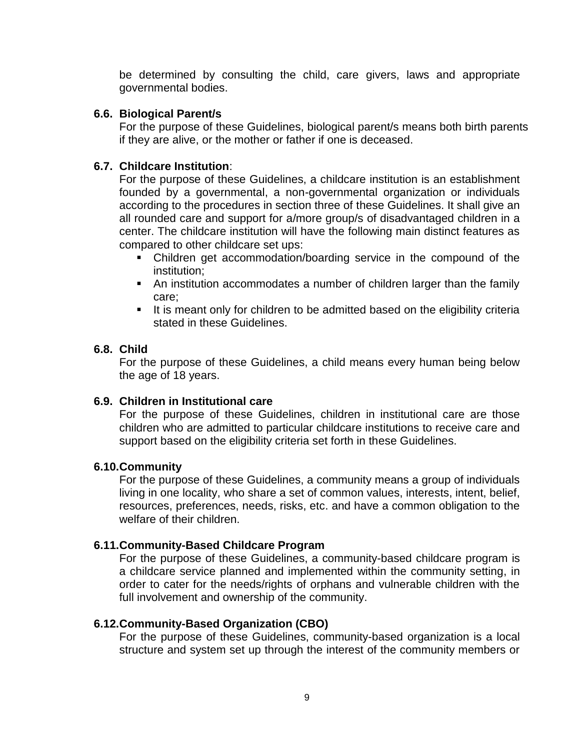be determined by consulting the child, care givers, laws and appropriate governmental bodies.

### 6.6. Biological Parent/s

For the purpose of these Guidelines, biological parent/s means both birth parents if they are alive, or the mother or father if one is deceased.

### 6.7. Childcare Institution:

For the purpose of these Guidelines, a childcare institution is an establishment founded by a governmental, a non-governmental organization or individuals according to the procedures in section three of these Guidelines. It shall give an all rounded care and support for a/more group/s of disadvantaged children in a center. The childcare institution will have the following main distinct features as compared to other childcare set ups:

- Children get accommodation/boarding service in the compound of the institution;
- An institution accommodates a number of children larger than the family care;
- It is meant only for children to be admitted based on the eligibility criteria stated in these Guidelines.

### 6.8. Child

For the purpose of these Guidelines, a child means every human being below the age of 18 years.

### 6.9. Children in Institutional care

For the purpose of these Guidelines, children in institutional care are those children who are admitted to particular childcare institutions to receive care and support based on the eligibility criteria set forth in these Guidelines.

### 6.10. Community

For the purpose of these Guidelines, a community means a group of individuals living in one locality, who share a set of common values, interests, intent, belief, resources, preferences, needs, risks, etc. and have a common obligation to the welfare of their children.

### 6.11. Community-Based Childcare Program

For the purpose of these Guidelines, a community-based childcare program is a childcare service planned and implemented within the community setting, in order to cater for the needs/rights of orphans and vulnerable children with the full involvement and ownership of the community.

### 6.12. Community-Based Organization (CBO)

For the purpose of these Guidelines, community-based organization is a local structure and system set up through the interest of the community members or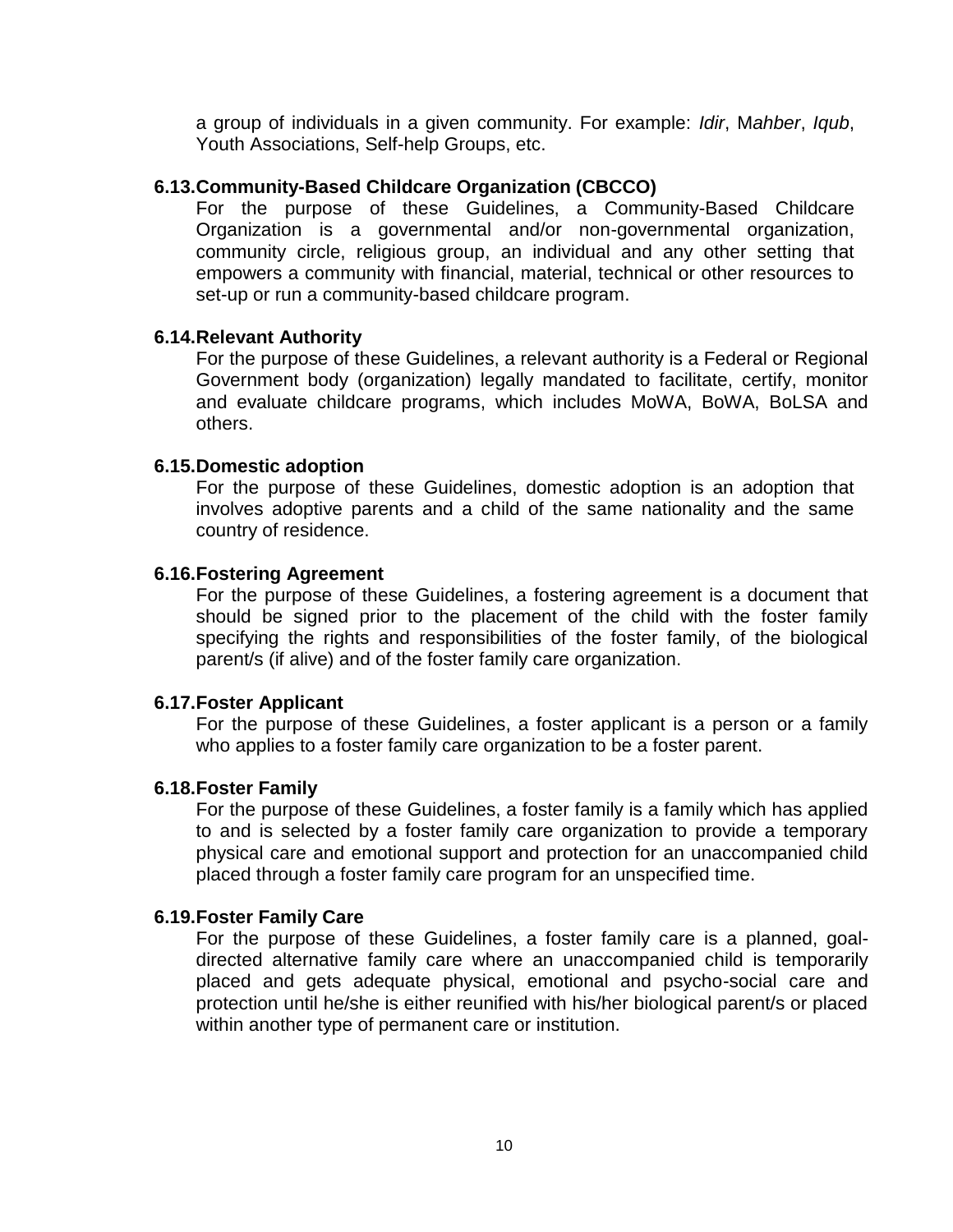a group of individuals in a given community. For example: *Idir*, M*ahber*, *Iqub*, Youth Associations, Self-help Groups, etc.

### 6.13. Community-Based Childcare Organization (CBCCO)

For the purpose of these Guidelines, a Community-Based Childcare Organization is a governmental and/or non-governmental organization, community circle, religious group, an individual and any other setting that empowers a community with financial, material, technical or other resources to set-up or run a community-based childcare program.

### 6.14. Relevant Authority

For the purpose of these Guidelines, a relevant authority is a Federal or Regional Government body (organization) legally mandated to facilitate, certify, monitor and evaluate childcare programs, which includes MoWA, BoWA, BoLSA and others.

### 6.15. Domestic adoption

For the purpose of these Guidelines, domestic adoption is an adoption that involves adoptive parents and a child of the same nationality and the same country of residence.

### 6.16. Fostering Agreement

For the purpose of these Guidelines, a fostering agreement is a document that should be signed prior to the placement of the child with the foster family specifying the rights and responsibilities of the foster family, of the biological parent/s (if alive) and of the foster family care organization.

### 6.17. Foster Applicant

For the purpose of these Guidelines, a foster applicant is a person or a family who applies to a foster family care organization to be a foster parent.

### 6.18. Foster Family

For the purpose of these Guidelines, a foster family is a family which has applied to and is selected by a foster family care organization to provide a temporary physical care and emotional support and protection for an unaccompanied child placed through a foster family care program for an unspecified time.

### 6.19. Foster Family Care

For the purpose of these Guidelines, a foster family care is a planned, goal-directed alternative family care where an unaccompanied child is temporarily placed and gets adequate physical, emotional and psycho-social care and protection until he/she is either reunified with his/her biological parent/s or placed within another type of permanent care or institution.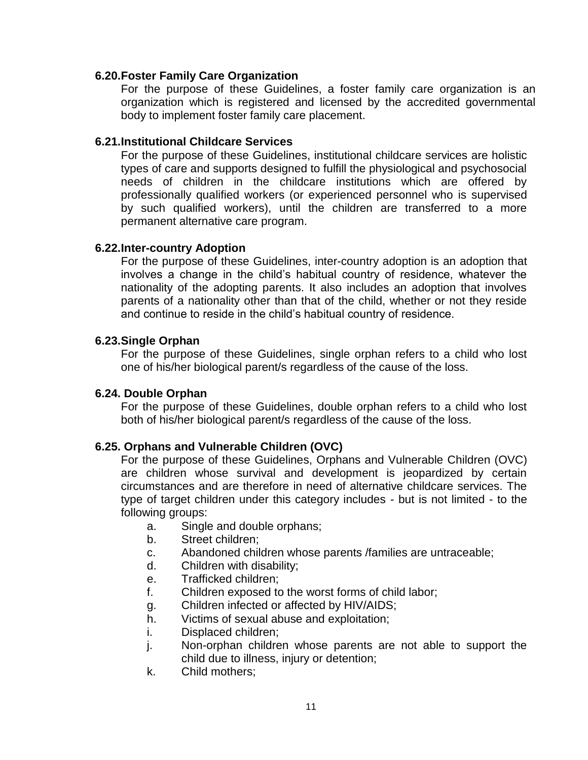### 6.20. Foster Family Care Organization

For the purpose of these Guidelines, a foster family care organization is an organization which is registered and licensed by the accredited governmental body to implement foster family care placement.

### 6.21. Institutional Childcare Services

For the purpose of these Guidelines, institutional childcare services are holistic types of care and supports designed to fulfill the physiological and psychosocial needs of children in the childcare institutions which are offered by professionally qualified workers (or experienced personnel who is supervised by such qualified workers), until the children are transferred to a more permanent alternative care program.

### 6.22. Inter-country Adoption

For the purpose of these Guidelines, inter-country adoption is an adoption that involves a change in the child's habitual country of residence, whatever the nationality of the adopting parents. It also includes an adoption that involves parents of a nationality other than that of the child, whether or not they reside and continue to reside in the child's habitual country of residence.

### 6.23. Single Orphan

For the purpose of these Guidelines, single orphan refers to a child who lost one of his/her biological parent/s regardless of the cause of the loss.

### 6.24. Double Orphan

For the purpose of these Guidelines, double orphan refers to a child who lost both of his/her biological parent/s regardless of the cause of the loss.

### 6.25. Orphans and Vulnerable Children (OVC)

For the purpose of these Guidelines, Orphans and Vulnerable Children (OVC) are children whose survival and development is jeopardized by certain circumstances and are therefore in need of alternative childcare services. The type of target children under this category includes - but is not limited - to the following groups:

a. Single and double orphans;
b. Street children;
c. Abandoned children whose parents /families are untraceable;
d. Children with disability;
e. Trafficked children;
f. Children exposed to the worst forms of child labor;
g. Children infected or affected by HIV/AIDS;
h. Victims of sexual abuse and exploitation;
i. Displaced children;
j. Non-orphan children whose parents are not able to support the child due to illness, injury or detention;
k. Child mothers;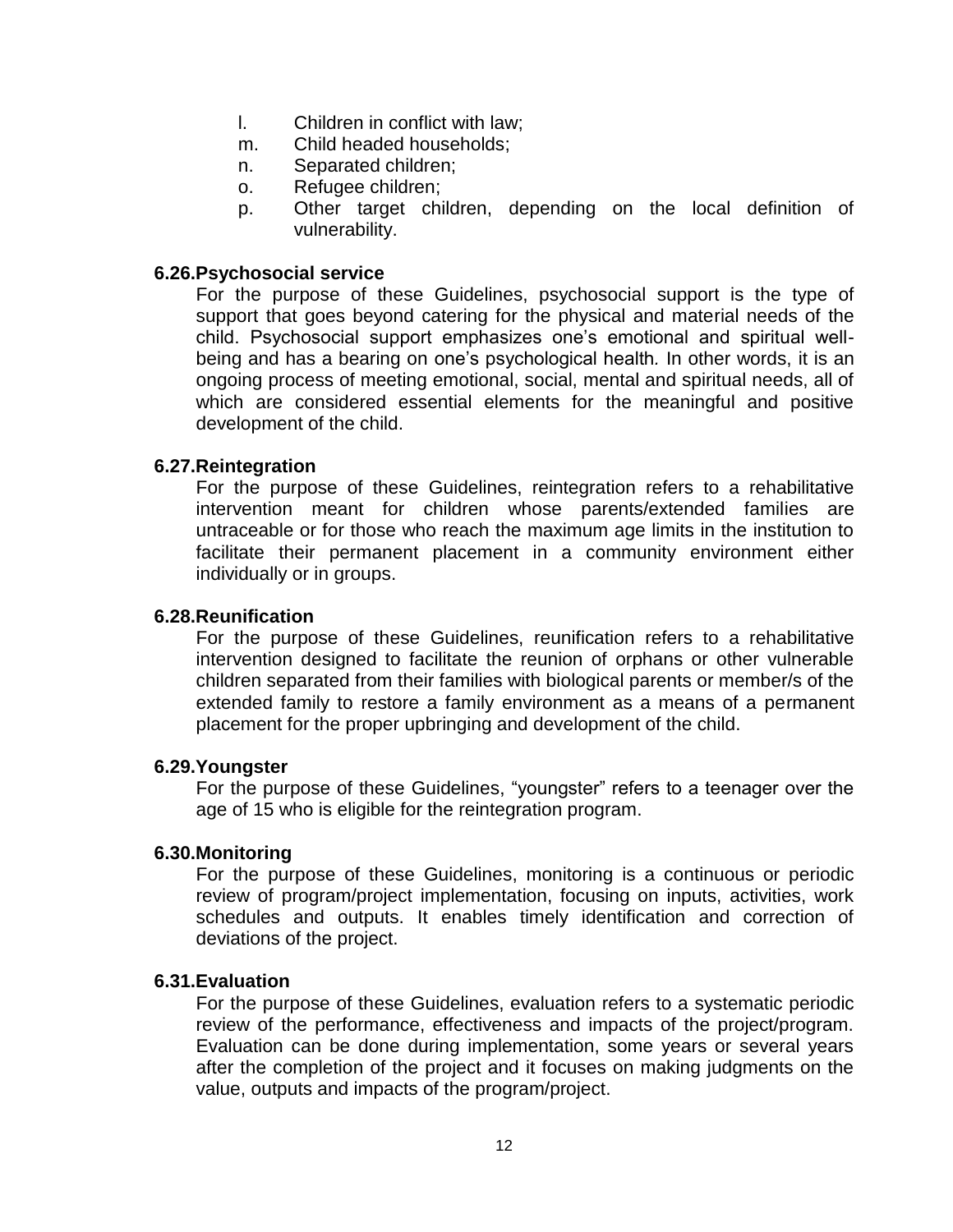l. Children in conflict with law;
m. Child headed households;
n. Separated children;
o. Refugee children;
p. Other target children, depending on the local definition of vulnerability.

### 6.26. Psychosocial service

For the purpose of these Guidelines, psychosocial support is the type of support that goes beyond catering for the physical and material needs of the child. Psychosocial support emphasizes one's emotional and spiritual well-being and has a bearing on one's psychological health. In other words, it is an ongoing process of meeting emotional, social, mental and spiritual needs, all of which are considered essential elements for the meaningful and positive development of the child.

### 6.27. Reintegration

For the purpose of these Guidelines, reintegration refers to a rehabilitative intervention meant for children whose parents/extended families are untraceable or for those who reach the maximum age limits in the institution to facilitate their permanent placement in a community environment either individually or in groups.

### 6.28. Reunification

For the purpose of these Guidelines, reunification refers to a rehabilitative intervention designed to facilitate the reunion of orphans or other vulnerable children separated from their families with biological parents or member/s of the extended family to restore a family environment as a means of a permanent placement for the proper upbringing and development of the child.

### 6.29. Youngster

For the purpose of these Guidelines, "youngster" refers to a teenager over the age of 15 who is eligible for the reintegration program.

### 6.30. Monitoring

For the purpose of these Guidelines, monitoring is a continuous or periodic review of program/project implementation, focusing on inputs, activities, work schedules and outputs. It enables timely identification and correction of deviations of the project.

### 6.31. Evaluation

For the purpose of these Guidelines, evaluation refers to a systematic periodic review of the performance, effectiveness and impacts of the project/program. Evaluation can be done during implementation, some years or several years after the completion of the project and it focuses on making judgments on the value, outputs and impacts of the program/project.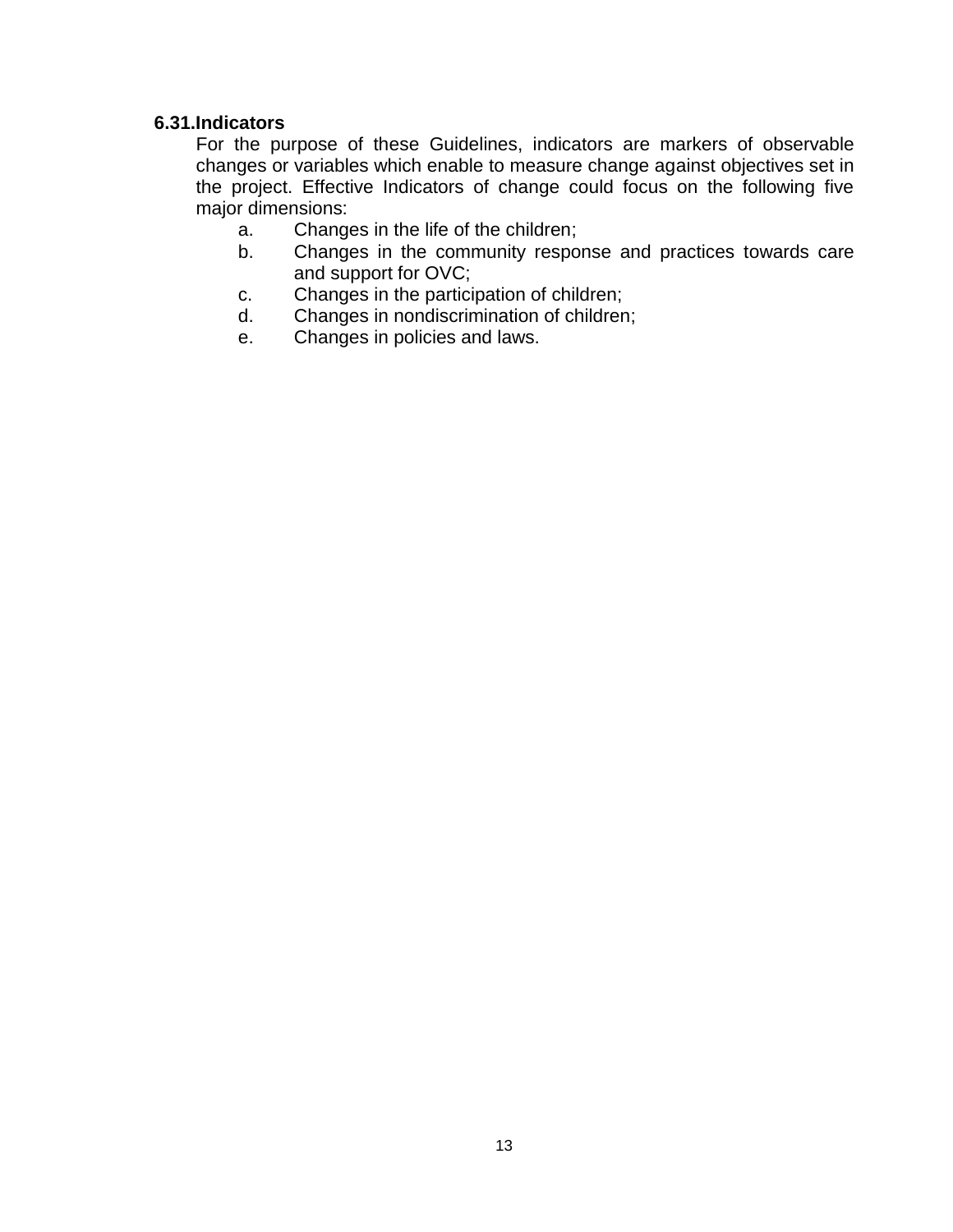### 6.31. Indicators

For the purpose of these Guidelines, indicators are markers of observable changes or variables which enable to measure change against objectives set in the project. Effective Indicators of change could focus on the following five major dimensions:

a. Changes in the life of the children;
b. Changes in the community response and practices towards care and support for OVC;
c. Changes in the participation of children;
d. Changes in nondiscrimination of children;
e. Changes in policies and laws.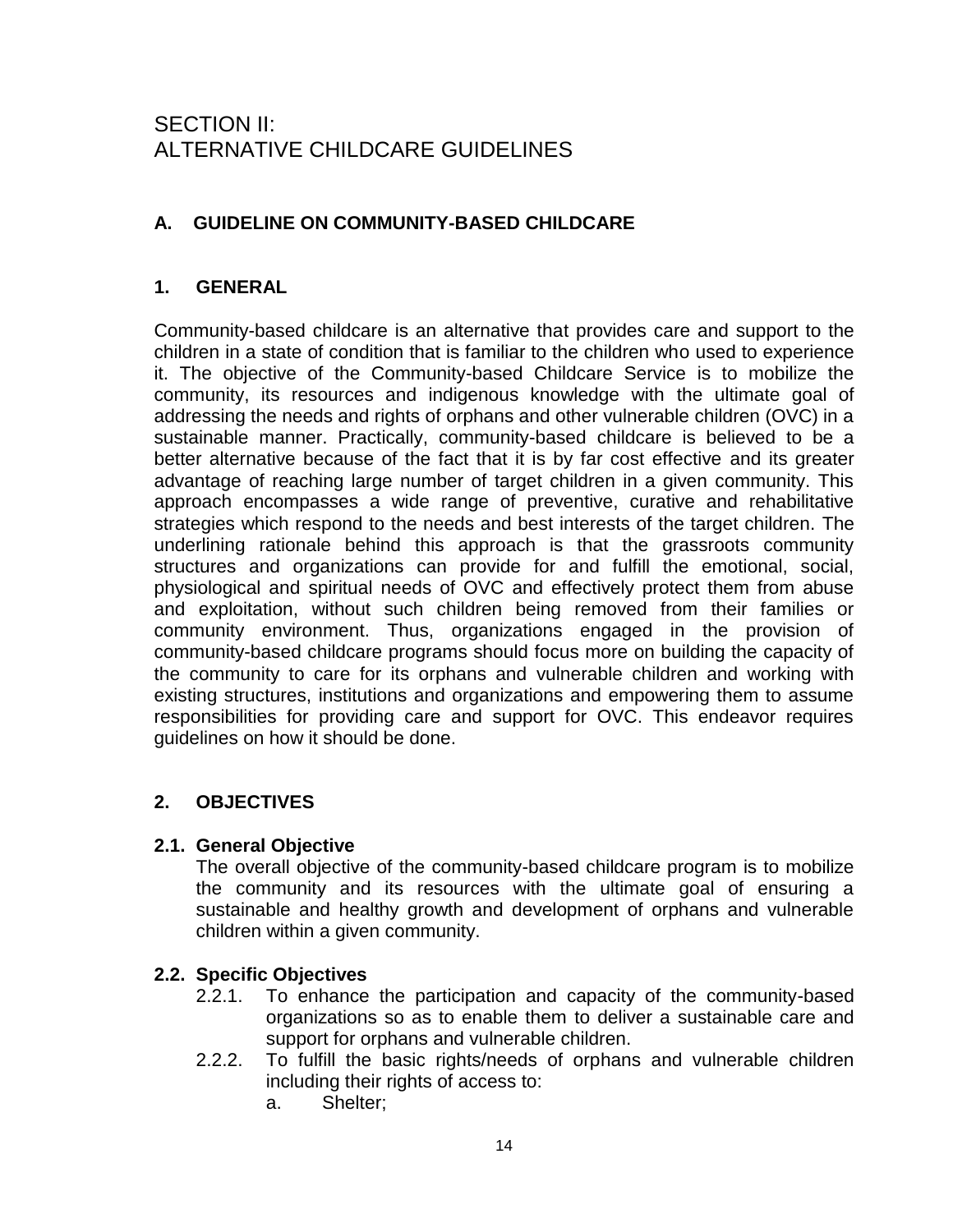# SECTION II:
# ALTERNATIVE CHILDCARE GUIDELINES

## A. GUIDELINE ON COMMUNITY-BASED CHILDCARE

### 1. GENERAL

Community-based childcare is an alternative that provides care and support to the children in a state of condition that is familiar to the children who used to experience it. The objective of the Community-based Childcare Service is to mobilize the community, its resources and indigenous knowledge with the ultimate goal of addressing the needs and rights of orphans and other vulnerable children (OVC) in a sustainable manner. Practically, community-based childcare is believed to be a better alternative because of the fact that it is by far cost effective and its greater advantage of reaching large number of target children in a given community. This approach encompasses a wide range of preventive, curative and rehabilitative strategies which respond to the needs and best interests of the target children. The underlining rationale behind this approach is that the grassroots community structures and organizations can provide for and fulfill the emotional, social, physiological and spiritual needs of OVC and effectively protect them from abuse and exploitation, without such children being removed from their families or community environment. Thus, organizations engaged in the provision of community-based childcare programs should focus more on building the capacity of the community to care for its orphans and vulnerable children and working with existing structures, institutions and organizations and empowering them to assume responsibilities for providing care and support for OVC. This endeavor requires guidelines on how it should be done.

### 2. OBJECTIVES

**2.1. General Objective**

The overall objective of the community-based childcare program is to mobilize the community and its resources with the ultimate goal of ensuring a sustainable and healthy growth and development of orphans and vulnerable children within a given community.

**2.2. Specific Objectives**

2.2.1. To enhance the participation and capacity of the community-based organizations so as to enable them to deliver a sustainable care and support for orphans and vulnerable children.

2.2.2. To fulfill the basic rights/needs of orphans and vulnerable children including their rights of access to:

a. Shelter;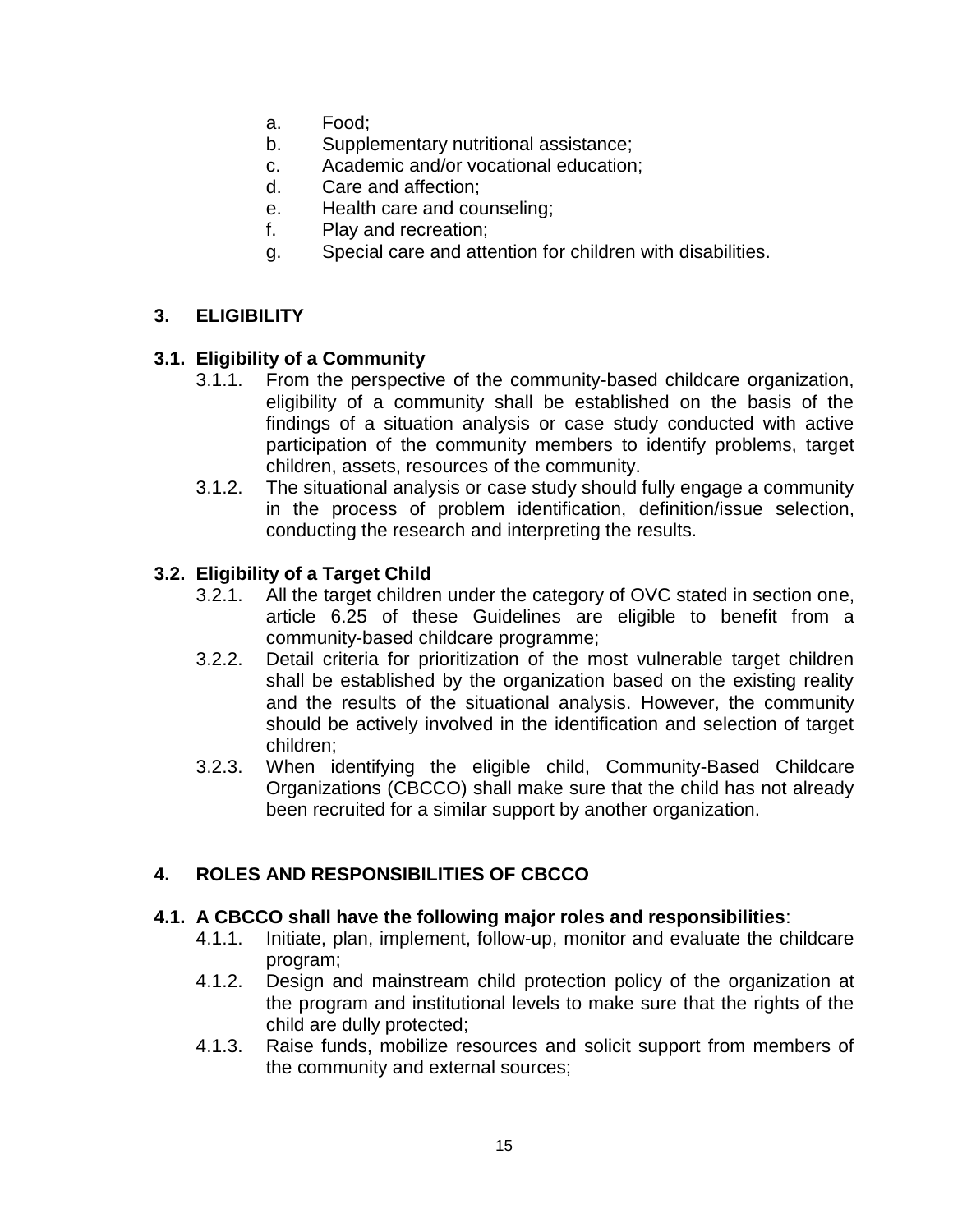a. Food;
b. Supplementary nutritional assistance;
c. Academic and/or vocational education;
d. Care and affection;
e. Health care and counseling;
f. Play and recreation;
g. Special care and attention for children with disabilities.

## 3. ELIGIBILITY

### 3.1. Eligibility of a Community

3.1.1. From the perspective of the community-based childcare organization, eligibility of a community shall be established on the basis of the findings of a situation analysis or case study conducted with active participation of the community members to identify problems, target children, assets, resources of the community.

3.1.2. The situational analysis or case study should fully engage a community in the process of problem identification, definition/issue selection, conducting the research and interpreting the results.

### 3.2. Eligibility of a Target Child

3.2.1. All the target children under the category of OVC stated in section one, article 6.25 of these Guidelines are eligible to benefit from a community-based childcare programme;

3.2.2. Detail criteria for prioritization of the most vulnerable target children shall be established by the organization based on the existing reality and the results of the situational analysis. However, the community should be actively involved in the identification and selection of target children;

3.2.3. When identifying the eligible child, Community-Based Childcare Organizations (CBCCO) shall make sure that the child has not already been recruited for a similar support by another organization.

## 4. ROLES AND RESPONSIBILITIES OF CBCCO

### 4.1. A CBCCO shall have the following major roles and responsibilities:

4.1.1. Initiate, plan, implement, follow-up, monitor and evaluate the childcare program;

4.1.2. Design and mainstream child protection policy of the organization at the program and institutional levels to make sure that the rights of the child are dully protected;

4.1.3. Raise funds, mobilize resources and solicit support from members of the community and external sources;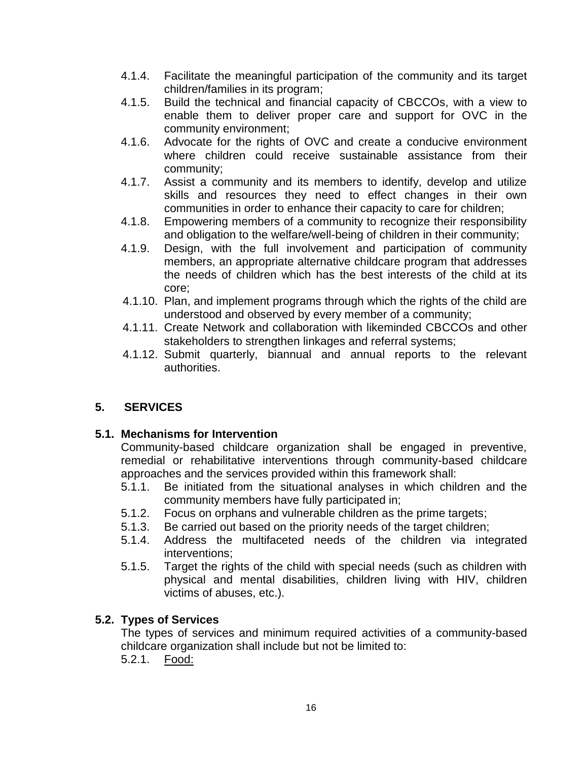4.1.4. Facilitate the meaningful participation of the community and its target children/families in its program;

4.1.5. Build the technical and financial capacity of CBCCOs, with a view to enable them to deliver proper care and support for OVC in the community environment;

4.1.6. Advocate for the rights of OVC and create a conducive environment where children could receive sustainable assistance from their community;

4.1.7. Assist a community and its members to identify, develop and utilize skills and resources they need to effect changes in their own communities in order to enhance their capacity to care for children;

4.1.8. Empowering members of a community to recognize their responsibility and obligation to the welfare/well-being of children in their community;

4.1.9. Design, with the full involvement and participation of community members, an appropriate alternative childcare program that addresses the needs of children which has the best interests of the child at its core;

4.1.10. Plan, and implement programs through which the rights of the child are understood and observed by every member of a community;

4.1.11. Create Network and collaboration with likeminded CBCCOs and other stakeholders to strengthen linkages and referral systems;

4.1.12. Submit quarterly, biannual and annual reports to the relevant authorities.

## 5. SERVICES

### 5.1. Mechanisms for Intervention

Community-based childcare organization shall be engaged in preventive, remedial or rehabilitative interventions through community-based childcare approaches and the services provided within this framework shall:

5.1.1. Be initiated from the situational analyses in which children and the community members have fully participated in;

5.1.2. Focus on orphans and vulnerable children as the prime targets;

5.1.3. Be carried out based on the priority needs of the target children;

5.1.4. Address the multifaceted needs of the children via integrated interventions;

5.1.5. Target the rights of the child with special needs (such as children with physical and mental disabilities, children living with HIV, children victims of abuses, etc.).

### 5.2. Types of Services

The types of services and minimum required activities of a community-based childcare organization shall include but not be limited to:

5.2.1. <u>Food:</u>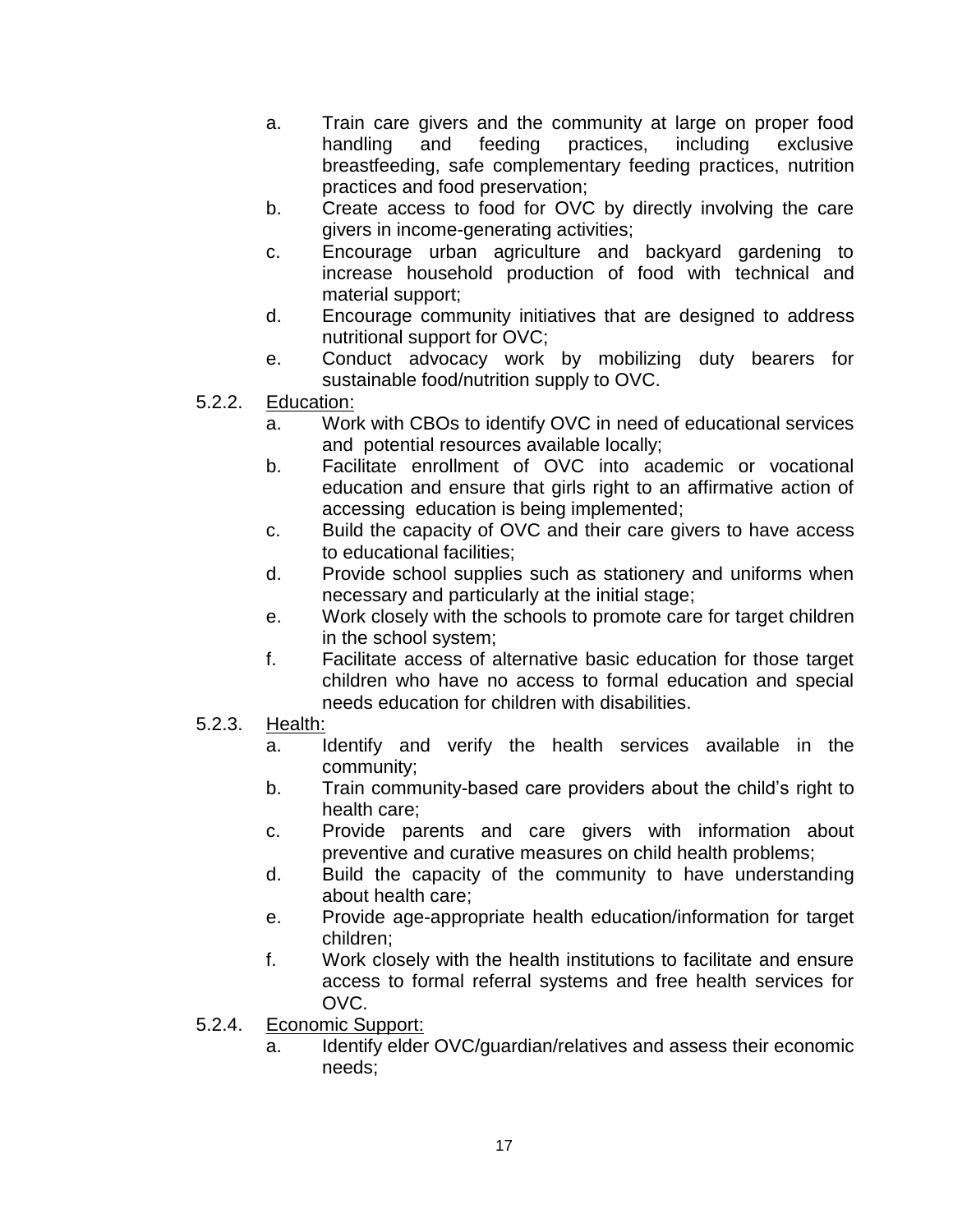a. Train care givers and the community at large on proper food handling and feeding practices, including exclusive breastfeeding, safe complementary feeding practices, nutrition practices and food preservation;
b. Create access to food for OVC by directly involving the care givers in income-generating activities;
c. Encourage urban agriculture and backyard gardening to increase household production of food with technical and material support;
d. Encourage community initiatives that are designed to address nutritional support for OVC;
e. Conduct advocacy work by mobilizing duty bearers for sustainable food/nutrition supply to OVC.

5.2.2. <u>Education:</u>

a. Work with CBOs to identify OVC in need of educational services and potential resources available locally;
b. Facilitate enrollment of OVC into academic or vocational education and ensure that girls right to an affirmative action of accessing education is being implemented;
c. Build the capacity of OVC and their care givers to have access to educational facilities;
d. Provide school supplies such as stationery and uniforms when necessary and particularly at the initial stage;
e. Work closely with the schools to promote care for target children in the school system;
f. Facilitate access of alternative basic education for those target children who have no access to formal education and special needs education for children with disabilities.

5.2.3. <u>Health:</u>

a. Identify and verify the health services available in the community;
b. Train community-based care providers about the child's right to health care;
c. Provide parents and care givers with information about preventive and curative measures on child health problems;
d. Build the capacity of the community to have understanding about health care;
e. Provide age-appropriate health education/information for target children;
f. Work closely with the health institutions to facilitate and ensure access to formal referral systems and free health services for OVC.

5.2.4. <u>Economic Support:</u>

a. Identify elder OVC/guardian/relatives and assess their economic needs;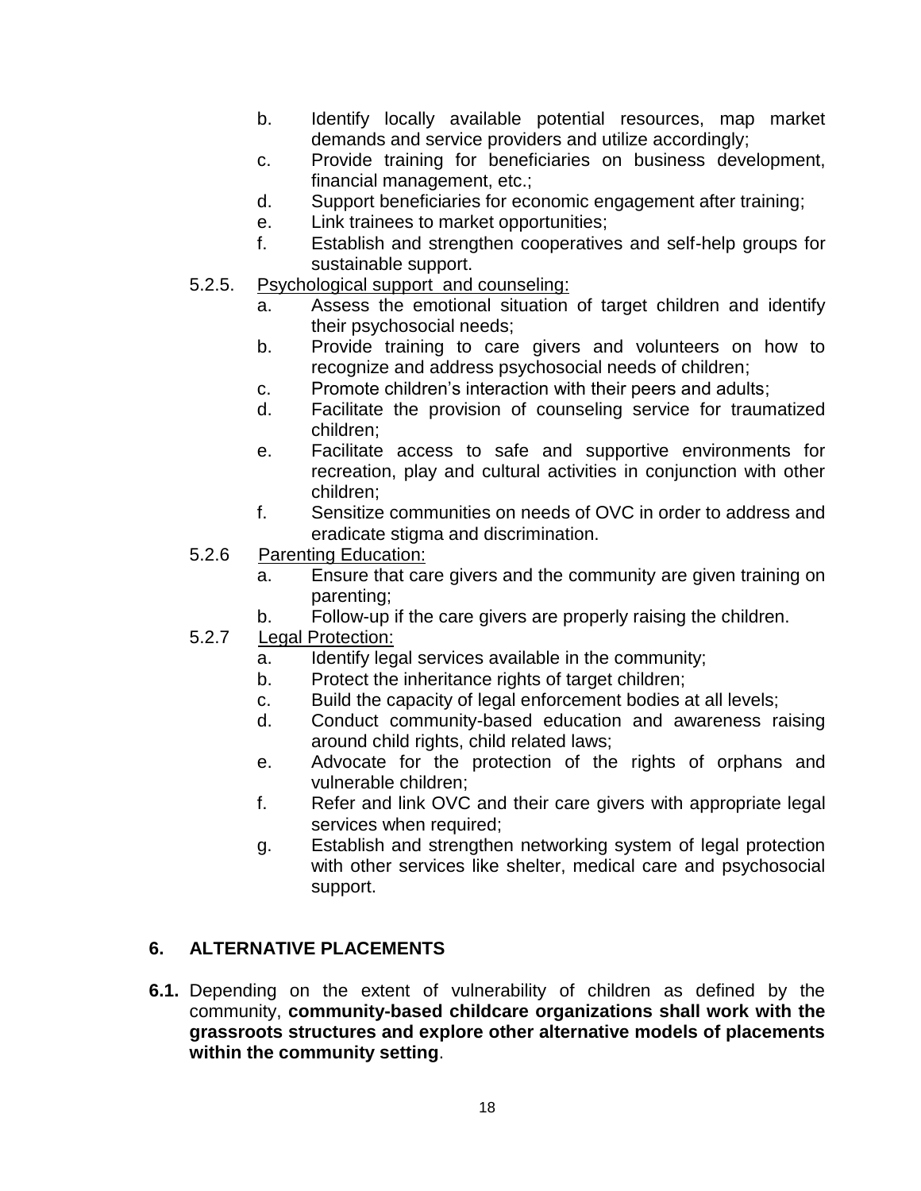b. Identify locally available potential resources, map market demands and service providers and utilize accordingly;
c. Provide training for beneficiaries on business development, financial management, etc.;
d. Support beneficiaries for economic engagement after training;
e. Link trainees to market opportunities;
f. Establish and strengthen cooperatives and self-help groups for sustainable support.

5.2.5. Psychological support and counseling:

a. Assess the emotional situation of target children and identify their psychosocial needs;
b. Provide training to care givers and volunteers on how to recognize and address psychosocial needs of children;
c. Promote children's interaction with their peers and adults;
d. Facilitate the provision of counseling service for traumatized children;
e. Facilitate access to safe and supportive environments for recreation, play and cultural activities in conjunction with other children;
f. Sensitize communities on needs of OVC in order to address and eradicate stigma and discrimination.

5.2.6 Parenting Education:

a. Ensure that care givers and the community are given training on parenting;
b. Follow-up if the care givers are properly raising the children.

5.2.7 Legal Protection:

a. Identify legal services available in the community;
b. Protect the inheritance rights of target children;
c. Build the capacity of legal enforcement bodies at all levels;
d. Conduct community-based education and awareness raising around child rights, child related laws;
e. Advocate for the protection of the rights of orphans and vulnerable children;
f. Refer and link OVC and their care givers with appropriate legal services when required;
g. Establish and strengthen networking system of legal protection with other services like shelter, medical care and psychosocial support.

## 6. ALTERNATIVE PLACEMENTS

**6.1.** Depending on the extent of vulnerability of children as defined by the community, **community-based childcare organizations shall work with the grassroots structures and explore other alternative models of placements within the community setting**.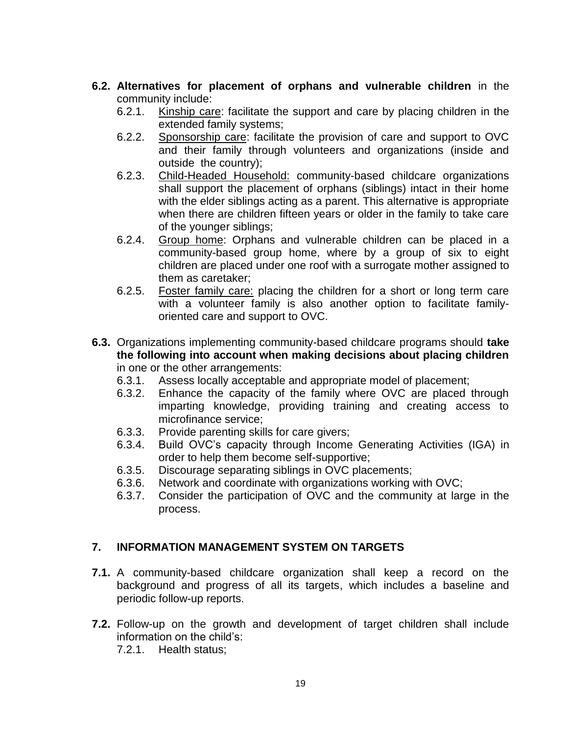**6.2. Alternatives for placement of orphans and vulnerable children** in the community include:

- 6.2.1. Kinship care: facilitate the support and care by placing children in the extended family systems;
- 6.2.2. Sponsorship care: facilitate the provision of care and support to OVC and their family through volunteers and organizations (inside and outside the country);
- 6.2.3. Child-Headed Household: community-based childcare organizations shall support the placement of orphans (siblings) intact in their home with the elder siblings acting as a parent. This alternative is appropriate when there are children fifteen years or older in the family to take care of the younger siblings;
- 6.2.4. Group home: Orphans and vulnerable children can be placed in a community-based group home, where by a group of six to eight children are placed under one roof with a surrogate mother assigned to them as caretaker;
- 6.2.5. Foster family care: placing the children for a short or long term care with a volunteer family is also another option to facilitate family-oriented care and support to OVC.

**6.3.** Organizations implementing community-based childcare programs should **take the following into account when making decisions about placing children** in one or the other arrangements:

- 6.3.1. Assess locally acceptable and appropriate model of placement;
- 6.3.2. Enhance the capacity of the family where OVC are placed through imparting knowledge, providing training and creating access to microfinance service;
- 6.3.3. Provide parenting skills for care givers;
- 6.3.4. Build OVC's capacity through Income Generating Activities (IGA) in order to help them become self-supportive;
- 6.3.5. Discourage separating siblings in OVC placements;
- 6.3.6. Network and coordinate with organizations working with OVC;
- 6.3.7. Consider the participation of OVC and the community at large in the process.

## 7. INFORMATION MANAGEMENT SYSTEM ON TARGETS

**7.1.** A community-based childcare organization shall keep a record on the background and progress of all its targets, which includes a baseline and periodic follow-up reports.

**7.2.** Follow-up on the growth and development of target children shall include information on the child's:

- 7.2.1. Health status;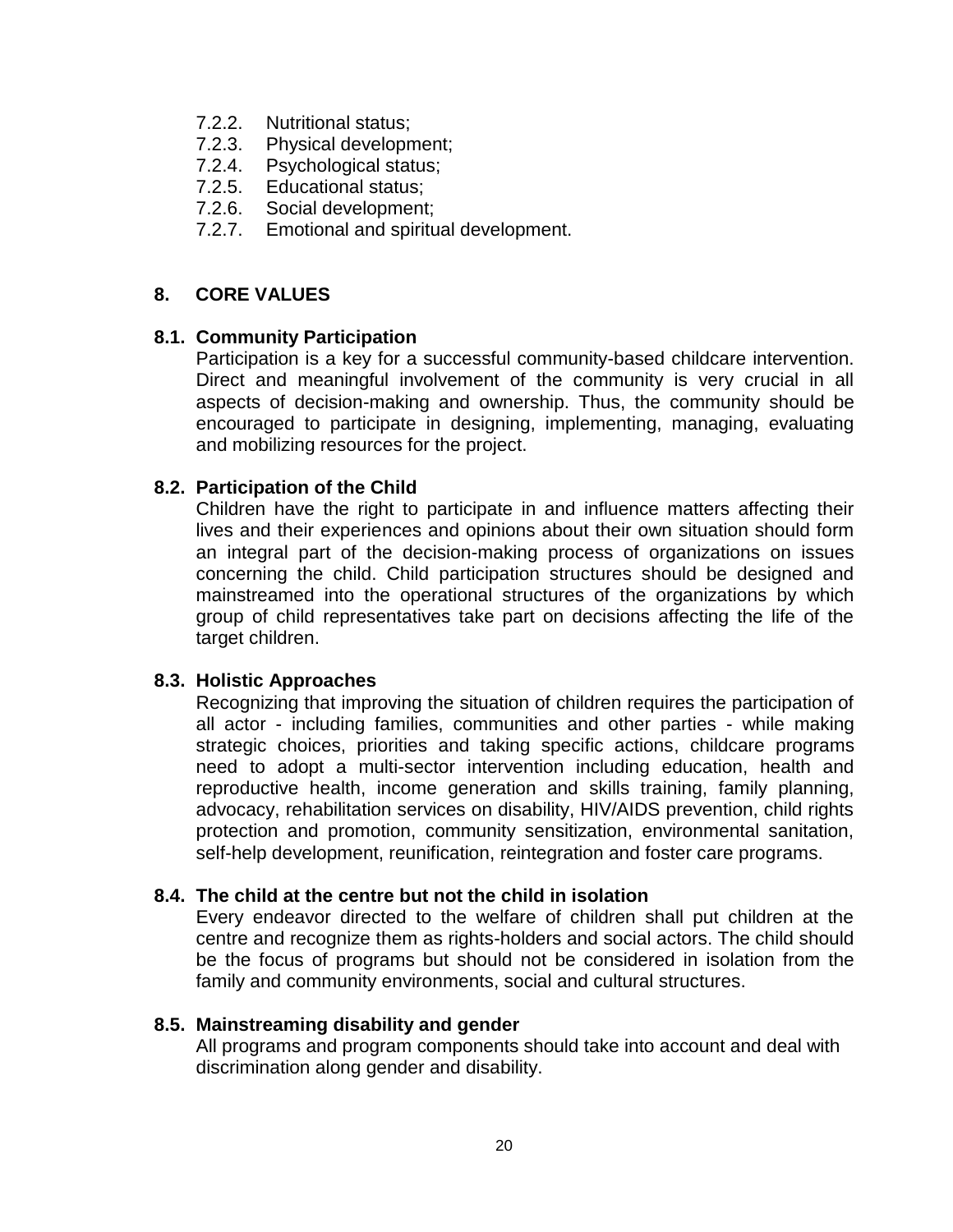7.2.2. Nutritional status;
7.2.3. Physical development;
7.2.4. Psychological status;
7.2.5. Educational status;
7.2.6. Social development;
7.2.7. Emotional and spiritual development.

## 8. CORE VALUES

### 8.1. Community Participation

Participation is a key for a successful community-based childcare intervention. Direct and meaningful involvement of the community is very crucial in all aspects of decision-making and ownership. Thus, the community should be encouraged to participate in designing, implementing, managing, evaluating and mobilizing resources for the project.

### 8.2. Participation of the Child

Children have the right to participate in and influence matters affecting their lives and their experiences and opinions about their own situation should form an integral part of the decision-making process of organizations on issues concerning the child. Child participation structures should be designed and mainstreamed into the operational structures of the organizations by which group of child representatives take part on decisions affecting the life of the target children.

### 8.3. Holistic Approaches

Recognizing that improving the situation of children requires the participation of all actor - including families, communities and other parties - while making strategic choices, priorities and taking specific actions, childcare programs need to adopt a multi-sector intervention including education, health and reproductive health, income generation and skills training, family planning, advocacy, rehabilitation services on disability, HIV/AIDS prevention, child rights protection and promotion, community sensitization, environmental sanitation, self-help development, reunification, reintegration and foster care programs.

### 8.4. The child at the centre but not the child in isolation

Every endeavor directed to the welfare of children shall put children at the centre and recognize them as rights-holders and social actors. The child should be the focus of programs but should not be considered in isolation from the family and community environments, social and cultural structures.

### 8.5. Mainstreaming disability and gender

All programs and program components should take into account and deal with discrimination along gender and disability.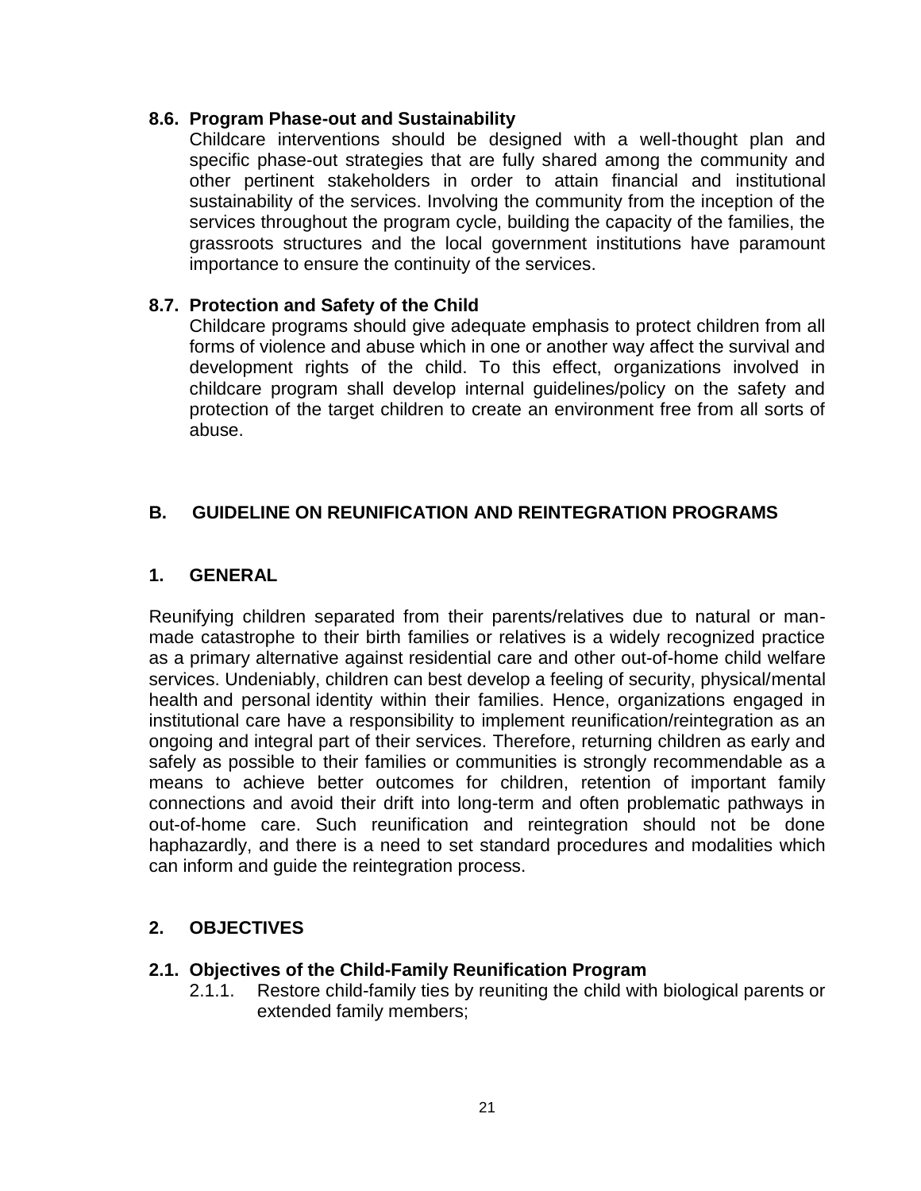### 8.6. Program Phase-out and Sustainability

Childcare interventions should be designed with a well-thought plan and specific phase-out strategies that are fully shared among the community and other pertinent stakeholders in order to attain financial and institutional sustainability of the services. Involving the community from the inception of the services throughout the program cycle, building the capacity of the families, the grassroots structures and the local government institutions have paramount importance to ensure the continuity of the services.

### 8.7. Protection and Safety of the Child

Childcare programs should give adequate emphasis to protect children from all forms of violence and abuse which in one or another way affect the survival and development rights of the child. To this effect, organizations involved in childcare program shall develop internal guidelines/policy on the safety and protection of the target children to create an environment free from all sorts of abuse.

## B. GUIDELINE ON REUNIFICATION AND REINTEGRATION PROGRAMS

### 1. GENERAL

Reunifying children separated from their parents/relatives due to natural or man-made catastrophe to their birth families or relatives is a widely recognized practice as a primary alternative against residential care and other out-of-home child welfare services. Undeniably, children can best develop a feeling of security, physical/mental health and personal identity within their families. Hence, organizations engaged in institutional care have a responsibility to implement reunification/reintegration as an ongoing and integral part of their services. Therefore, returning children as early and safely as possible to their families or communities is strongly recommendable as a means to achieve better outcomes for children, retention of important family connections and avoid their drift into long-term and often problematic pathways in out-of-home care. Such reunification and reintegration should not be done haphazardly, and there is a need to set standard procedures and modalities which can inform and guide the reintegration process.

### 2. OBJECTIVES

#### 2.1. Objectives of the Child-Family Reunification Program

2.1.1. Restore child-family ties by reuniting the child with biological parents or extended family members;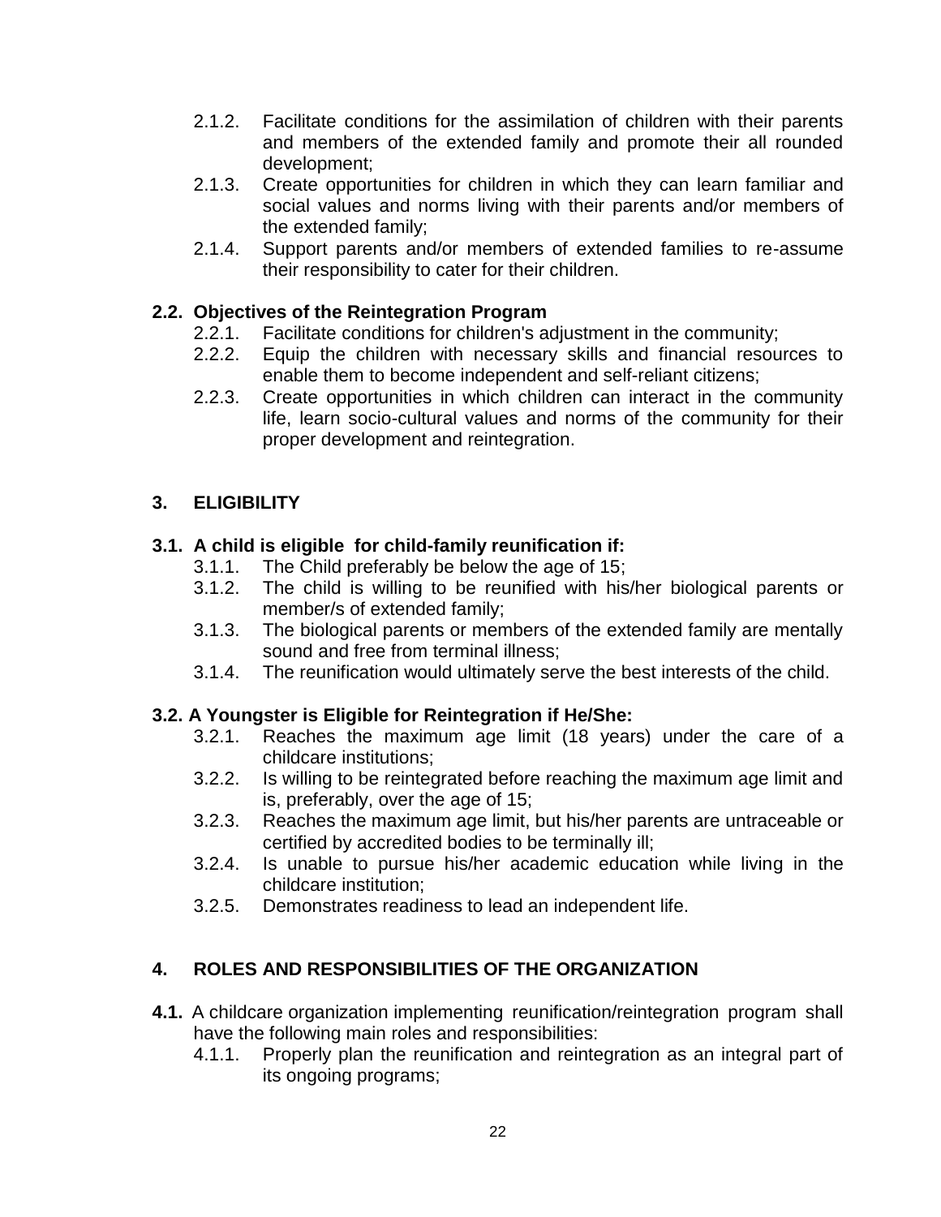2.1.2. Facilitate conditions for the assimilation of children with their parents and members of the extended family and promote their all rounded development;

2.1.3. Create opportunities for children in which they can learn familiar and social values and norms living with their parents and/or members of the extended family;

2.1.4. Support parents and/or members of extended families to re-assume their responsibility to cater for their children.

**2.2. Objectives of the Reintegration Program**

2.2.1. Facilitate conditions for children's adjustment in the community;

2.2.2. Equip the children with necessary skills and financial resources to enable them to become independent and self-reliant citizens;

2.2.3. Create opportunities in which children can interact in the community life, learn socio-cultural values and norms of the community for their proper development and reintegration.

## 3. ELIGIBILITY

**3.1. A child is eligible for child-family reunification if:**

3.1.1. The Child preferably be below the age of 15;

3.1.2. The child is willing to be reunified with his/her biological parents or member/s of extended family;

3.1.3. The biological parents or members of the extended family are mentally sound and free from terminal illness;

3.1.4. The reunification would ultimately serve the best interests of the child.

**3.2. A Youngster is Eligible for Reintegration if He/She:**

3.2.1. Reaches the maximum age limit (18 years) under the care of a childcare institutions;

3.2.2. Is willing to be reintegrated before reaching the maximum age limit and is, preferably, over the age of 15;

3.2.3. Reaches the maximum age limit, but his/her parents are untraceable or certified by accredited bodies to be terminally ill;

3.2.4. Is unable to pursue his/her academic education while living in the childcare institution;

3.2.5. Demonstrates readiness to lead an independent life.

## 4. ROLES AND RESPONSIBILITIES OF THE ORGANIZATION

**4.1.** A childcare organization implementing reunification/reintegration program shall have the following main roles and responsibilities:

4.1.1. Properly plan the reunification and reintegration as an integral part of its ongoing programs;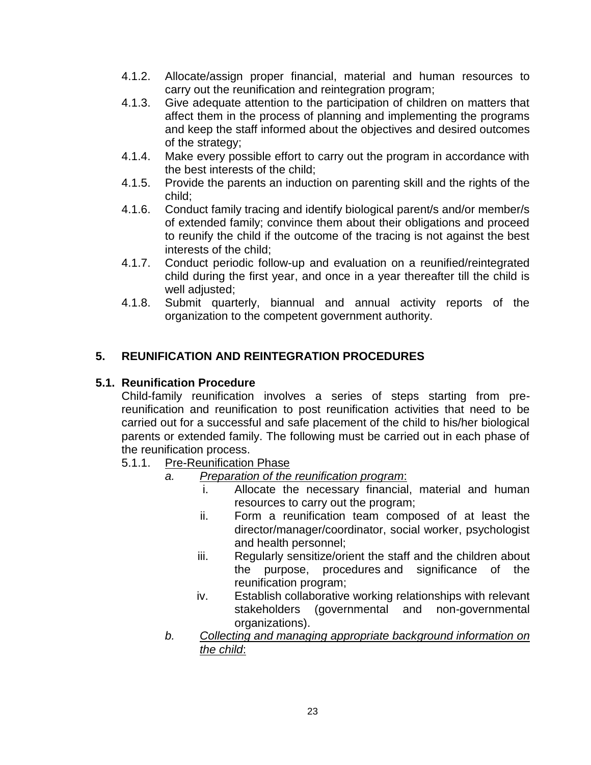4.1.2. Allocate/assign proper financial, material and human resources to carry out the reunification and reintegration program;

4.1.3. Give adequate attention to the participation of children on matters that affect them in the process of planning and implementing the programs and keep the staff informed about the objectives and desired outcomes of the strategy;

4.1.4. Make every possible effort to carry out the program in accordance with the best interests of the child;

4.1.5. Provide the parents an induction on parenting skill and the rights of the child;

4.1.6. Conduct family tracing and identify biological parent/s and/or member/s of extended family; convince them about their obligations and proceed to reunify the child if the outcome of the tracing is not against the best interests of the child;

4.1.7. Conduct periodic follow-up and evaluation on a reunified/reintegrated child during the first year, and once in a year thereafter till the child is well adjusted;

4.1.8. Submit quarterly, biannual and annual activity reports of the organization to the competent government authority.

## 5. REUNIFICATION AND REINTEGRATION PROCEDURES

### 5.1. Reunification Procedure

Child-family reunification involves a series of steps starting from pre-reunification and reunification to post reunification activities that need to be carried out for a successful and safe placement of the child to his/her biological parents or extended family. The following must be carried out in each phase of the reunification process.

5.1.1. <u>Pre-Reunification Phase</u>

*a.* *<u>Preparation of the reunification program</u>*:

i. Allocate the necessary financial, material and human resources to carry out the program;

ii. Form a reunification team composed of at least the director/manager/coordinator, social worker, psychologist and health personnel;

iii. Regularly sensitize/orient the staff and the children about the purpose, procedures and significance of the reunification program;

iv. Establish collaborative working relationships with relevant stakeholders (governmental and non-governmental organizations).

*b.* *<u>Collecting and managing appropriate background information on the child</u>*: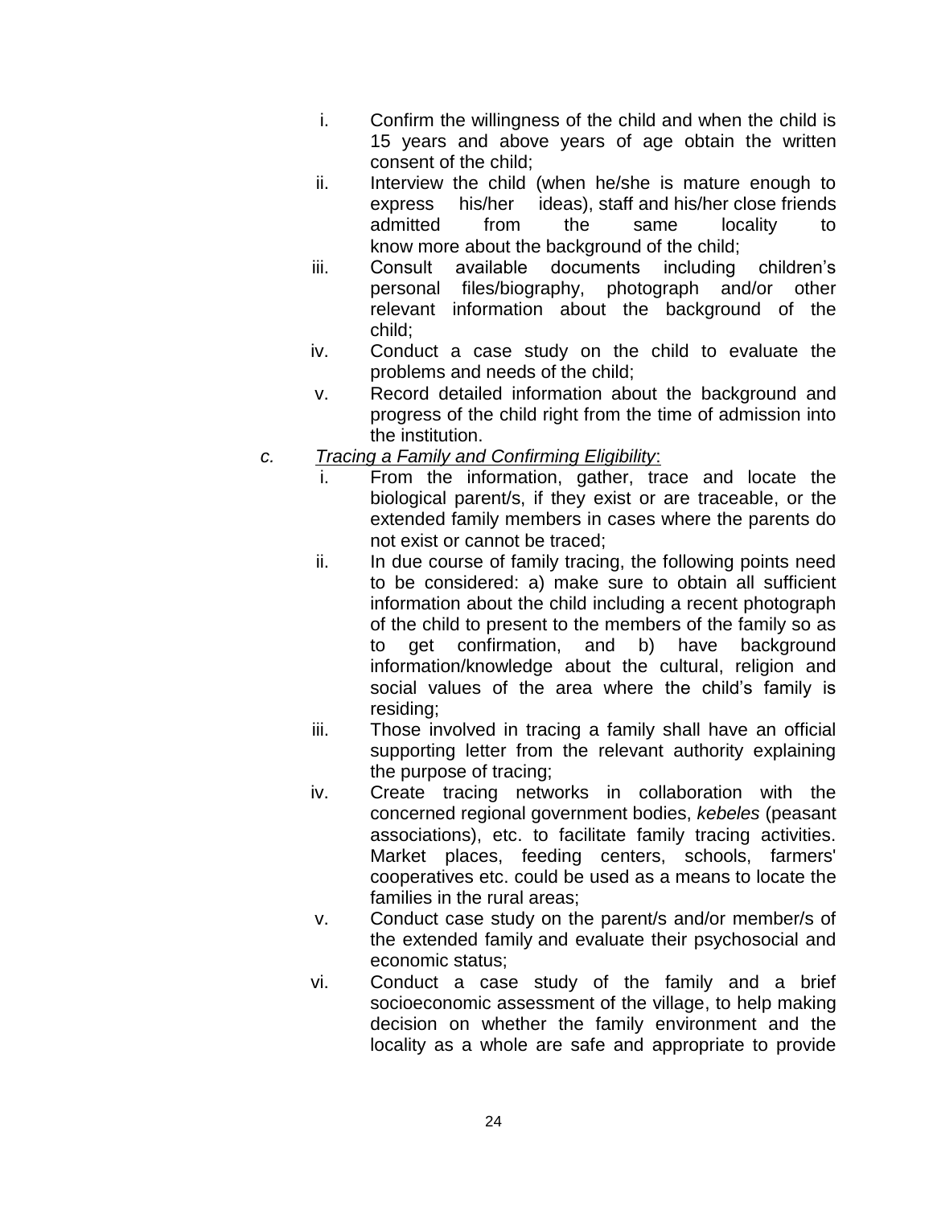i. Confirm the willingness of the child and when the child is 15 years and above years of age obtain the written consent of the child;
ii. Interview the child (when he/she is mature enough to express his/her ideas), staff and his/her close friends admitted from the same locality to know more about the background of the child;
iii. Consult available documents including children's personal files/biography, photograph and/or other relevant information about the background of the child;
iv. Conduct a case study on the child to evaluate the problems and needs of the child;
v. Record detailed information about the background and progress of the child right from the time of admission into the institution.

*c.* *Tracing a Family and Confirming Eligibility*:

i. From the information, gather, trace and locate the biological parent/s, if they exist or are traceable, or the extended family members in cases where the parents do not exist or cannot be traced;
ii. In due course of family tracing, the following points need to be considered: a) make sure to obtain all sufficient information about the child including a recent photograph of the child to present to the members of the family so as to get confirmation, and b) have background information/knowledge about the cultural, religion and social values of the area where the child's family is residing;
iii. Those involved in tracing a family shall have an official supporting letter from the relevant authority explaining the purpose of tracing;
iv. Create tracing networks in collaboration with the concerned regional government bodies, *kebeles* (peasant associations), etc. to facilitate family tracing activities. Market places, feeding centers, schools, farmers' cooperatives etc. could be used as a means to locate the families in the rural areas;
v. Conduct case study on the parent/s and/or member/s of the extended family and evaluate their psychosocial and economic status;
vi. Conduct a case study of the family and a brief socioeconomic assessment of the village, to help making decision on whether the family environment and the locality as a whole are safe and appropriate to provide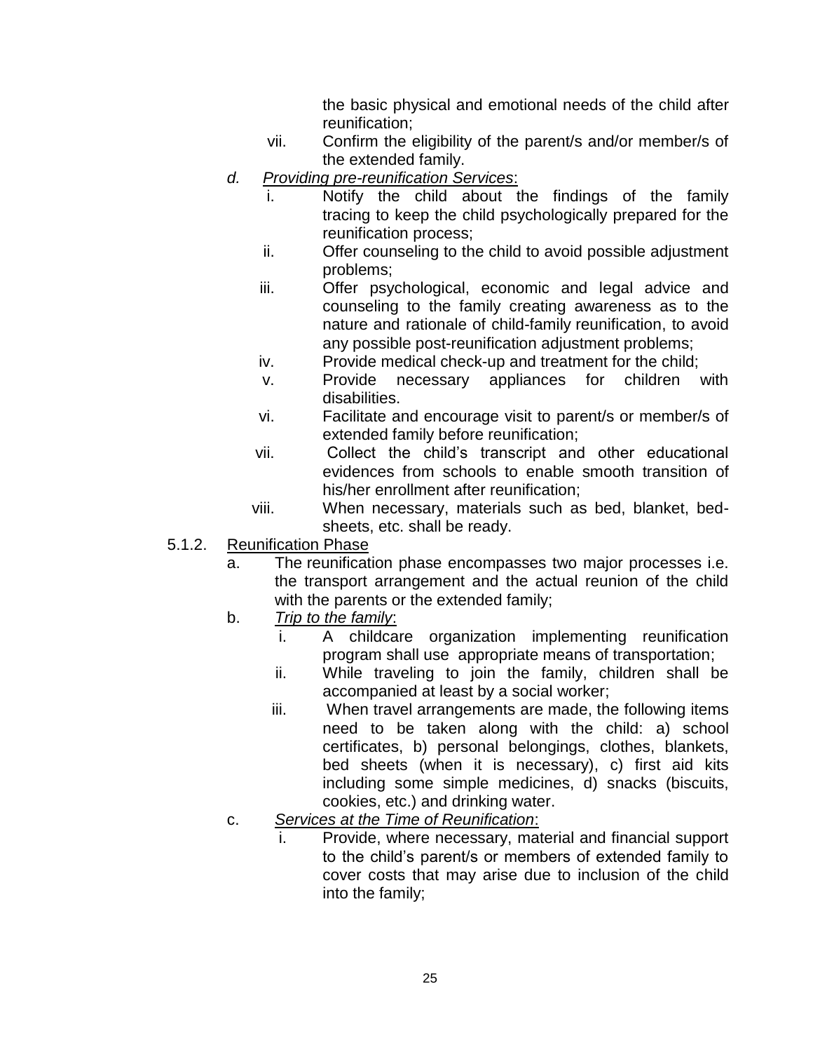the basic physical and emotional needs of the child after reunification;

vii. Confirm the eligibility of the parent/s and/or member/s of the extended family.

*d. <u>Providing pre-reunification Services</u>*:

i. Notify the child about the findings of the family tracing to keep the child psychologically prepared for the reunification process;

ii. Offer counseling to the child to avoid possible adjustment problems;

iii. Offer psychological, economic and legal advice and counseling to the family creating awareness as to the nature and rationale of child-family reunification, to avoid any possible post-reunification adjustment problems;

iv. Provide medical check-up and treatment for the child;

v. Provide necessary appliances for children with disabilities.

vi. Facilitate and encourage visit to parent/s or member/s of extended family before reunification;

vii. Collect the child's transcript and other educational evidences from schools to enable smooth transition of his/her enrollment after reunification;

viii. When necessary, materials such as bed, blanket, bed-sheets, etc. shall be ready.

5.1.2. <u>Reunification Phase</u>

a. The reunification phase encompasses two major processes i.e. the transport arrangement and the actual reunion of the child with the parents or the extended family;

b. *<u>Trip to the family</u>*:

i. A childcare organization implementing reunification program shall use appropriate means of transportation;

ii. While traveling to join the family, children shall be accompanied at least by a social worker;

iii. When travel arrangements are made, the following items need to be taken along with the child: a) school certificates, b) personal belongings, clothes, blankets, bed sheets (when it is necessary), c) first aid kits including some simple medicines, d) snacks (biscuits, cookies, etc.) and drinking water.

c. *<u>Services at the Time of Reunification</u>*:

i. Provide, where necessary, material and financial support to the child's parent/s or members of extended family to cover costs that may arise due to inclusion of the child into the family;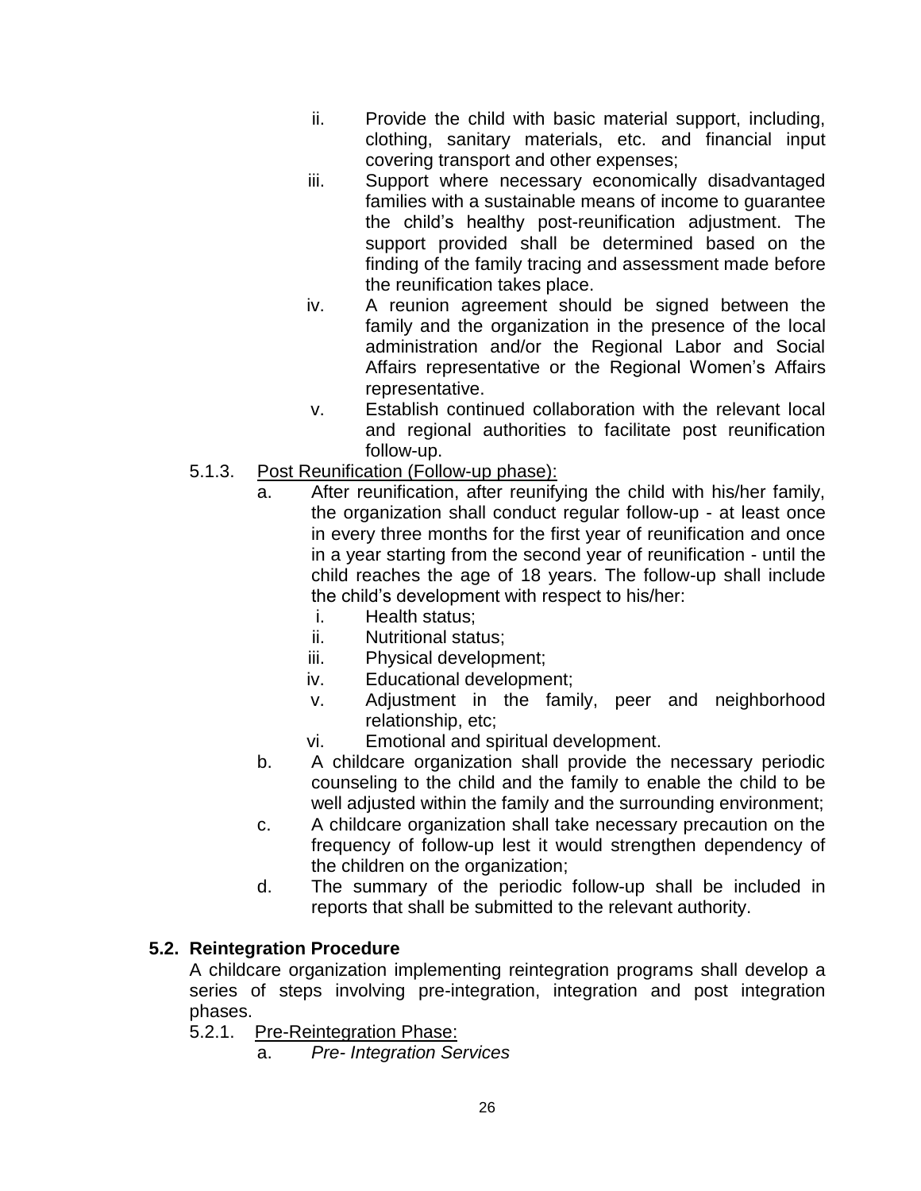ii. Provide the child with basic material support, including, clothing, sanitary materials, etc. and financial input covering transport and other expenses;

iii. Support where necessary economically disadvantaged families with a sustainable means of income to guarantee the child's healthy post-reunification adjustment. The support provided shall be determined based on the finding of the family tracing and assessment made before the reunification takes place.

iv. A reunion agreement should be signed between the family and the organization in the presence of the local administration and/or the Regional Labor and Social Affairs representative or the Regional Women's Affairs representative.

v. Establish continued collaboration with the relevant local and regional authorities to facilitate post reunification follow-up.

5.1.3. Post Reunification (Follow-up phase):

a. After reunification, after reunifying the child with his/her family, the organization shall conduct regular follow-up - at least once in every three months for the first year of reunification and once in a year starting from the second year of reunification - until the child reaches the age of 18 years. The follow-up shall include the child's development with respect to his/her:

   i. Health status;
   ii. Nutritional status;
   iii. Physical development;
   iv. Educational development;
   v. Adjustment in the family, peer and neighborhood relationship, etc;
   vi. Emotional and spiritual development.

b. A childcare organization shall provide the necessary periodic counseling to the child and the family to enable the child to be well adjusted within the family and the surrounding environment;

c. A childcare organization shall take necessary precaution on the frequency of follow-up lest it would strengthen dependency of the children on the organization;

d. The summary of the periodic follow-up shall be included in reports that shall be submitted to the relevant authority.

**5.2. Reintegration Procedure**

A childcare organization implementing reintegration programs shall develop a series of steps involving pre-integration, integration and post integration phases.

5.2.1. Pre-Reintegration Phase:

a. *Pre- Integration Services*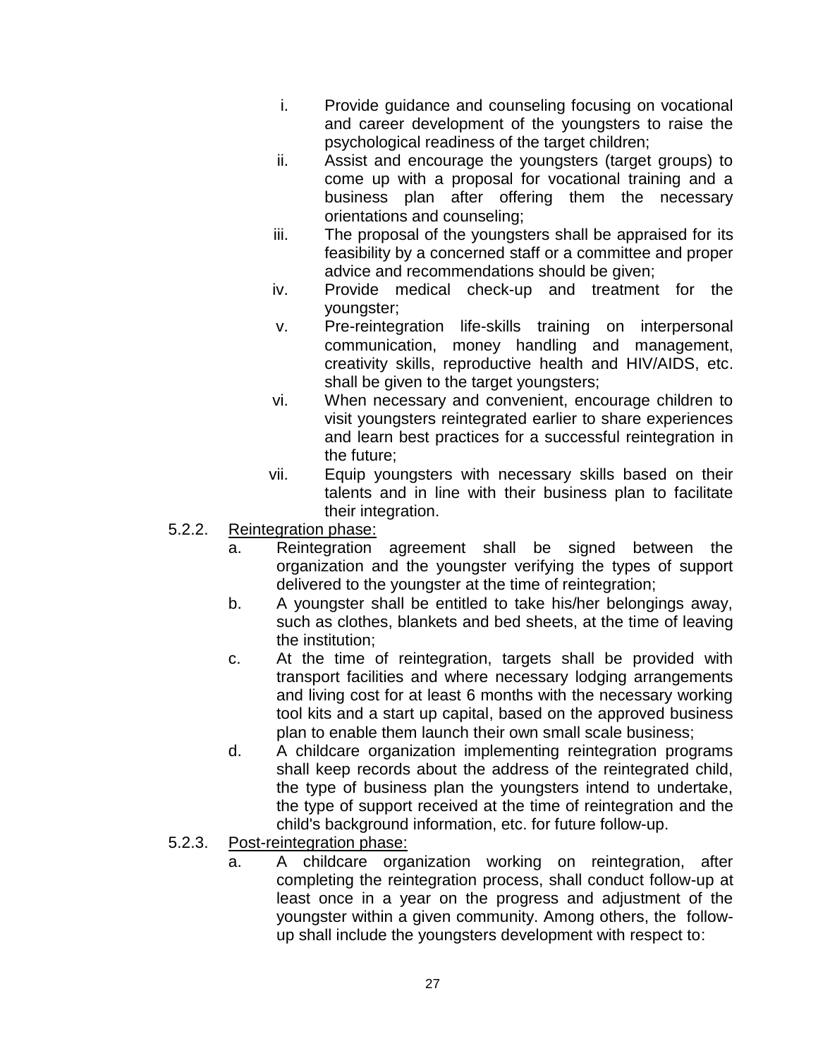i. Provide guidance and counseling focusing on vocational and career development of the youngsters to raise the psychological readiness of the target children;
ii. Assist and encourage the youngsters (target groups) to come up with a proposal for vocational training and a business plan after offering them the necessary orientations and counseling;
iii. The proposal of the youngsters shall be appraised for its feasibility by a concerned staff or a committee and proper advice and recommendations should be given;
iv. Provide medical check-up and treatment for the youngster;
v. Pre-reintegration life-skills training on interpersonal communication, money handling and management, creativity skills, reproductive health and HIV/AIDS, etc. shall be given to the target youngsters;
vi. When necessary and convenient, encourage children to visit youngsters reintegrated earlier to share experiences and learn best practices for a successful reintegration in the future;
vii. Equip youngsters with necessary skills based on their talents and in line with their business plan to facilitate their integration.

5.2.2. <u>Reintegration phase:</u>

a. Reintegration agreement shall be signed between the organization and the youngster verifying the types of support delivered to the youngster at the time of reintegration;
b. A youngster shall be entitled to take his/her belongings away, such as clothes, blankets and bed sheets, at the time of leaving the institution;
c. At the time of reintegration, targets shall be provided with transport facilities and where necessary lodging arrangements and living cost for at least 6 months with the necessary working tool kits and a start up capital, based on the approved business plan to enable them launch their own small scale business;
d. A childcare organization implementing reintegration programs shall keep records about the address of the reintegrated child, the type of business plan the youngsters intend to undertake, the type of support received at the time of reintegration and the child's background information, etc. for future follow-up.

5.2.3. <u>Post-reintegration phase:</u>

a. A childcare organization working on reintegration, after completing the reintegration process, shall conduct follow-up at least once in a year on the progress and adjustment of the youngster within a given community. Among others, the follow-up shall include the youngsters development with respect to: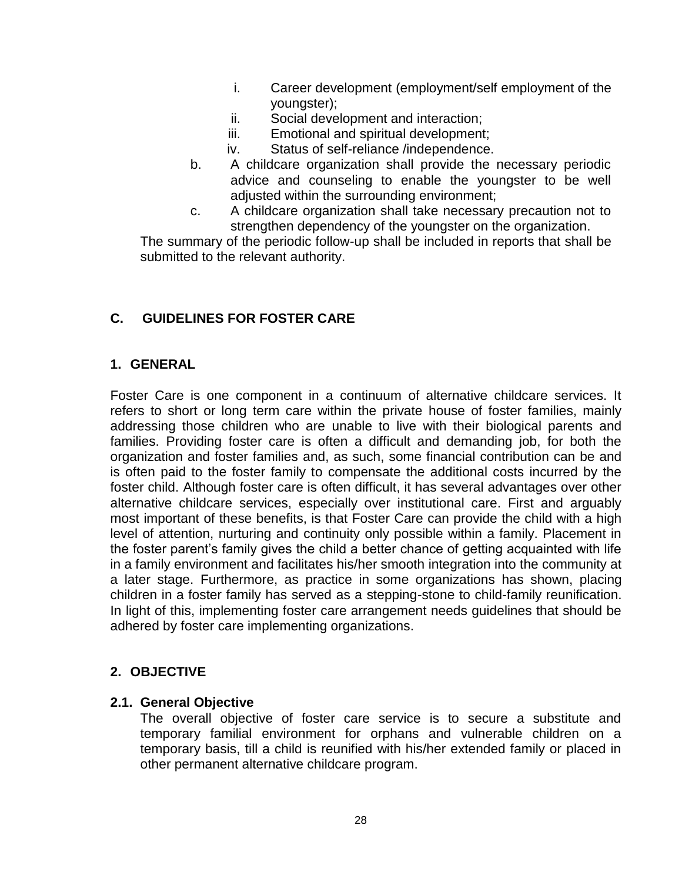i. Career development (employment/self employment of the youngster);
    ii. Social development and interaction;
    iii. Emotional and spiritual development;
    iv. Status of self-reliance /independence.

  b. A childcare organization shall provide the necessary periodic advice and counseling to enable the youngster to be well adjusted within the surrounding environment;
  c. A childcare organization shall take necessary precaution not to strengthen dependency of the youngster on the organization.

The summary of the periodic follow-up shall be included in reports that shall be submitted to the relevant authority.

## C. GUIDELINES FOR FOSTER CARE

### 1. GENERAL

Foster Care is one component in a continuum of alternative childcare services. It refers to short or long term care within the private house of foster families, mainly addressing those children who are unable to live with their biological parents and families. Providing foster care is often a difficult and demanding job, for both the organization and foster families and, as such, some financial contribution can be and is often paid to the foster family to compensate the additional costs incurred by the foster child. Although foster care is often difficult, it has several advantages over other alternative childcare services, especially over institutional care. First and arguably most important of these benefits, is that Foster Care can provide the child with a high level of attention, nurturing and continuity only possible within a family. Placement in the foster parent's family gives the child a better chance of getting acquainted with life in a family environment and facilitates his/her smooth integration into the community at a later stage. Furthermore, as practice in some organizations has shown, placing children in a foster family has served as a stepping-stone to child-family reunification. In light of this, implementing foster care arrangement needs guidelines that should be adhered by foster care implementing organizations.

### 2. OBJECTIVE

#### 2.1. General Objective

The overall objective of foster care service is to secure a substitute and temporary familial environment for orphans and vulnerable children on a temporary basis, till a child is reunified with his/her extended family or placed in other permanent alternative childcare program.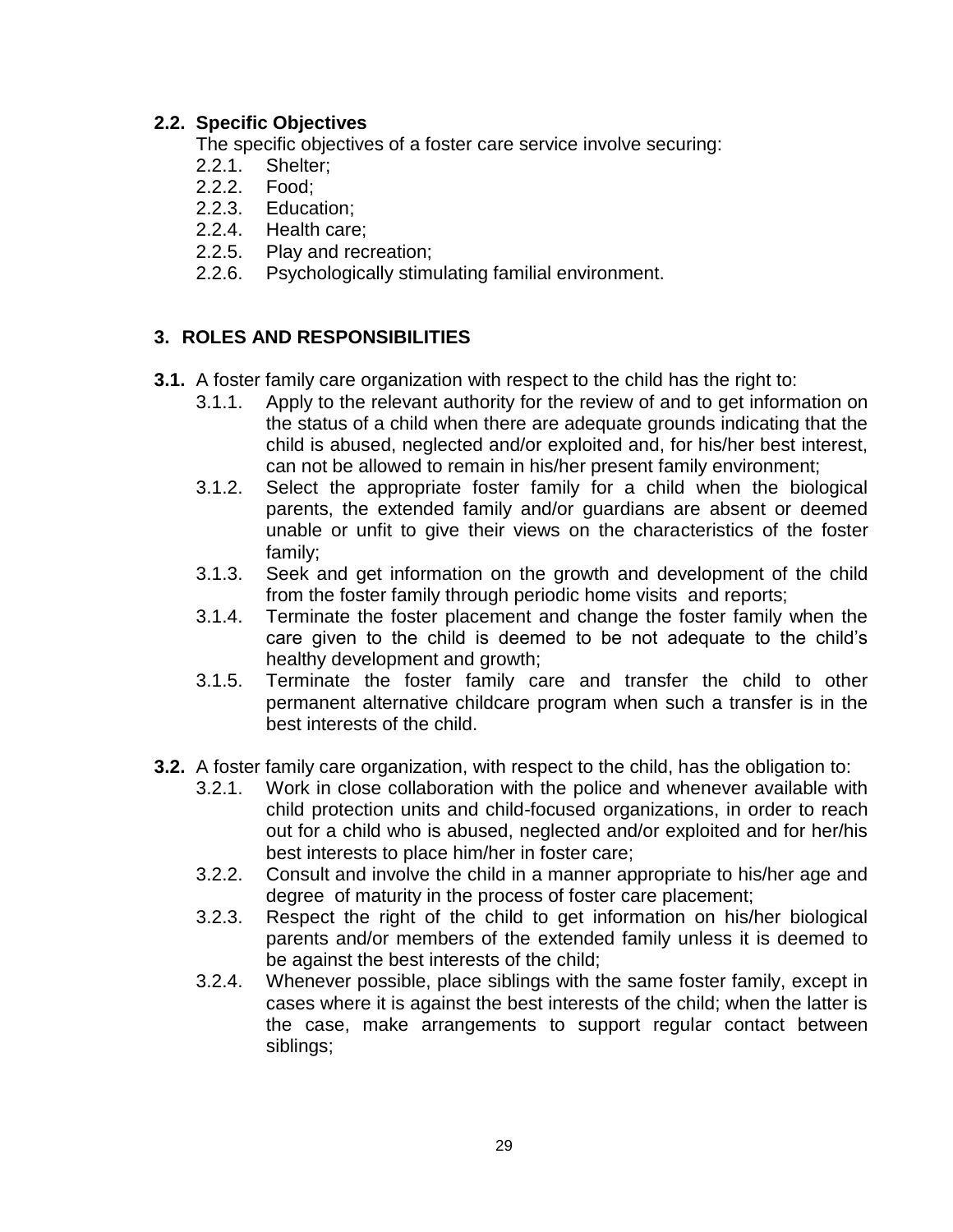### 2.2. Specific Objectives

The specific objectives of a foster care service involve securing:

- 2.2.1. Shelter;
- 2.2.2. Food;
- 2.2.3. Education;
- 2.2.4. Health care;
- 2.2.5. Play and recreation;
- 2.2.6. Psychologically stimulating familial environment.

## 3. ROLES AND RESPONSIBILITIES

**3.1.** A foster family care organization with respect to the child has the right to:

- 3.1.1. Apply to the relevant authority for the review of and to get information on the status of a child when there are adequate grounds indicating that the child is abused, neglected and/or exploited and, for his/her best interest, can not be allowed to remain in his/her present family environment;
- 3.1.2. Select the appropriate foster family for a child when the biological parents, the extended family and/or guardians are absent or deemed unable or unfit to give their views on the characteristics of the foster family;
- 3.1.3. Seek and get information on the growth and development of the child from the foster family through periodic home visits and reports;
- 3.1.4. Terminate the foster placement and change the foster family when the care given to the child is deemed to be not adequate to the child's healthy development and growth;
- 3.1.5. Terminate the foster family care and transfer the child to other permanent alternative childcare program when such a transfer is in the best interests of the child.

**3.2.** A foster family care organization, with respect to the child, has the obligation to:

- 3.2.1. Work in close collaboration with the police and whenever available with child protection units and child-focused organizations, in order to reach out for a child who is abused, neglected and/or exploited and for her/his best interests to place him/her in foster care;
- 3.2.2. Consult and involve the child in a manner appropriate to his/her age and degree of maturity in the process of foster care placement;
- 3.2.3. Respect the right of the child to get information on his/her biological parents and/or members of the extended family unless it is deemed to be against the best interests of the child;
- 3.2.4. Whenever possible, place siblings with the same foster family, except in cases where it is against the best interests of the child; when the latter is the case, make arrangements to support regular contact between siblings;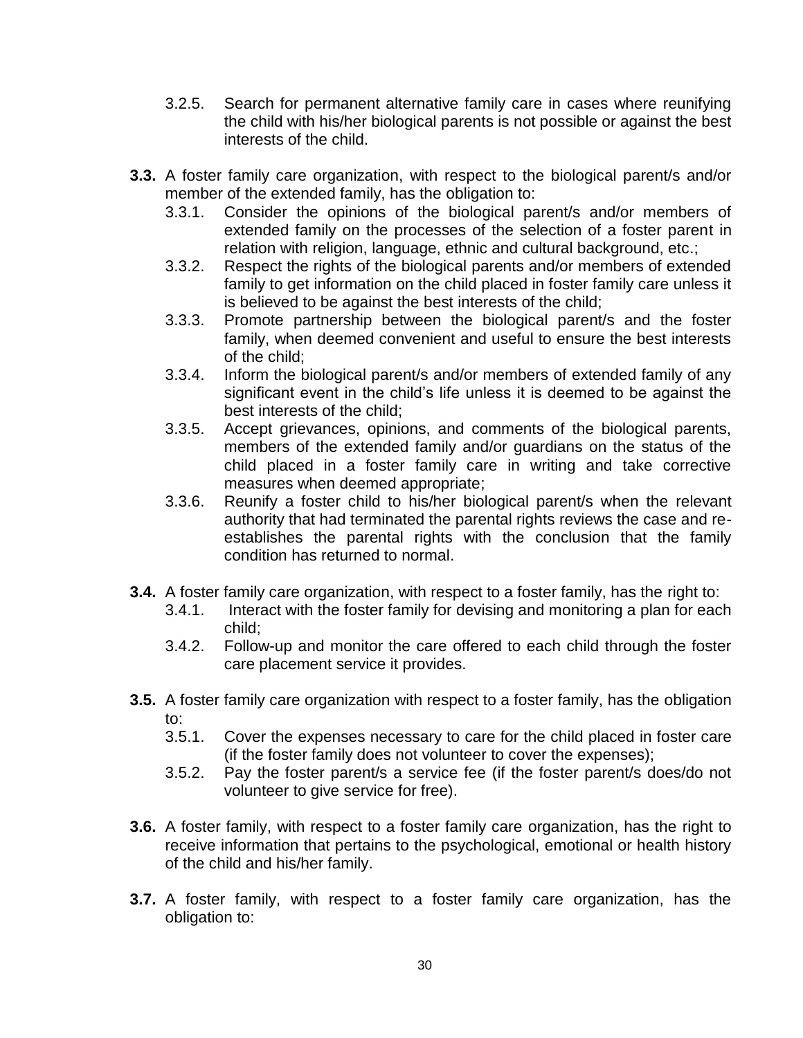3.2.5. Search for permanent alternative family care in cases where reunifying the child with his/her biological parents is not possible or against the best interests of the child.

**3.3.** A foster family care organization, with respect to the biological parent/s and/or member of the extended family, has the obligation to:

3.3.1. Consider the opinions of the biological parent/s and/or members of extended family on the processes of the selection of a foster parent in relation with religion, language, ethnic and cultural background, etc.;

3.3.2. Respect the rights of the biological parents and/or members of extended family to get information on the child placed in foster family care unless it is believed to be against the best interests of the child;

3.3.3. Promote partnership between the biological parent/s and the foster family, when deemed convenient and useful to ensure the best interests of the child;

3.3.4. Inform the biological parent/s and/or members of extended family of any significant event in the child's life unless it is deemed to be against the best interests of the child;

3.3.5. Accept grievances, opinions, and comments of the biological parents, members of the extended family and/or guardians on the status of the child placed in a foster family care in writing and take corrective measures when deemed appropriate;

3.3.6. Reunify a foster child to his/her biological parent/s when the relevant authority that had terminated the parental rights reviews the case and re-establishes the parental rights with the conclusion that the family condition has returned to normal.

**3.4.** A foster family care organization, with respect to a foster family, has the right to:

3.4.1. Interact with the foster family for devising and monitoring a plan for each child;

3.4.2. Follow-up and monitor the care offered to each child through the foster care placement service it provides.

**3.5.** A foster family care organization with respect to a foster family, has the obligation to:

3.5.1. Cover the expenses necessary to care for the child placed in foster care (if the foster family does not volunteer to cover the expenses);

3.5.2. Pay the foster parent/s a service fee (if the foster parent/s does/do not volunteer to give service for free).

**3.6.** A foster family, with respect to a foster family care organization, has the right to receive information that pertains to the psychological, emotional or health history of the child and his/her family.

**3.7.** A foster family, with respect to a foster family care organization, has the obligation to: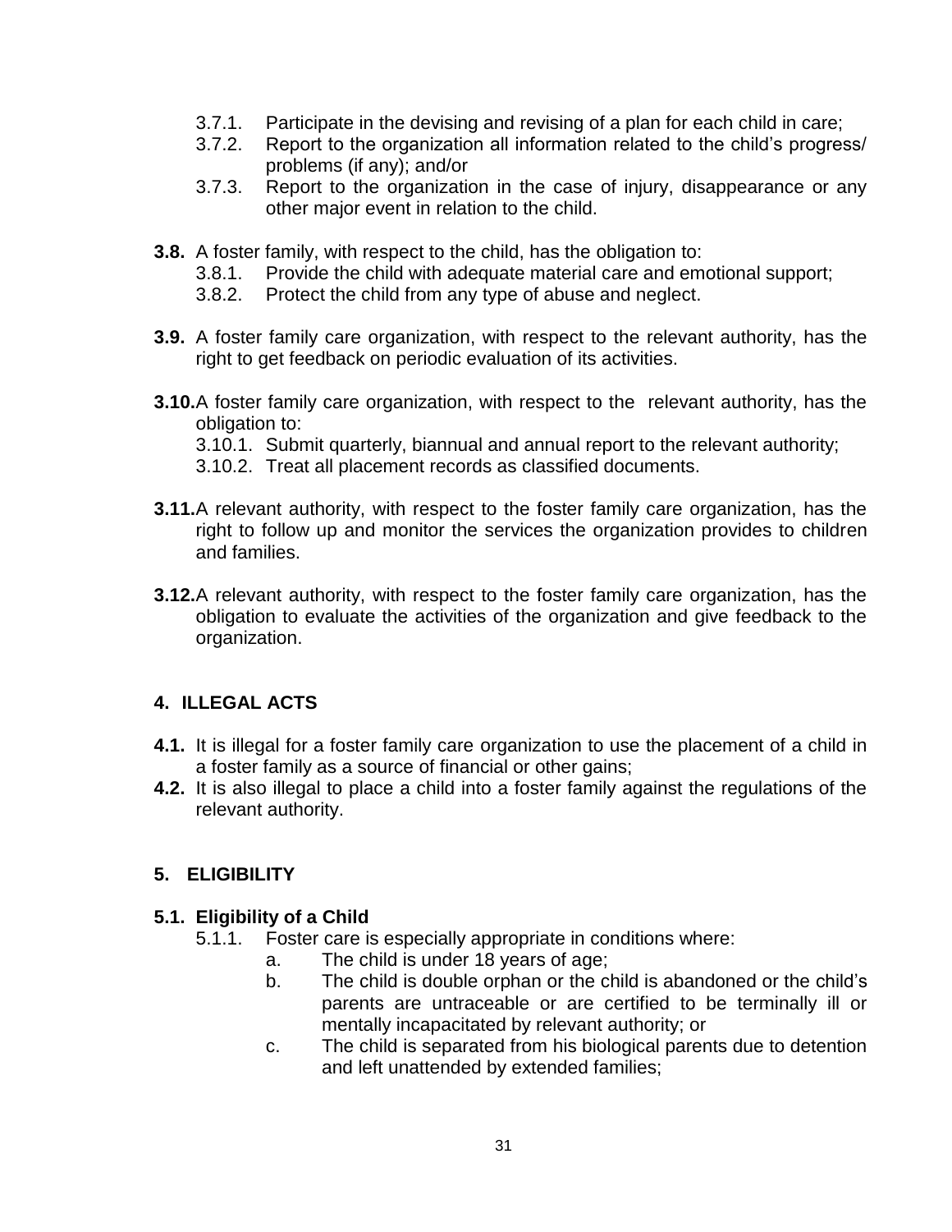3.7.1. Participate in the devising and revising of a plan for each child in care;

3.7.2. Report to the organization all information related to the child's progress/ problems (if any); and/or

3.7.3. Report to the organization in the case of injury, disappearance or any other major event in relation to the child.

**3.8.** A foster family, with respect to the child, has the obligation to:

3.8.1. Provide the child with adequate material care and emotional support;

3.8.2. Protect the child from any type of abuse and neglect.

**3.9.** A foster family care organization, with respect to the relevant authority, has the right to get feedback on periodic evaluation of its activities.

**3.10.** A foster family care organization, with respect to the relevant authority, has the obligation to:

3.10.1. Submit quarterly, biannual and annual report to the relevant authority;

3.10.2. Treat all placement records as classified documents.

**3.11.** A relevant authority, with respect to the foster family care organization, has the right to follow up and monitor the services the organization provides to children and families.

**3.12.** A relevant authority, with respect to the foster family care organization, has the obligation to evaluate the activities of the organization and give feedback to the organization.

## 4. ILLEGAL ACTS

**4.1.** It is illegal for a foster family care organization to use the placement of a child in a foster family as a source of financial or other gains;

**4.2.** It is also illegal to place a child into a foster family against the regulations of the relevant authority.

## 5. ELIGIBILITY

### 5.1. Eligibility of a Child

5.1.1. Foster care is especially appropriate in conditions where:

a. The child is under 18 years of age;

b. The child is double orphan or the child is abandoned or the child's parents are untraceable or are certified to be terminally ill or mentally incapacitated by relevant authority; or

c. The child is separated from his biological parents due to detention and left unattended by extended families;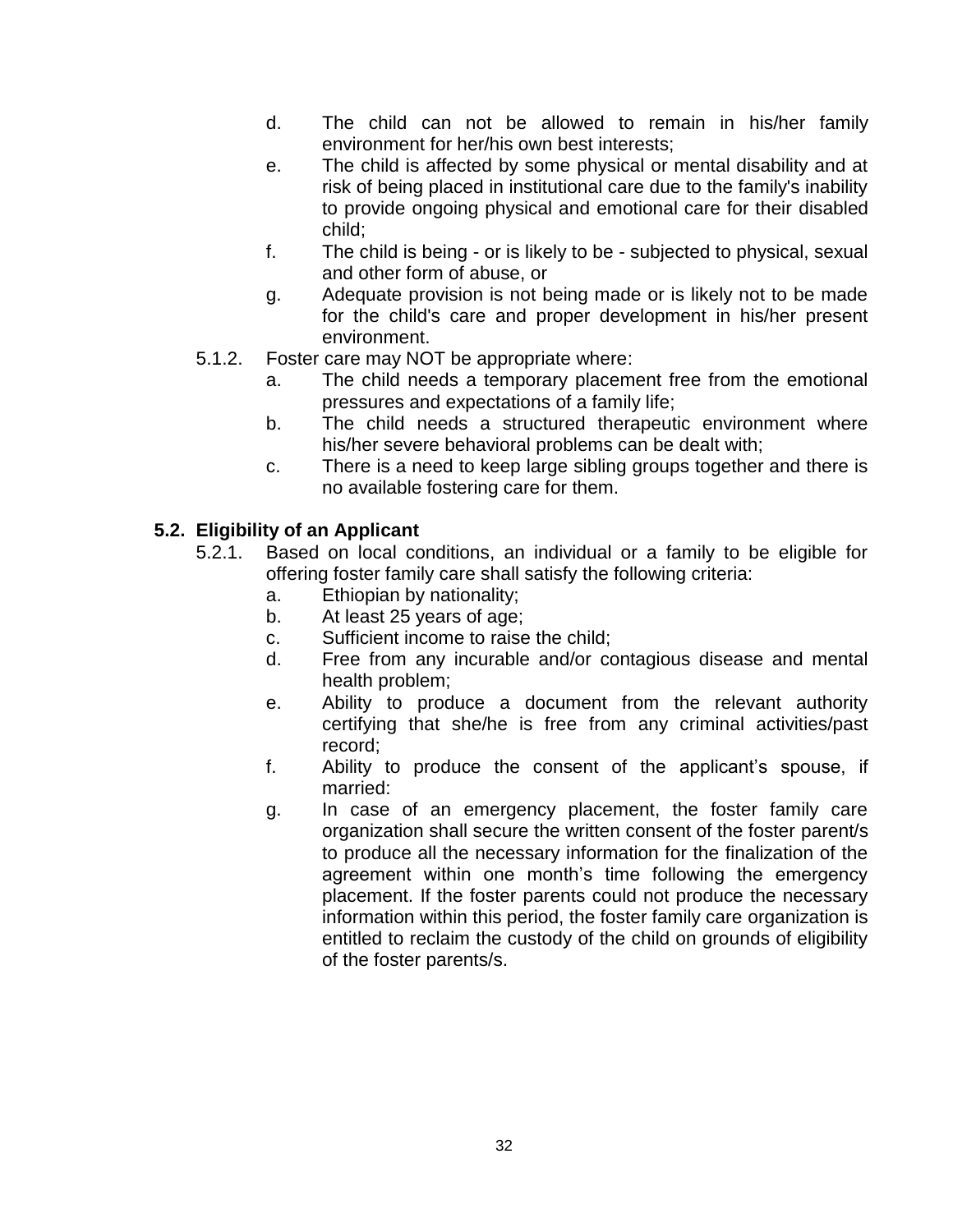d. The child can not be allowed to remain in his/her family environment for her/his own best interests;
e. The child is affected by some physical or mental disability and at risk of being placed in institutional care due to the family's inability to provide ongoing physical and emotional care for their disabled child;
f. The child is being - or is likely to be - subjected to physical, sexual and other form of abuse, or
g. Adequate provision is not being made or is likely not to be made for the child's care and proper development in his/her present environment.

5.1.2. Foster care may NOT be appropriate where:

a. The child needs a temporary placement free from the emotional pressures and expectations of a family life;
b. The child needs a structured therapeutic environment where his/her severe behavioral problems can be dealt with;
c. There is a need to keep large sibling groups together and there is no available fostering care for them.

## 5.2. Eligibility of an Applicant

5.2.1. Based on local conditions, an individual or a family to be eligible for offering foster family care shall satisfy the following criteria:

a. Ethiopian by nationality;
b. At least 25 years of age;
c. Sufficient income to raise the child;
d. Free from any incurable and/or contagious disease and mental health problem;
e. Ability to produce a document from the relevant authority certifying that she/he is free from any criminal activities/past record;
f. Ability to produce the consent of the applicant’s spouse, if married:
g. In case of an emergency placement, the foster family care organization shall secure the written consent of the foster parent/s to produce all the necessary information for the finalization of the agreement within one month’s time following the emergency placement. If the foster parents could not produce the necessary information within this period, the foster family care organization is entitled to reclaim the custody of the child on grounds of eligibility of the foster parents/s.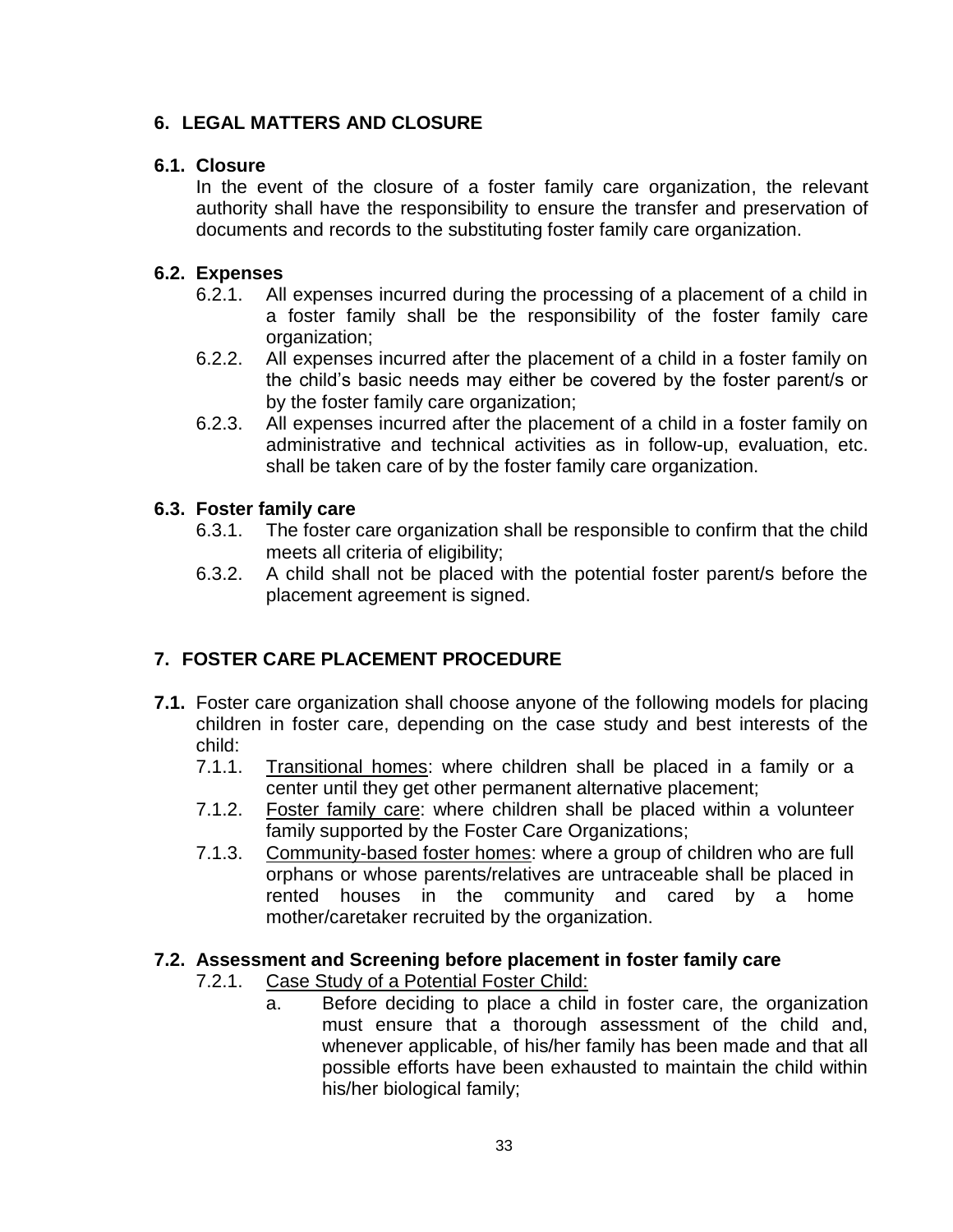## 6. LEGAL MATTERS AND CLOSURE

### 6.1. Closure

In the event of the closure of a foster family care organization, the relevant authority shall have the responsibility to ensure the transfer and preservation of documents and records to the substituting foster family care organization.

### 6.2. Expenses

6.2.1. All expenses incurred during the processing of a placement of a child in a foster family shall be the responsibility of the foster family care organization;

6.2.2. All expenses incurred after the placement of a child in a foster family on the child's basic needs may either be covered by the foster parent/s or by the foster family care organization;

6.2.3. All expenses incurred after the placement of a child in a foster family on administrative and technical activities as in follow-up, evaluation, etc. shall be taken care of by the foster family care organization.

### 6.3. Foster family care

6.3.1. The foster care organization shall be responsible to confirm that the child meets all criteria of eligibility;

6.3.2. A child shall not be placed with the potential foster parent/s before the placement agreement is signed.

## 7. FOSTER CARE PLACEMENT PROCEDURE

**7.1.** Foster care organization shall choose anyone of the following models for placing children in foster care, depending on the case study and best interests of the child:

7.1.1. Transitional homes: where children shall be placed in a family or a center until they get other permanent alternative placement;

7.1.2. Foster family care: where children shall be placed within a volunteer family supported by the Foster Care Organizations;

7.1.3. Community-based foster homes: where a group of children who are full orphans or whose parents/relatives are untraceable shall be placed in rented houses in the community and cared by a home mother/caretaker recruited by the organization.

### 7.2. Assessment and Screening before placement in foster family care

7.2.1. Case Study of a Potential Foster Child:

a. Before deciding to place a child in foster care, the organization must ensure that a thorough assessment of the child and, whenever applicable, of his/her family has been made and that all possible efforts have been exhausted to maintain the child within his/her biological family;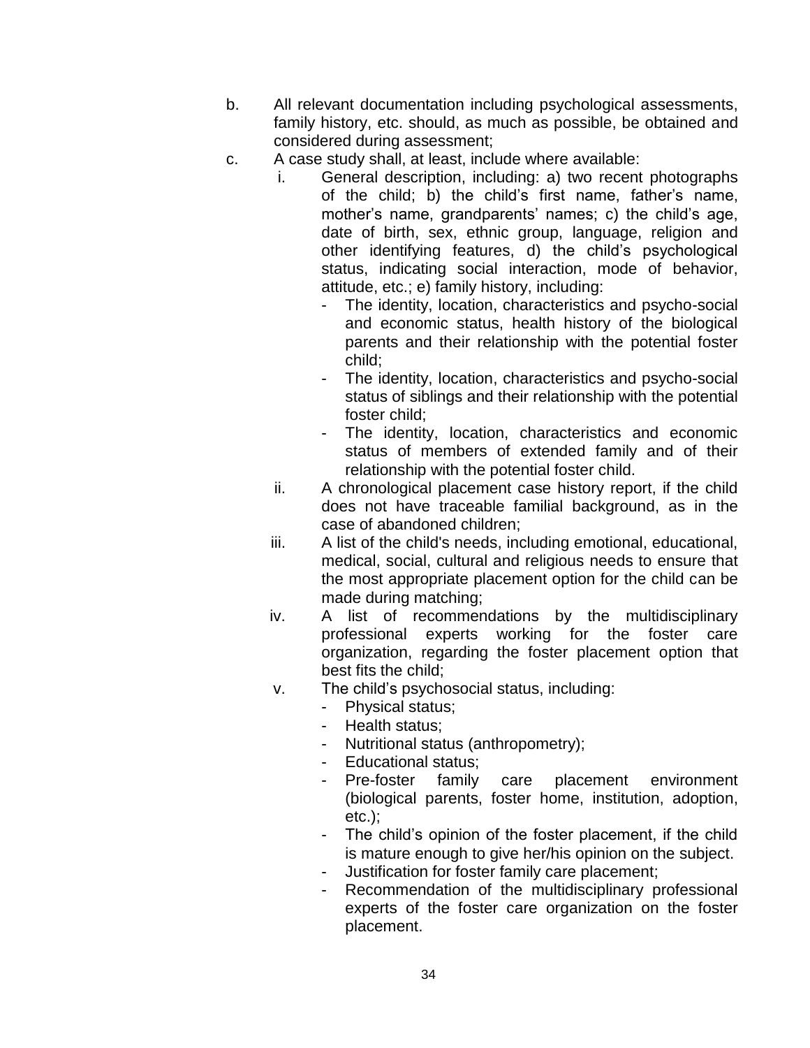b. All relevant documentation including psychological assessments, family history, etc. should, as much as possible, be obtained and considered during assessment;

c. A case study shall, at least, include where available:

   i. General description, including: a) two recent photographs of the child; b) the child's first name, father's name, mother's name, grandparents' names; c) the child's age, date of birth, sex, ethnic group, language, religion and other identifying features, d) the child's psychological status, indicating social interaction, mode of behavior, attitude, etc.; e) family history, including:
      - The identity, location, characteristics and psycho-social and economic status, health history of the biological parents and their relationship with the potential foster child;
      - The identity, location, characteristics and psycho-social status of siblings and their relationship with the potential foster child;
      - The identity, location, characteristics and economic status of members of extended family and of their relationship with the potential foster child.

   ii. A chronological placement case history report, if the child does not have traceable familial background, as in the case of abandoned children;

   iii. A list of the child's needs, including emotional, educational, medical, social, cultural and religious needs to ensure that the most appropriate placement option for the child can be made during matching;

   iv. A list of recommendations by the multidisciplinary professional experts working for the foster care organization, regarding the foster placement option that best fits the child;

   v. The child's psychosocial status, including:
      - Physical status;
      - Health status;
      - Nutritional status (anthropometry);
      - Educational status;
      - Pre-foster family care placement environment (biological parents, foster home, institution, adoption, etc.);
      - The child's opinion of the foster placement, if the child is mature enough to give her/his opinion on the subject.
      - Justification for foster family care placement;
      - Recommendation of the multidisciplinary professional experts of the foster care organization on the foster placement.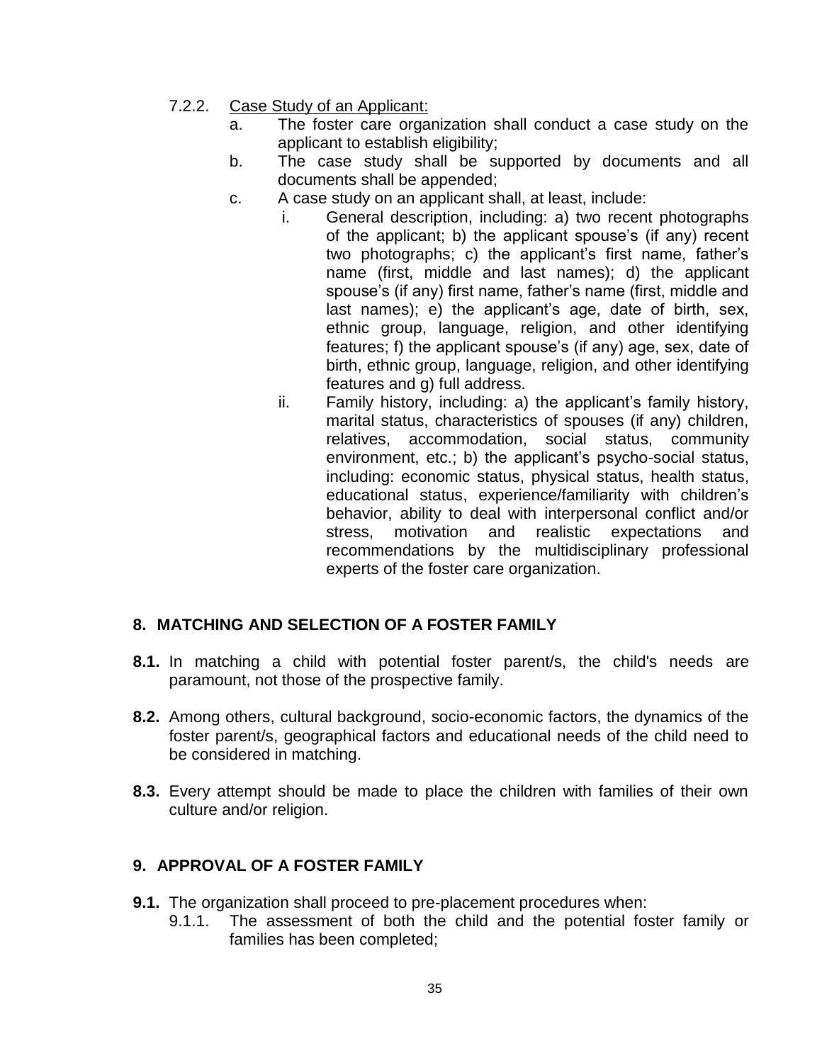7.2.2. Case Study of an Applicant:

a. The foster care organization shall conduct a case study on the applicant to establish eligibility;

b. The case study shall be supported by documents and all documents shall be appended;

c. A case study on an applicant shall, at least, include:

i. General description, including: a) two recent photographs of the applicant; b) the applicant spouse's (if any) recent two photographs; c) the applicant's first name, father's name (first, middle and last names); d) the applicant spouse's (if any) first name, father's name (first, middle and last names); e) the applicant's age, date of birth, sex, ethnic group, language, religion, and other identifying features; f) the applicant spouse's (if any) age, sex, date of birth, ethnic group, language, religion, and other identifying features and g) full address.

ii. Family history, including: a) the applicant's family history, marital status, characteristics of spouses (if any) children, relatives, accommodation, social status, community environment, etc.; b) the applicant's psycho-social status, including: economic status, physical status, health status, educational status, experience/familiarity with children's behavior, ability to deal with interpersonal conflict and/or stress, motivation and realistic expectations and recommendations by the multidisciplinary professional experts of the foster care organization.

## 8. MATCHING AND SELECTION OF A FOSTER FAMILY

**8.1.** In matching a child with potential foster parent/s, the child's needs are paramount, not those of the prospective family.

**8.2.** Among others, cultural background, socio-economic factors, the dynamics of the foster parent/s, geographical factors and educational needs of the child need to be considered in matching.

**8.3.** Every attempt should be made to place the children with families of their own culture and/or religion.

## 9. APPROVAL OF A FOSTER FAMILY

**9.1.** The organization shall proceed to pre-placement procedures when:

9.1.1. The assessment of both the child and the potential foster family or families has been completed;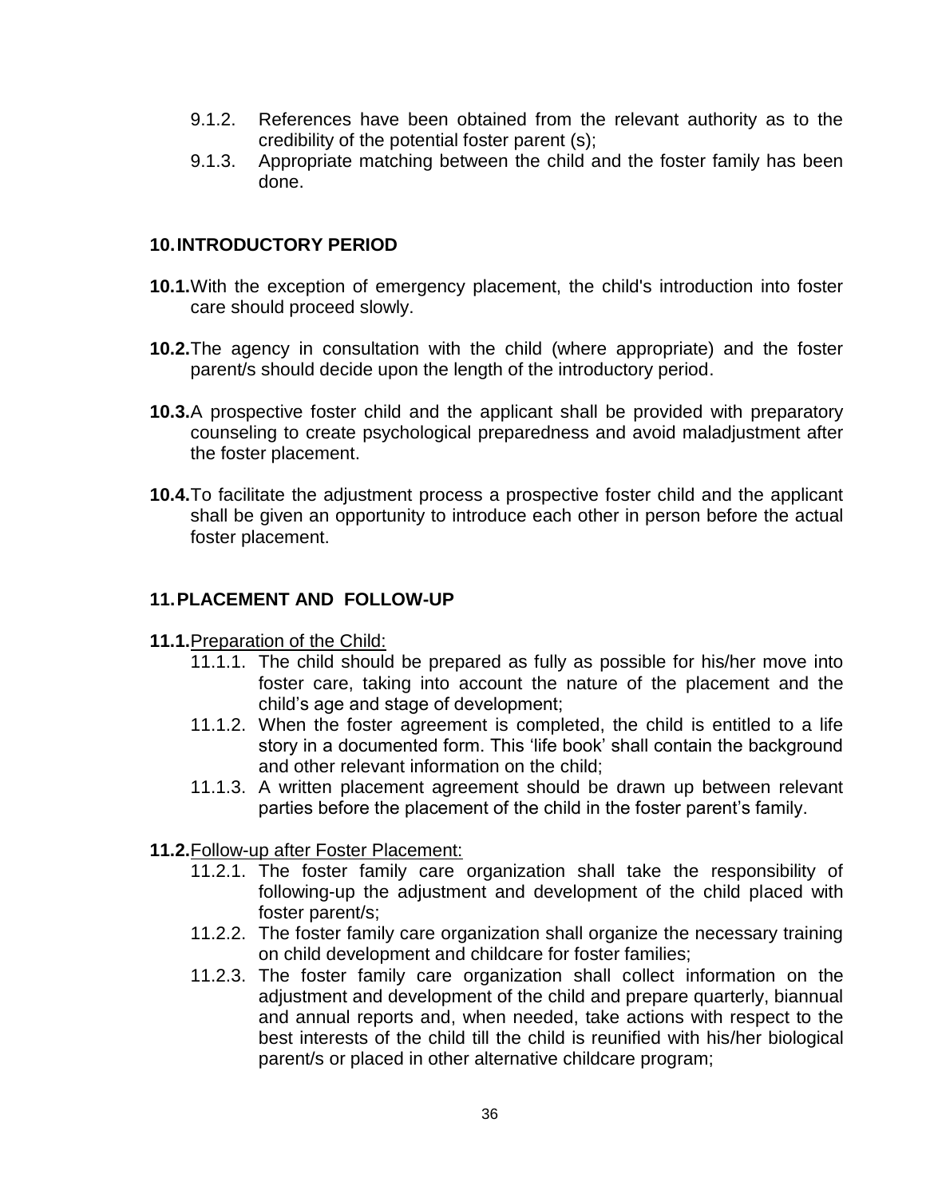9.1.2. References have been obtained from the relevant authority as to the credibility of the potential foster parent (s);

9.1.3. Appropriate matching between the child and the foster family has been done.

## 10. INTRODUCTORY PERIOD

**10.1.** With the exception of emergency placement, the child's introduction into foster care should proceed slowly.

**10.2.** The agency in consultation with the child (where appropriate) and the foster parent/s should decide upon the length of the introductory period.

**10.3.** A prospective foster child and the applicant shall be provided with preparatory counseling to create psychological preparedness and avoid maladjustment after the foster placement.

**10.4.** To facilitate the adjustment process a prospective foster child and the applicant shall be given an opportunity to introduce each other in person before the actual foster placement.

## 11. PLACEMENT AND FOLLOW-UP

**11.1.** Preparation of the Child:

11.1.1. The child should be prepared as fully as possible for his/her move into foster care, taking into account the nature of the placement and the child's age and stage of development;

11.1.2. When the foster agreement is completed, the child is entitled to a life story in a documented form. This 'life book' shall contain the background and other relevant information on the child;

11.1.3. A written placement agreement should be drawn up between relevant parties before the placement of the child in the foster parent's family.

**11.2.** Follow-up after Foster Placement:

11.2.1. The foster family care organization shall take the responsibility of following-up the adjustment and development of the child placed with foster parent/s;

11.2.2. The foster family care organization shall organize the necessary training on child development and childcare for foster families;

11.2.3. The foster family care organization shall collect information on the adjustment and development of the child and prepare quarterly, biannual and annual reports and, when needed, take actions with respect to the best interests of the child till the child is reunified with his/her biological parent/s or placed in other alternative childcare program;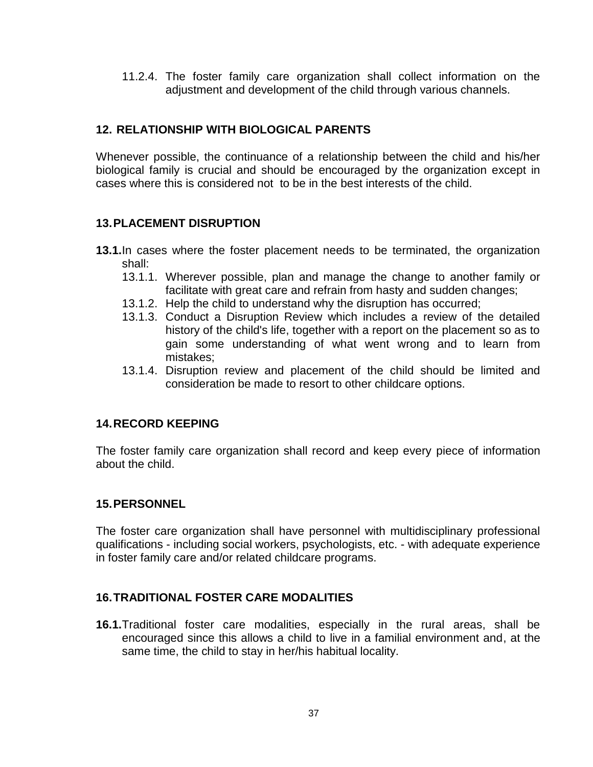11.2.4. The foster family care organization shall collect information on the adjustment and development of the child through various channels.

## 12. RELATIONSHIP WITH BIOLOGICAL PARENTS

Whenever possible, the continuance of a relationship between the child and his/her biological family is crucial and should be encouraged by the organization except in cases where this is considered not to be in the best interests of the child.

## 13. PLACEMENT DISRUPTION

**13.1.** In cases where the foster placement needs to be terminated, the organization shall:

- 13.1.1. Wherever possible, plan and manage the change to another family or facilitate with great care and refrain from hasty and sudden changes;
- 13.1.2. Help the child to understand why the disruption has occurred;
- 13.1.3. Conduct a Disruption Review which includes a review of the detailed history of the child's life, together with a report on the placement so as to gain some understanding of what went wrong and to learn from mistakes;
- 13.1.4. Disruption review and placement of the child should be limited and consideration be made to resort to other childcare options.

## 14. RECORD KEEPING

The foster family care organization shall record and keep every piece of information about the child.

## 15. PERSONNEL

The foster care organization shall have personnel with multidisciplinary professional qualifications - including social workers, psychologists, etc. - with adequate experience in foster family care and/or related childcare programs.

## 16. TRADITIONAL FOSTER CARE MODALITIES

**16.1.** Traditional foster care modalities, especially in the rural areas, shall be encouraged since this allows a child to live in a familial environment and, at the same time, the child to stay in her/his habitual locality.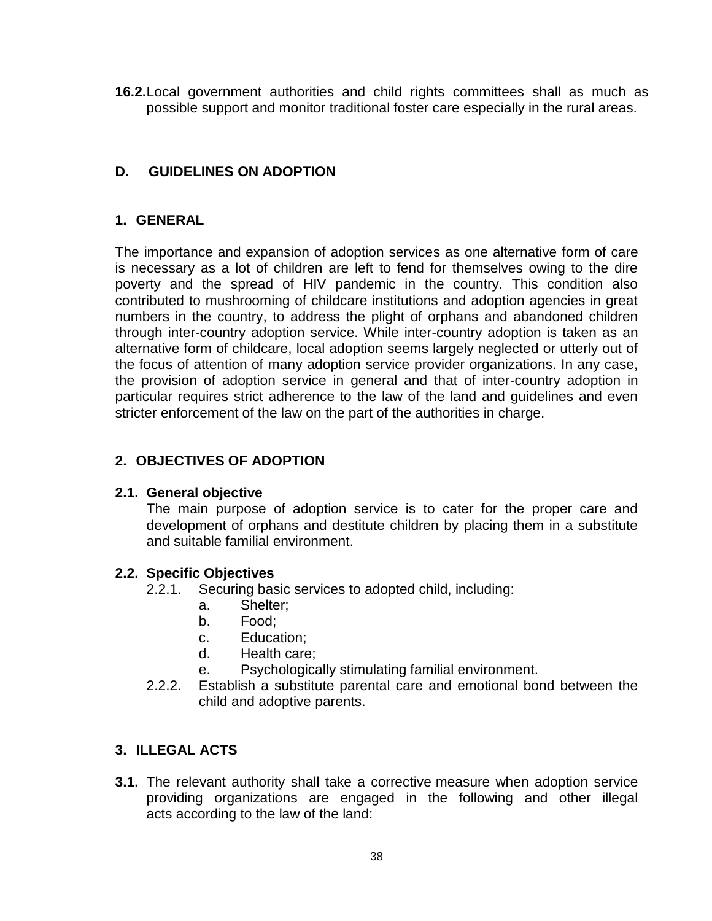**16.2.** Local government authorities and child rights committees shall as much as possible support and monitor traditional foster care especially in the rural areas.

## D. GUIDELINES ON ADOPTION

### 1. GENERAL

The importance and expansion of adoption services as one alternative form of care is necessary as a lot of children are left to fend for themselves owing to the dire poverty and the spread of HIV pandemic in the country. This condition also contributed to mushrooming of childcare institutions and adoption agencies in great numbers in the country, to address the plight of orphans and abandoned children through inter-country adoption service. While inter-country adoption is taken as an alternative form of childcare, local adoption seems largely neglected or utterly out of the focus of attention of many adoption service provider organizations. In any case, the provision of adoption service in general and that of inter-country adoption in particular requires strict adherence to the law of the land and guidelines and even stricter enforcement of the law on the part of the authorities in charge.

### 2. OBJECTIVES OF ADOPTION

**2.1. General objective**

The main purpose of adoption service is to cater for the proper care and development of orphans and destitute children by placing them in a substitute and suitable familial environment.

**2.2. Specific Objectives**

2.2.1. Securing basic services to adopted child, including:

a. Shelter;

b. Food;

c. Education;

d. Health care;

e. Psychologically stimulating familial environment.

2.2.2. Establish a substitute parental care and emotional bond between the child and adoptive parents.

### 3. ILLEGAL ACTS

**3.1.** The relevant authority shall take a corrective measure when adoption service providing organizations are engaged in the following and other illegal acts according to the law of the land: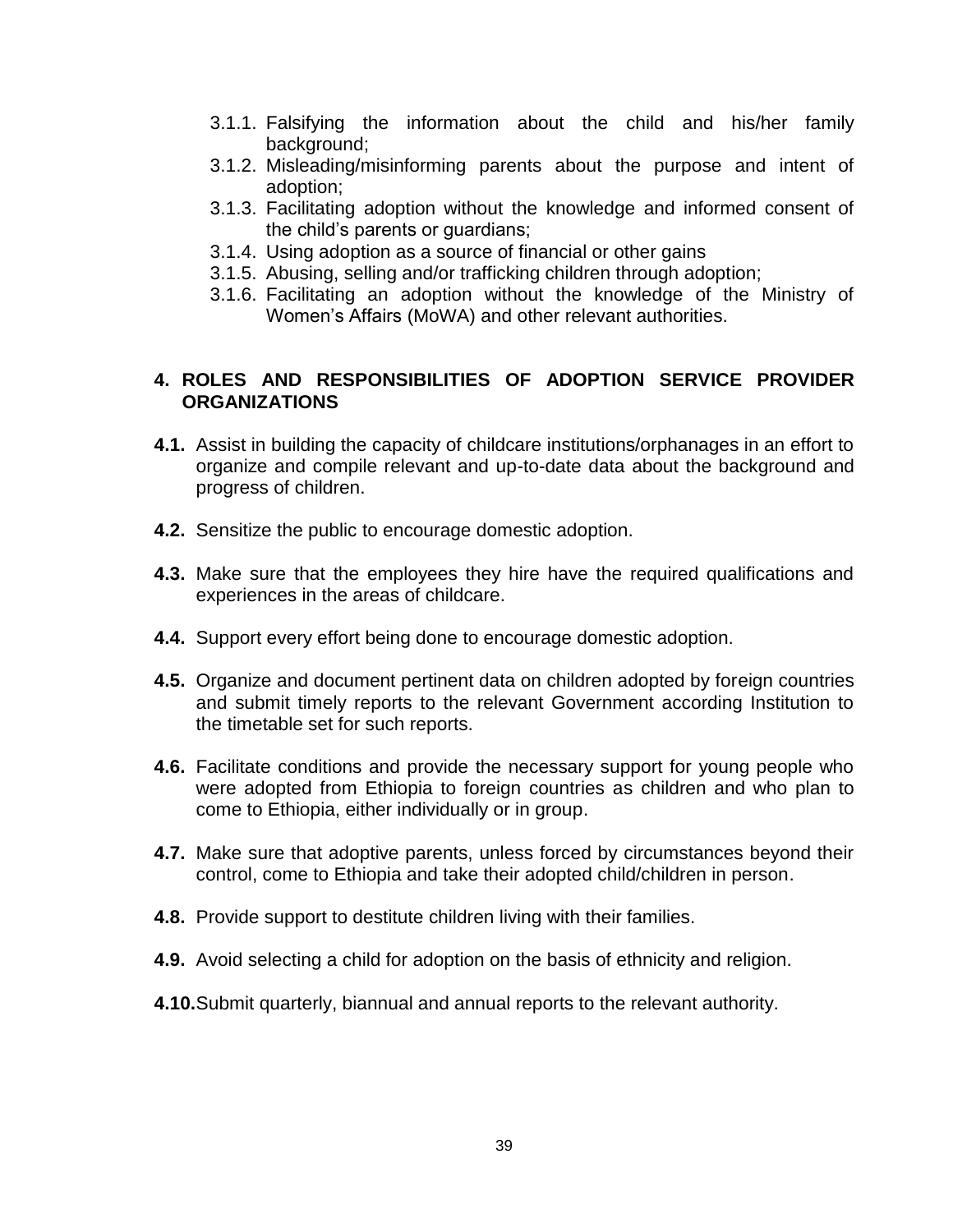- 3.1.1. Falsifying the information about the child and his/her family background;
- 3.1.2. Misleading/misinforming parents about the purpose and intent of adoption;
- 3.1.3. Facilitating adoption without the knowledge and informed consent of the child's parents or guardians;
- 3.1.4. Using adoption as a source of financial or other gains
- 3.1.5. Abusing, selling and/or trafficking children through adoption;
- 3.1.6. Facilitating an adoption without the knowledge of the Ministry of Women's Affairs (MoWA) and other relevant authorities.

## 4. ROLES AND RESPONSIBILITIES OF ADOPTION SERVICE PROVIDER ORGANIZATIONS

**4.1.** Assist in building the capacity of childcare institutions/orphanages in an effort to organize and compile relevant and up-to-date data about the background and progress of children.

**4.2.** Sensitize the public to encourage domestic adoption.

**4.3.** Make sure that the employees they hire have the required qualifications and experiences in the areas of childcare.

**4.4.** Support every effort being done to encourage domestic adoption.

**4.5.** Organize and document pertinent data on children adopted by foreign countries and submit timely reports to the relevant Government according Institution to the timetable set for such reports.

**4.6.** Facilitate conditions and provide the necessary support for young people who were adopted from Ethiopia to foreign countries as children and who plan to come to Ethiopia, either individually or in group.

**4.7.** Make sure that adoptive parents, unless forced by circumstances beyond their control, come to Ethiopia and take their adopted child/children in person.

**4.8.** Provide support to destitute children living with their families.

**4.9.** Avoid selecting a child for adoption on the basis of ethnicity and religion.

**4.10.** Submit quarterly, biannual and annual reports to the relevant authority.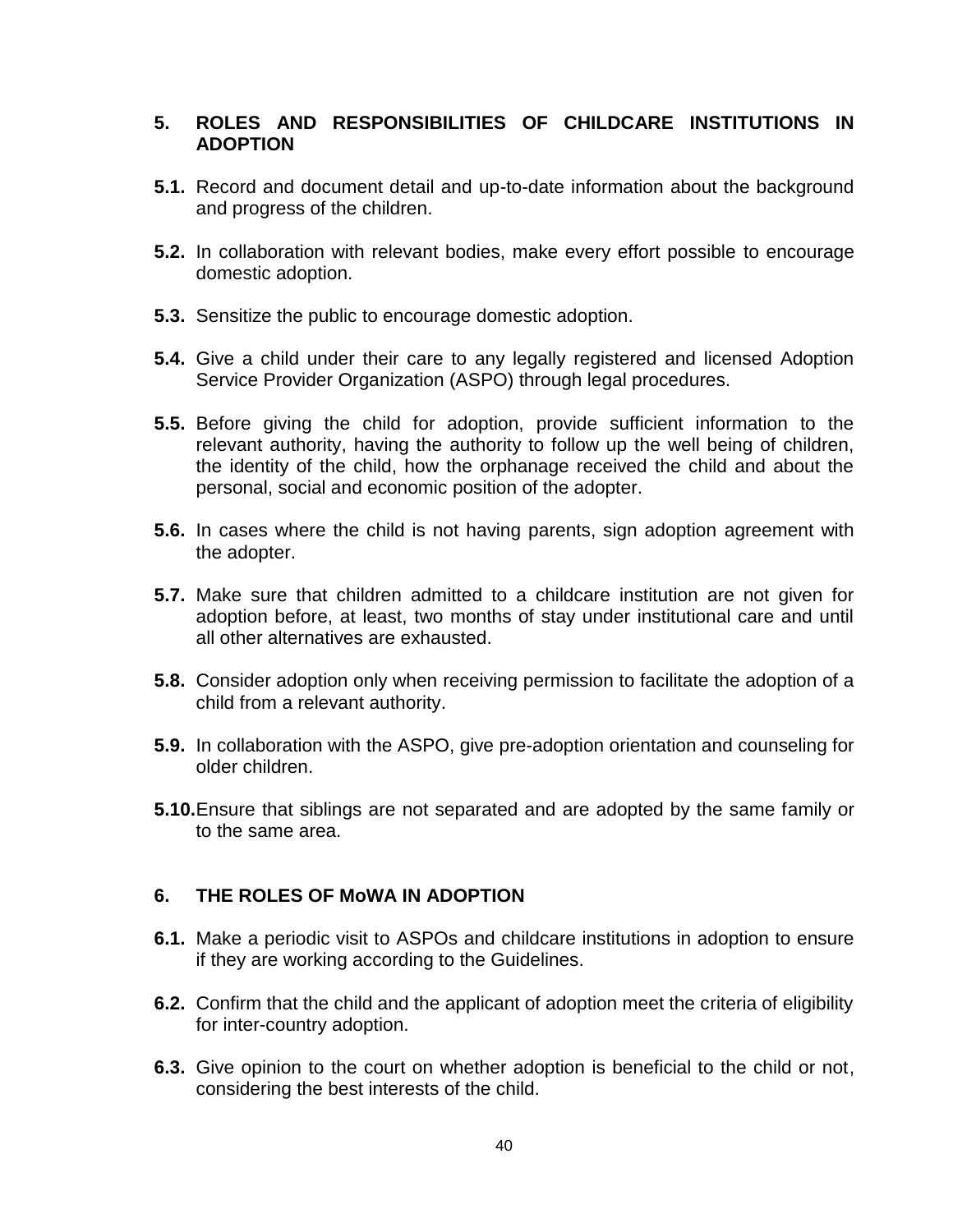## 5. ROLES AND RESPONSIBILITIES OF CHILDCARE INSTITUTIONS IN ADOPTION

**5.1.** Record and document detail and up-to-date information about the background and progress of the children.

**5.2.** In collaboration with relevant bodies, make every effort possible to encourage domestic adoption.

**5.3.** Sensitize the public to encourage domestic adoption.

**5.4.** Give a child under their care to any legally registered and licensed Adoption Service Provider Organization (ASPO) through legal procedures.

**5.5.** Before giving the child for adoption, provide sufficient information to the relevant authority, having the authority to follow up the well being of children, the identity of the child, how the orphanage received the child and about the personal, social and economic position of the adopter.

**5.6.** In cases where the child is not having parents, sign adoption agreement with the adopter.

**5.7.** Make sure that children admitted to a childcare institution are not given for adoption before, at least, two months of stay under institutional care and until all other alternatives are exhausted.

**5.8.** Consider adoption only when receiving permission to facilitate the adoption of a child from a relevant authority.

**5.9.** In collaboration with the ASPO, give pre-adoption orientation and counseling for older children.

**5.10.** Ensure that siblings are not separated and are adopted by the same family or to the same area.

## 6. THE ROLES OF MoWA IN ADOPTION

**6.1.** Make a periodic visit to ASPOs and childcare institutions in adoption to ensure if they are working according to the Guidelines.

**6.2.** Confirm that the child and the applicant of adoption meet the criteria of eligibility for inter-country adoption.

**6.3.** Give opinion to the court on whether adoption is beneficial to the child or not, considering the best interests of the child.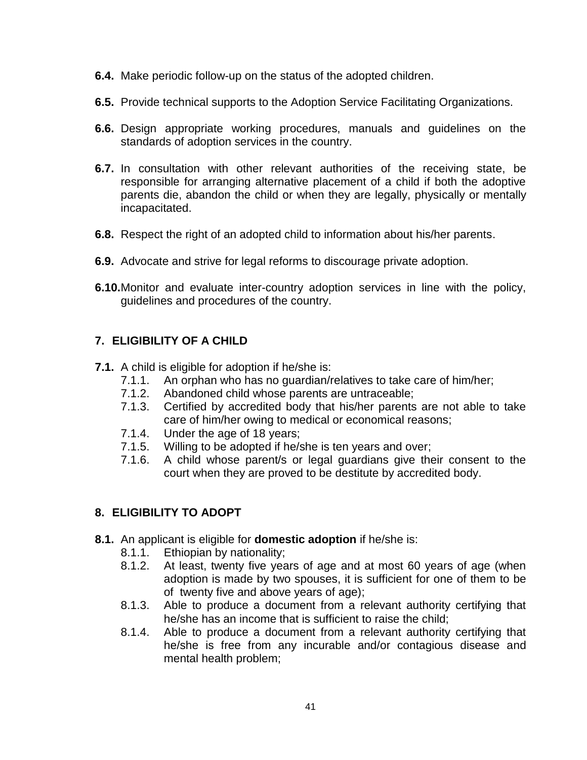**6.4.** Make periodic follow-up on the status of the adopted children.

**6.5.** Provide technical supports to the Adoption Service Facilitating Organizations.

**6.6.** Design appropriate working procedures, manuals and guidelines on the standards of adoption services in the country.

**6.7.** In consultation with other relevant authorities of the receiving state, be responsible for arranging alternative placement of a child if both the adoptive parents die, abandon the child or when they are legally, physically or mentally incapacitated.

**6.8.** Respect the right of an adopted child to information about his/her parents.

**6.9.** Advocate and strive for legal reforms to discourage private adoption.

**6.10.** Monitor and evaluate inter-country adoption services in line with the policy, guidelines and procedures of the country.

## 7. ELIGIBILITY OF A CHILD

**7.1.** A child is eligible for adoption if he/she is:

- 7.1.1. An orphan who has no guardian/relatives to take care of him/her;
- 7.1.2. Abandoned child whose parents are untraceable;
- 7.1.3. Certified by accredited body that his/her parents are not able to take care of him/her owing to medical or economical reasons;
- 7.1.4. Under the age of 18 years;
- 7.1.5. Willing to be adopted if he/she is ten years and over;
- 7.1.6. A child whose parent/s or legal guardians give their consent to the court when they are proved to be destitute by accredited body.

## 8. ELIGIBILITY TO ADOPT

**8.1.** An applicant is eligible for **domestic adoption** if he/she is:

- 8.1.1. Ethiopian by nationality;
- 8.1.2. At least, twenty five years of age and at most 60 years of age (when adoption is made by two spouses, it is sufficient for one of them to be of twenty five and above years of age);
- 8.1.3. Able to produce a document from a relevant authority certifying that he/she has an income that is sufficient to raise the child;
- 8.1.4. Able to produce a document from a relevant authority certifying that he/she is free from any incurable and/or contagious disease and mental health problem;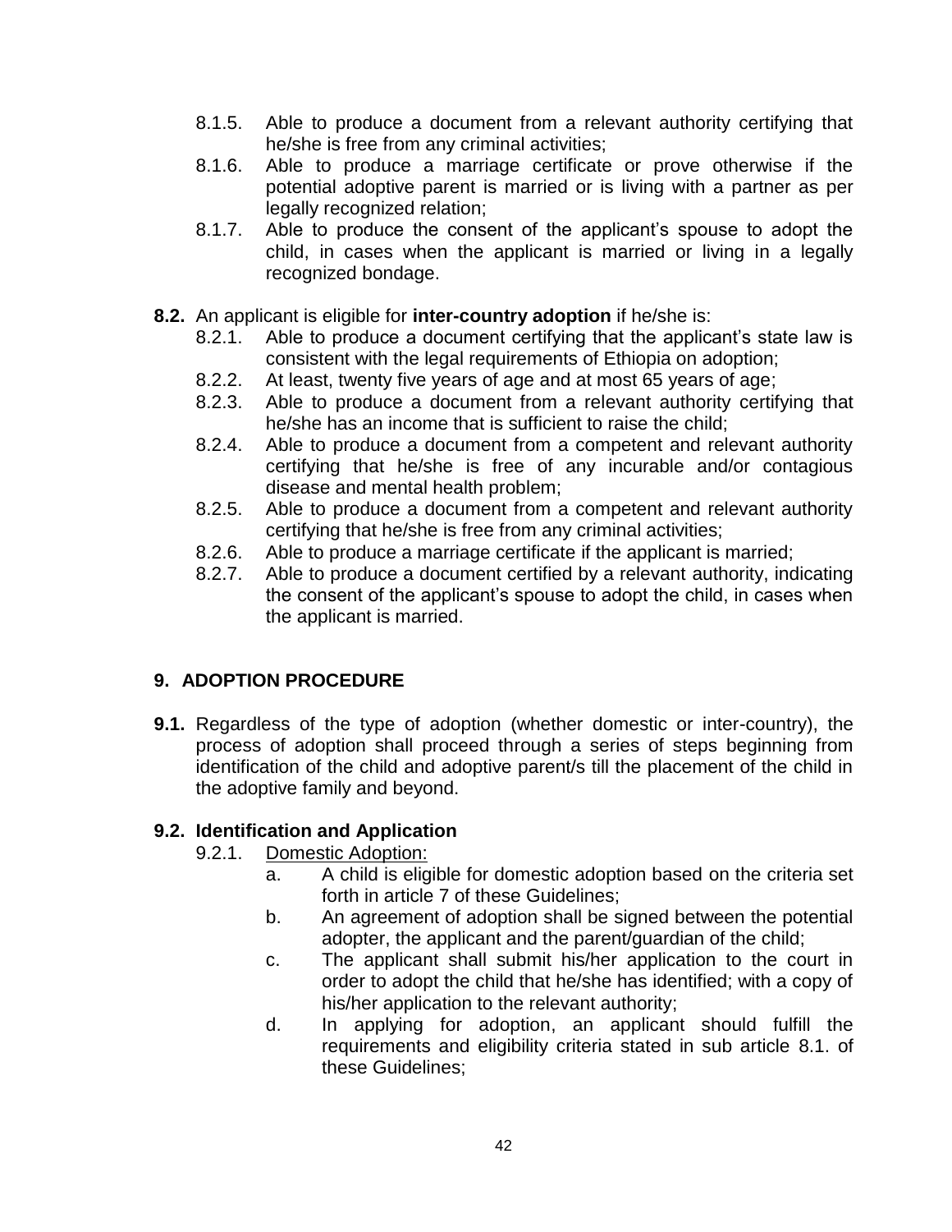- 8.1.5. Able to produce a document from a relevant authority certifying that he/she is free from any criminal activities;
- 8.1.6. Able to produce a marriage certificate or prove otherwise if the potential adoptive parent is married or is living with a partner as per legally recognized relation;
- 8.1.7. Able to produce the consent of the applicant's spouse to adopt the child, in cases when the applicant is married or living in a legally recognized bondage.

**8.2.** An applicant is eligible for **inter-country adoption** if he/she is:

- 8.2.1. Able to produce a document certifying that the applicant's state law is consistent with the legal requirements of Ethiopia on adoption;
- 8.2.2. At least, twenty five years of age and at most 65 years of age;
- 8.2.3. Able to produce a document from a relevant authority certifying that he/she has an income that is sufficient to raise the child;
- 8.2.4. Able to produce a document from a competent and relevant authority certifying that he/she is free of any incurable and/or contagious disease and mental health problem;
- 8.2.5. Able to produce a document from a competent and relevant authority certifying that he/she is free from any criminal activities;
- 8.2.6. Able to produce a marriage certificate if the applicant is married;
- 8.2.7. Able to produce a document certified by a relevant authority, indicating the consent of the applicant's spouse to adopt the child, in cases when the applicant is married.

## 9. ADOPTION PROCEDURE

**9.1.** Regardless of the type of adoption (whether domestic or inter-country), the process of adoption shall proceed through a series of steps beginning from identification of the child and adoptive parent/s till the placement of the child in the adoptive family and beyond.

### 9.2. Identification and Application

9.2.1. Domestic Adoption:

- a. A child is eligible for domestic adoption based on the criteria set forth in article 7 of these Guidelines;
- b. An agreement of adoption shall be signed between the potential adopter, the applicant and the parent/guardian of the child;
- c. The applicant shall submit his/her application to the court in order to adopt the child that he/she has identified; with a copy of his/her application to the relevant authority;
- d. In applying for adoption, an applicant should fulfill the requirements and eligibility criteria stated in sub article 8.1. of these Guidelines;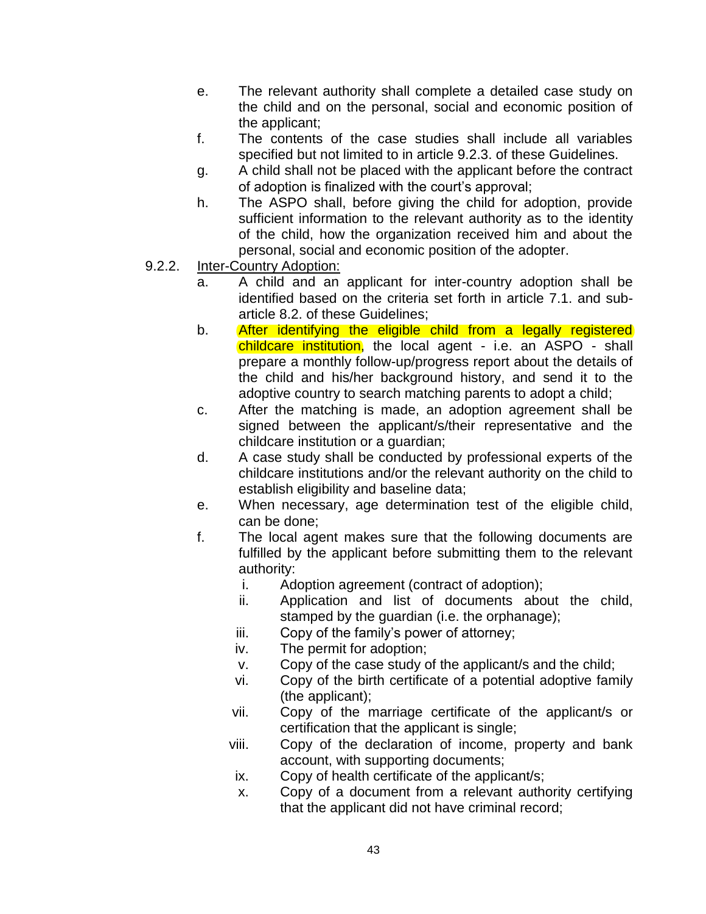e. The relevant authority shall complete a detailed case study on the child and on the personal, social and economic position of the applicant;

f. The contents of the case studies shall include all variables specified but not limited to in article 9.2.3. of these Guidelines.

g. A child shall not be placed with the applicant before the contract of adoption is finalized with the court's approval;

h. The ASPO shall, before giving the child for adoption, provide sufficient information to the relevant authority as to the identity of the child, how the organization received him and about the personal, social and economic position of the adopter.

9.2.2. <u>Inter-Country Adoption:</u>

a. A child and an applicant for inter-country adoption shall be identified based on the criteria set forth in article 7.1. and sub-article 8.2. of these Guidelines;

b. After identifying the eligible child from a legally registered childcare institution, the local agent - i.e. an ASPO - shall prepare a monthly follow-up/progress report about the details of the child and his/her background history, and send it to the adoptive country to search matching parents to adopt a child;

c. After the matching is made, an adoption agreement shall be signed between the applicant/s/their representative and the childcare institution or a guardian;

d. A case study shall be conducted by professional experts of the childcare institutions and/or the relevant authority on the child to establish eligibility and baseline data;

e. When necessary, age determination test of the eligible child, can be done;

f. The local agent makes sure that the following documents are fulfilled by the applicant before submitting them to the relevant authority:

   i. Adoption agreement (contract of adoption);
   ii. Application and list of documents about the child, stamped by the guardian (i.e. the orphanage);
   iii. Copy of the family's power of attorney;
   iv. The permit for adoption;
   v. Copy of the case study of the applicant/s and the child;
   vi. Copy of the birth certificate of a potential adoptive family (the applicant);
   vii. Copy of the marriage certificate of the applicant/s or certification that the applicant is single;
   viii. Copy of the declaration of income, property and bank account, with supporting documents;
   ix. Copy of health certificate of the applicant/s;
   x. Copy of a document from a relevant authority certifying that the applicant did not have criminal record;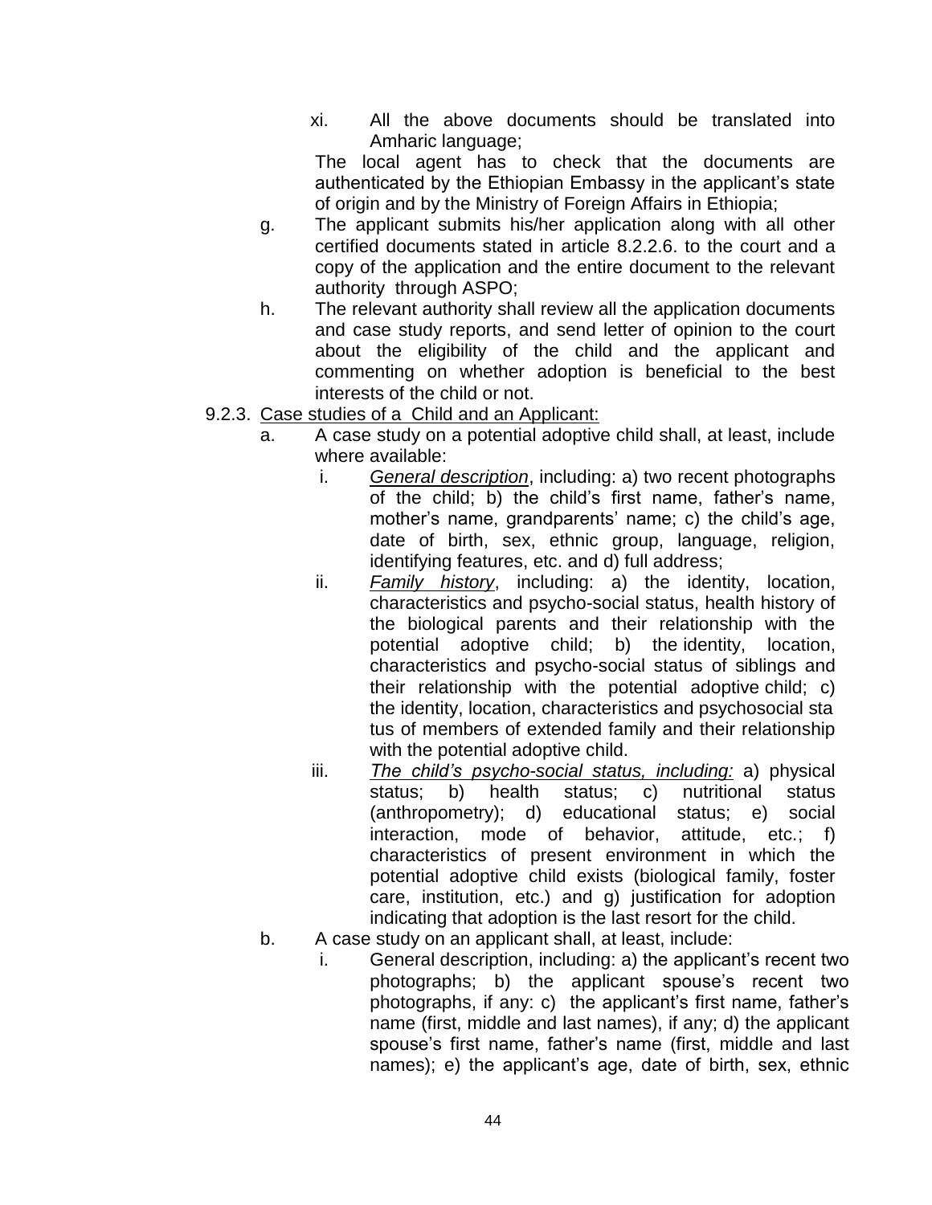xi. All the above documents should be translated into Amharic language;

The local agent has to check that the documents are authenticated by the Ethiopian Embassy in the applicant's state of origin and by the Ministry of Foreign Affairs in Ethiopia;

g. The applicant submits his/her application along with all other certified documents stated in article 8.2.2.6. to the court and a copy of the application and the entire document to the relevant authority through ASPO;

h. The relevant authority shall review all the application documents and case study reports, and send letter of opinion to the court about the eligibility of the child and the applicant and commenting on whether adoption is beneficial to the best interests of the child or not.

9.2.3. <u>Case studies of a Child and an Applicant:</u>

a. A case study on a potential adoptive child shall, at least, include where available:

i. <u>*General description*</u>, including: a) two recent photographs of the child; b) the child's first name, father's name, mother's name, grandparents' name; c) the child's age, date of birth, sex, ethnic group, language, religion, identifying features, etc. and d) full address;

ii. <u>*Family history*</u>, including: a) the identity, location, characteristics and psycho-social status, health history of the biological parents and their relationship with the potential adoptive child; b) the identity, location, characteristics and psycho-social status of siblings and their relationship with the potential adoptive child; c) the identity, location, characteristics and psychosocial sta tus of members of extended family and their relationship with the potential adoptive child.

iii. <u>*The child's psycho-social status, including:*</u> a) physical status; b) health status; c) nutritional status (anthropometry); d) educational status; e) social interaction, mode of behavior, attitude, etc.; f) characteristics of present environment in which the potential adoptive child exists (biological family, foster care, institution, etc.) and g) justification for adoption indicating that adoption is the last resort for the child.

b. A case study on an applicant shall, at least, include:

i. General description, including: a) the applicant's recent two photographs; b) the applicant spouse's recent two photographs, if any: c) the applicant's first name, father's name (first, middle and last names), if any; d) the applicant spouse's first name, father's name (first, middle and last names); e) the applicant's age, date of birth, sex, ethnic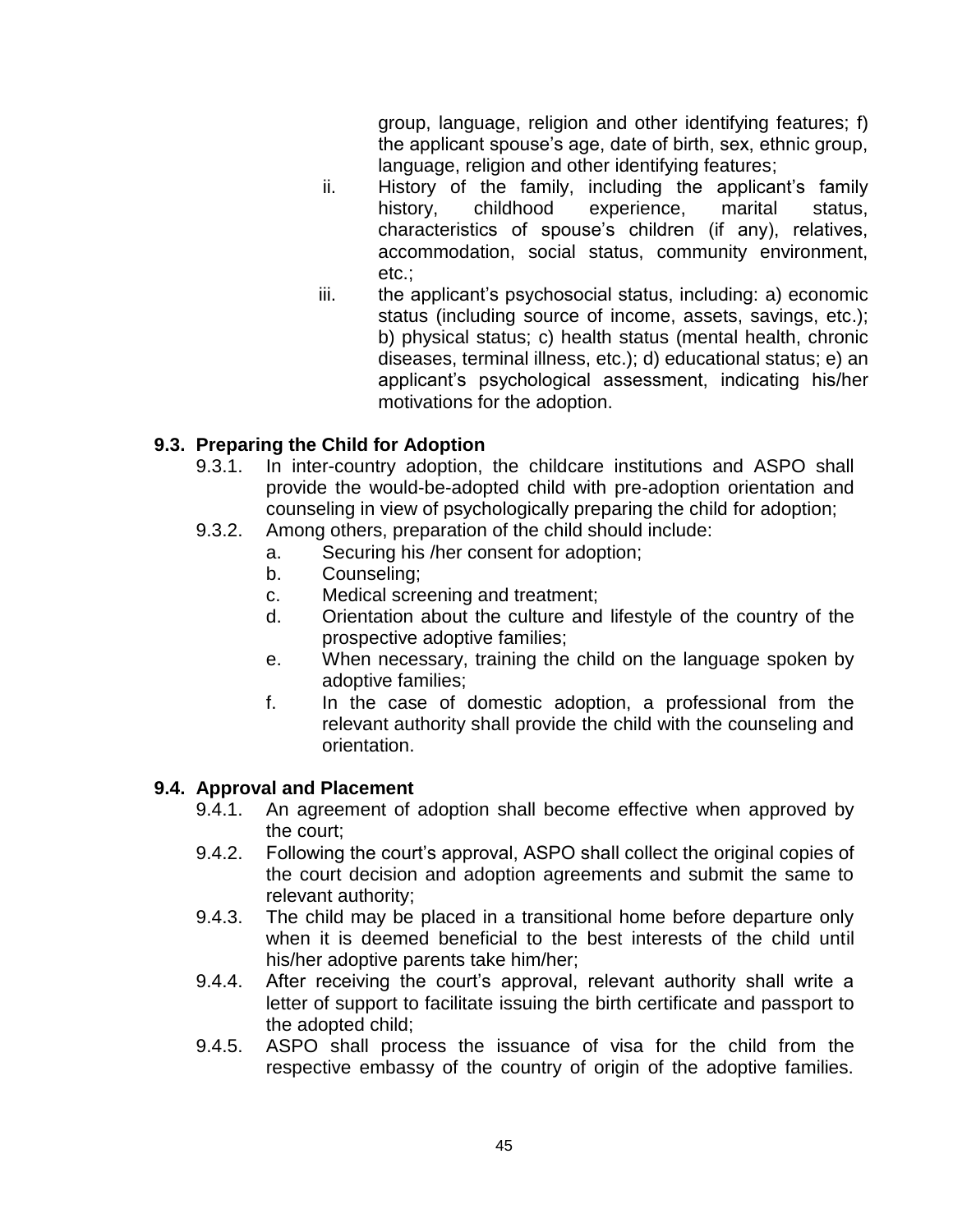group, language, religion and other identifying features; f) the applicant spouse's age, date of birth, sex, ethnic group, language, religion and other identifying features;

ii. History of the family, including the applicant's family history, childhood experience, marital status, characteristics of spouse's children (if any), relatives, accommodation, social status, community environment, etc.;

iii. the applicant's psychosocial status, including: a) economic status (including source of income, assets, savings, etc.); b) physical status; c) health status (mental health, chronic diseases, terminal illness, etc.); d) educational status; e) an applicant's psychological assessment, indicating his/her motivations for the adoption.

### 9.3. Preparing the Child for Adoption

9.3.1. In inter-country adoption, the childcare institutions and ASPO shall provide the would-be-adopted child with pre-adoption orientation and counseling in view of psychologically preparing the child for adoption;

9.3.2. Among others, preparation of the child should include:

a. Securing his /her consent for adoption;

b. Counseling;

c. Medical screening and treatment;

d. Orientation about the culture and lifestyle of the country of the prospective adoptive families;

e. When necessary, training the child on the language spoken by adoptive families;

f. In the case of domestic adoption, a professional from the relevant authority shall provide the child with the counseling and orientation.

### 9.4. Approval and Placement

9.4.1. An agreement of adoption shall become effective when approved by the court;

9.4.2. Following the court's approval, ASPO shall collect the original copies of the court decision and adoption agreements and submit the same to relevant authority;

9.4.3. The child may be placed in a transitional home before departure only when it is deemed beneficial to the best interests of the child until his/her adoptive parents take him/her;

9.4.4. After receiving the court's approval, relevant authority shall write a letter of support to facilitate issuing the birth certificate and passport to the adopted child;

9.4.5. ASPO shall process the issuance of visa for the child from the respective embassy of the country of origin of the adoptive families.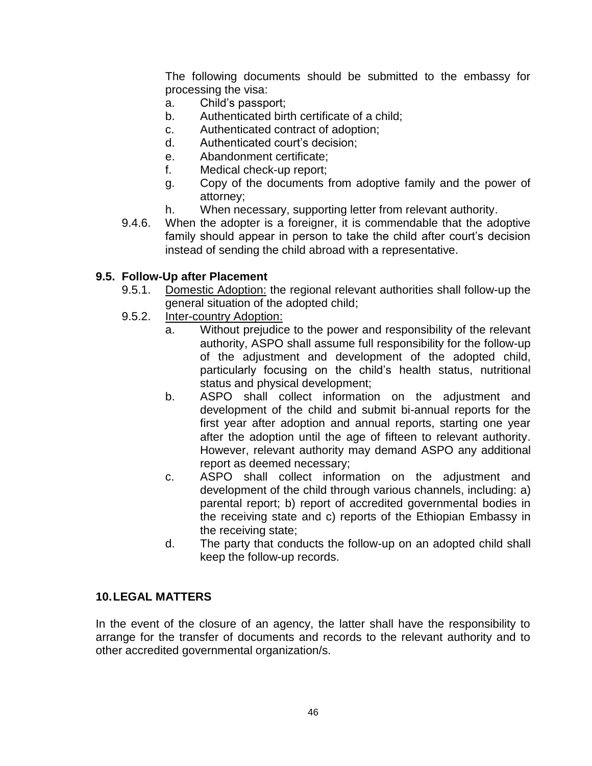The following documents should be submitted to the embassy for processing the visa:

a. Child's passport;
b. Authenticated birth certificate of a child;
c. Authenticated contract of adoption;
d. Authenticated court's decision;
e. Abandonment certificate;
f. Medical check-up report;
g. Copy of the documents from adoptive family and the power of attorney;
h. When necessary, supporting letter from relevant authority.

9.4.6. When the adopter is a foreigner, it is commendable that the adoptive family should appear in person to take the child after court's decision instead of sending the child abroad with a representative.

### 9.5. Follow-Up after Placement

9.5.1. Domestic Adoption: the regional relevant authorities shall follow-up the general situation of the adopted child;

9.5.2. Inter-country Adoption:

a. Without prejudice to the power and responsibility of the relevant authority, ASPO shall assume full responsibility for the follow-up of the adjustment and development of the adopted child, particularly focusing on the child's health status, nutritional status and physical development;
b. ASPO shall collect information on the adjustment and development of the child and submit bi-annual reports for the first year after adoption and annual reports, starting one year after the adoption until the age of fifteen to relevant authority. However, relevant authority may demand ASPO any additional report as deemed necessary;
c. ASPO shall collect information on the adjustment and development of the child through various channels, including: a) parental report; b) report of accredited governmental bodies in the receiving state and c) reports of the Ethiopian Embassy in the receiving state;
d. The party that conducts the follow-up on an adopted child shall keep the follow-up records.

## 10. LEGAL MATTERS

In the event of the closure of an agency, the latter shall have the responsibility to arrange for the transfer of documents and records to the relevant authority and to other accredited governmental organization/s.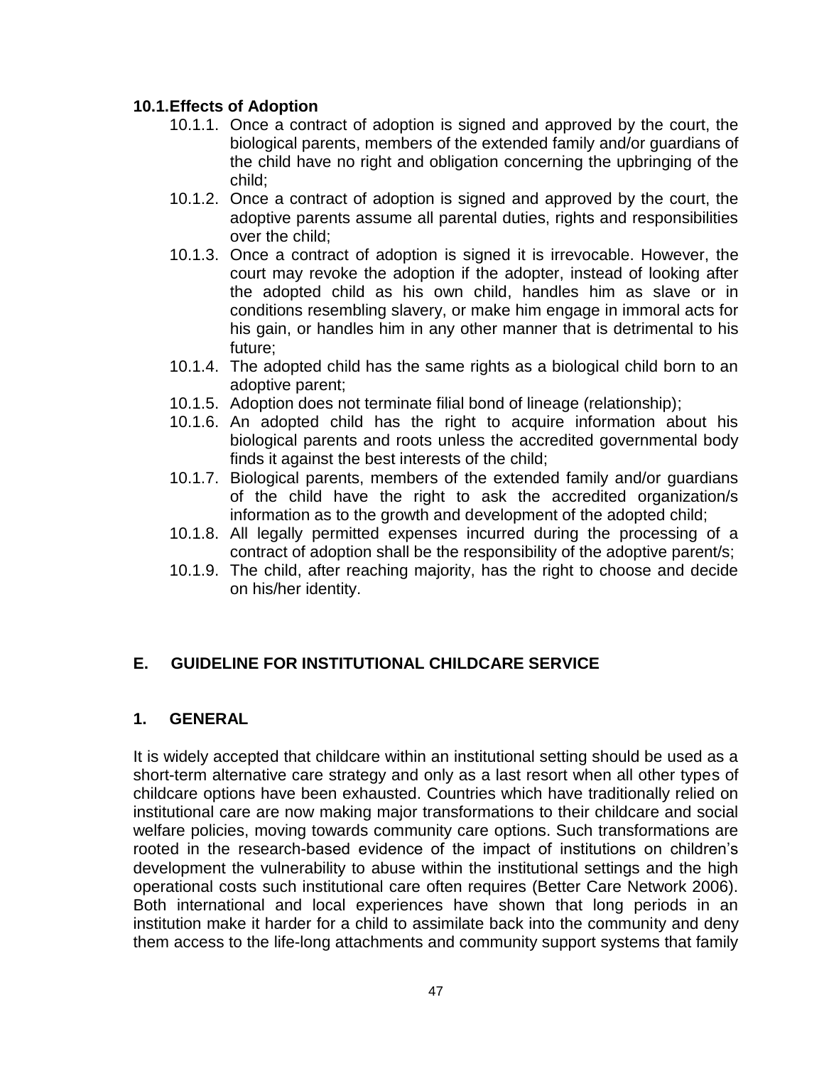### 10.1. Effects of Adoption

- 10.1.1. Once a contract of adoption is signed and approved by the court, the biological parents, members of the extended family and/or guardians of the child have no right and obligation concerning the upbringing of the child;
- 10.1.2. Once a contract of adoption is signed and approved by the court, the adoptive parents assume all parental duties, rights and responsibilities over the child;
- 10.1.3. Once a contract of adoption is signed it is irrevocable. However, the court may revoke the adoption if the adopter, instead of looking after the adopted child as his own child, handles him as slave or in conditions resembling slavery, or make him engage in immoral acts for his gain, or handles him in any other manner that is detrimental to his future;
- 10.1.4. The adopted child has the same rights as a biological child born to an adoptive parent;
- 10.1.5. Adoption does not terminate filial bond of lineage (relationship);
- 10.1.6. An adopted child has the right to acquire information about his biological parents and roots unless the accredited governmental body finds it against the best interests of the child;
- 10.1.7. Biological parents, members of the extended family and/or guardians of the child have the right to ask the accredited organization/s information as to the growth and development of the adopted child;
- 10.1.8. All legally permitted expenses incurred during the processing of a contract of adoption shall be the responsibility of the adoptive parent/s;
- 10.1.9. The child, after reaching majority, has the right to choose and decide on his/her identity.

## E. GUIDELINE FOR INSTITUTIONAL CHILDCARE SERVICE

### 1. GENERAL

It is widely accepted that childcare within an institutional setting should be used as a short-term alternative care strategy and only as a last resort when all other types of childcare options have been exhausted. Countries which have traditionally relied on institutional care are now making major transformations to their childcare and social welfare policies, moving towards community care options. Such transformations are rooted in the research-based evidence of the impact of institutions on children's development the vulnerability to abuse within the institutional settings and the high operational costs such institutional care often requires (Better Care Network 2006). Both international and local experiences have shown that long periods in an institution make it harder for a child to assimilate back into the community and deny them access to the life-long attachments and community support systems that family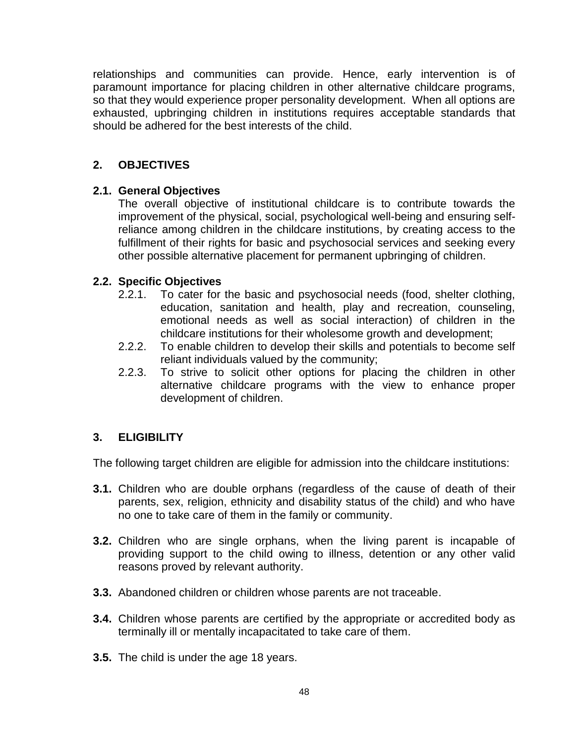relationships and communities can provide. Hence, early intervention is of paramount importance for placing children in other alternative childcare programs, so that they would experience proper personality development. When all options are exhausted, upbringing children in institutions requires acceptable standards that should be adhered for the best interests of the child.

## 2. OBJECTIVES

### 2.1. General Objectives

The overall objective of institutional childcare is to contribute towards the improvement of the physical, social, psychological well-being and ensuring self-reliance among children in the childcare institutions, by creating access to the fulfillment of their rights for basic and psychosocial services and seeking every other possible alternative placement for permanent upbringing of children.

### 2.2. Specific Objectives

- 2.2.1. To cater for the basic and psychosocial needs (food, shelter clothing, education, sanitation and health, play and recreation, counseling, emotional needs as well as social interaction) of children in the childcare institutions for their wholesome growth and development;
- 2.2.2. To enable children to develop their skills and potentials to become self reliant individuals valued by the community;
- 2.2.3. To strive to solicit other options for placing the children in other alternative childcare programs with the view to enhance proper development of children.

## 3. ELIGIBILITY

The following target children are eligible for admission into the childcare institutions:

**3.1.** Children who are double orphans (regardless of the cause of death of their parents, sex, religion, ethnicity and disability status of the child) and who have no one to take care of them in the family or community.

**3.2.** Children who are single orphans, when the living parent is incapable of providing support to the child owing to illness, detention or any other valid reasons proved by relevant authority.

**3.3.** Abandoned children or children whose parents are not traceable.

**3.4.** Children whose parents are certified by the appropriate or accredited body as terminally ill or mentally incapacitated to take care of them.

**3.5.** The child is under the age 18 years.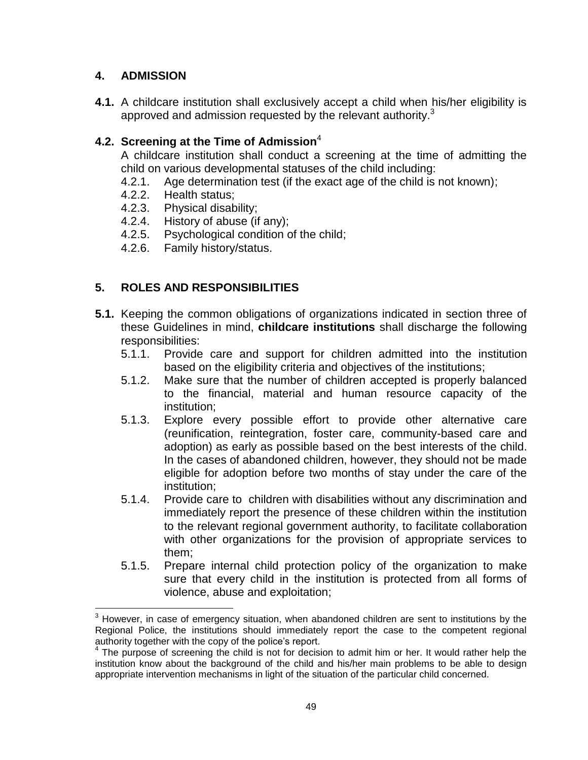## 4. ADMISSION

**4.1.** A childcare institution shall exclusively accept a child when his/her eligibility is approved and admission requested by the relevant authority.[3]

**4.2. Screening at the Time of Admission**[4]

A childcare institution shall conduct a screening at the time of admitting the child on various developmental statuses of the child including:

- 4.2.1. Age determination test (if the exact age of the child is not known);
- 4.2.2. Health status;
- 4.2.3. Physical disability;
- 4.2.4. History of abuse (if any);
- 4.2.5. Psychological condition of the child;
- 4.2.6. Family history/status.

## 5. ROLES AND RESPONSIBILITIES

**5.1.** Keeping the common obligations of organizations indicated in section three of these Guidelines in mind, **childcare institutions** shall discharge the following responsibilities:

- 5.1.1. Provide care and support for children admitted into the institution based on the eligibility criteria and objectives of the institutions;
- 5.1.2. Make sure that the number of children accepted is properly balanced to the financial, material and human resource capacity of the institution;
- 5.1.3. Explore every possible effort to provide other alternative care (reunification, reintegration, foster care, community-based care and adoption) as early as possible based on the best interests of the child. In the cases of abandoned children, however, they should not be made eligible for adoption before two months of stay under the care of the institution;
- 5.1.4. Provide care to children with disabilities without any discrimination and immediately report the presence of these children within the institution to the relevant regional government authority, to facilitate collaboration with other organizations for the provision of appropriate services to them;
- 5.1.5. Prepare internal child protection policy of the organization to make sure that every child in the institution is protected from all forms of violence, abuse and exploitation;

---

[3] However, in case of emergency situation, when abandoned children are sent to institutions by the Regional Police, the institutions should immediately report the case to the competent regional authority together with the copy of the police's report.

[4] The purpose of screening the child is not for decision to admit him or her. It would rather help the institution know about the background of the child and his/her main problems to be able to design appropriate intervention mechanisms in light of the situation of the particular child concerned.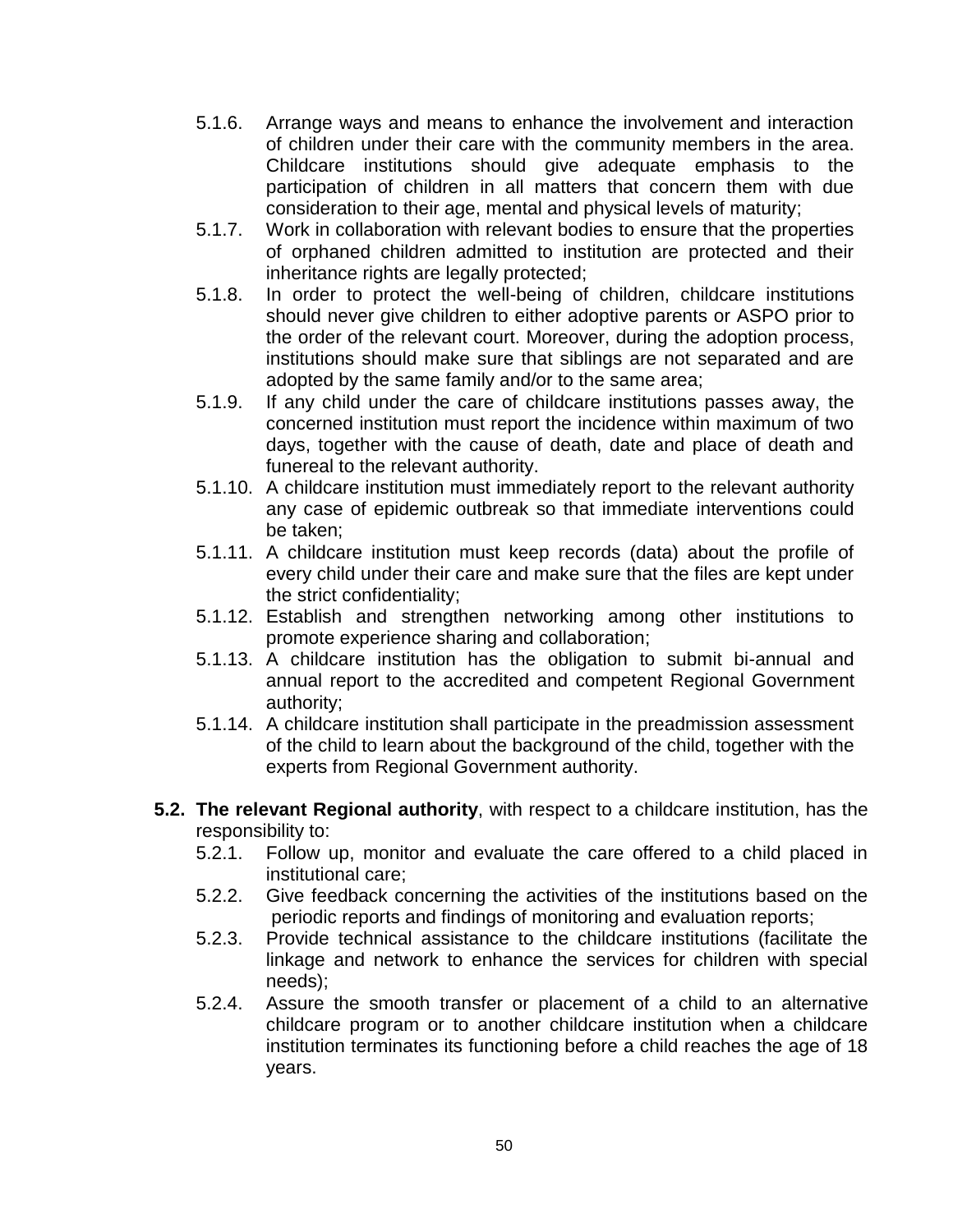5.1.6. Arrange ways and means to enhance the involvement and interaction of children under their care with the community members in the area. Childcare institutions should give adequate emphasis to the participation of children in all matters that concern them with due consideration to their age, mental and physical levels of maturity;

5.1.7. Work in collaboration with relevant bodies to ensure that the properties of orphaned children admitted to institution are protected and their inheritance rights are legally protected;

5.1.8. In order to protect the well-being of children, childcare institutions should never give children to either adoptive parents or ASPO prior to the order of the relevant court. Moreover, during the adoption process, institutions should make sure that siblings are not separated and are adopted by the same family and/or to the same area;

5.1.9. If any child under the care of childcare institutions passes away, the concerned institution must report the incidence within maximum of two days, together with the cause of death, date and place of death and funereal to the relevant authority.

5.1.10. A childcare institution must immediately report to the relevant authority any case of epidemic outbreak so that immediate interventions could be taken;

5.1.11. A childcare institution must keep records (data) about the profile of every child under their care and make sure that the files are kept under the strict confidentiality;

5.1.12. Establish and strengthen networking among other institutions to promote experience sharing and collaboration;

5.1.13. A childcare institution has the obligation to submit bi-annual and annual report to the accredited and competent Regional Government authority;

5.1.14. A childcare institution shall participate in the preadmission assessment of the child to learn about the background of the child, together with the experts from Regional Government authority.

**5.2. The relevant Regional authority**, with respect to a childcare institution, has the responsibility to:

5.2.1. Follow up, monitor and evaluate the care offered to a child placed in institutional care;

5.2.2. Give feedback concerning the activities of the institutions based on the periodic reports and findings of monitoring and evaluation reports;

5.2.3. Provide technical assistance to the childcare institutions (facilitate the linkage and network to enhance the services for children with special needs);

5.2.4. Assure the smooth transfer or placement of a child to an alternative childcare program or to another childcare institution when a childcare institution terminates its functioning before a child reaches the age of 18 years.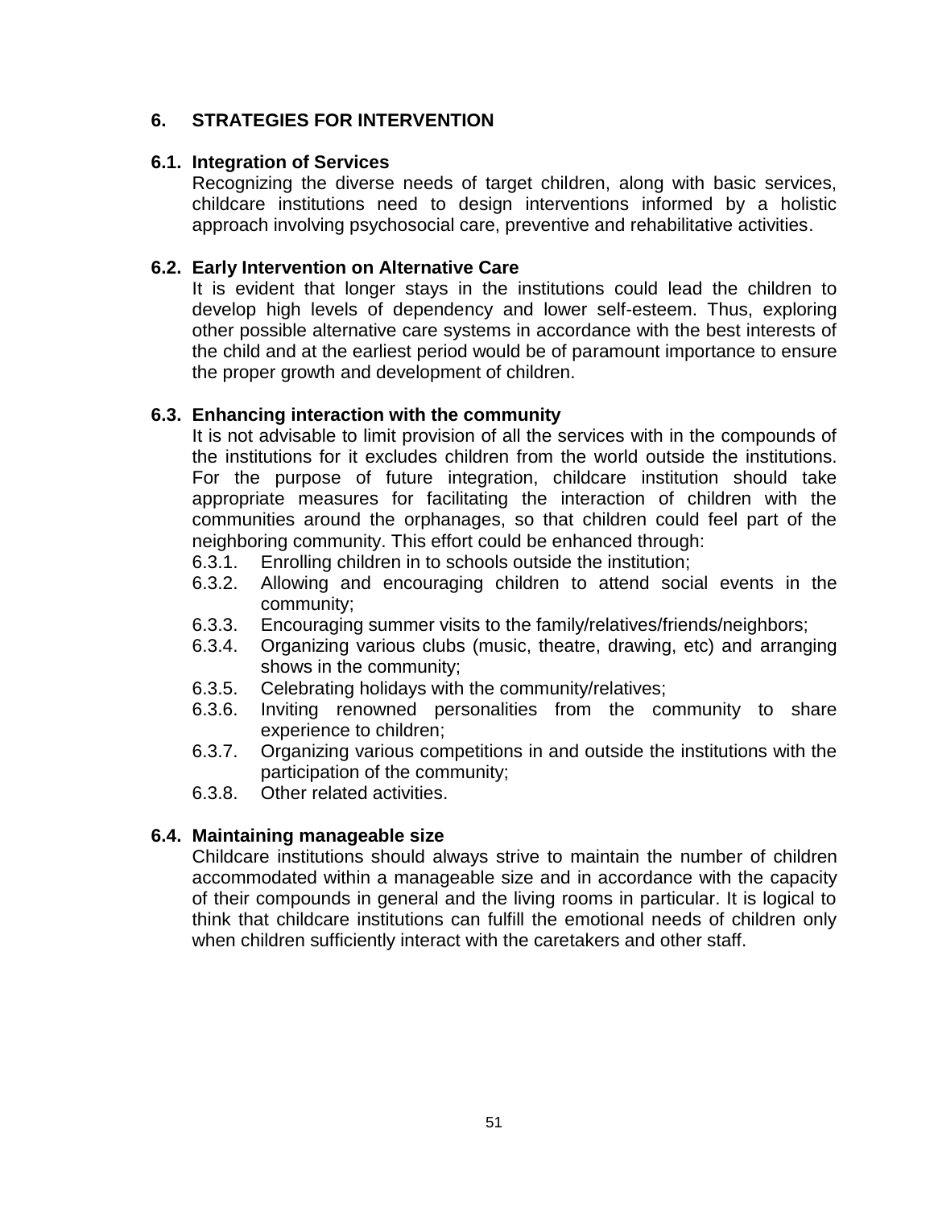## 6. STRATEGIES FOR INTERVENTION

### 6.1. Integration of Services

Recognizing the diverse needs of target children, along with basic services, childcare institutions need to design interventions informed by a holistic approach involving psychosocial care, preventive and rehabilitative activities.

### 6.2. Early Intervention on Alternative Care

It is evident that longer stays in the institutions could lead the children to develop high levels of dependency and lower self-esteem. Thus, exploring other possible alternative care systems in accordance with the best interests of the child and at the earliest period would be of paramount importance to ensure the proper growth and development of children.

### 6.3. Enhancing interaction with the community

It is not advisable to limit provision of all the services with in the compounds of the institutions for it excludes children from the world outside the institutions. For the purpose of future integration, childcare institution should take appropriate measures for facilitating the interaction of children with the communities around the orphanages, so that children could feel part of the neighboring community. This effort could be enhanced through:

- 6.3.1. Enrolling children in to schools outside the institution;
- 6.3.2. Allowing and encouraging children to attend social events in the community;
- 6.3.3. Encouraging summer visits to the family/relatives/friends/neighbors;
- 6.3.4. Organizing various clubs (music, theatre, drawing, etc) and arranging shows in the community;
- 6.3.5. Celebrating holidays with the community/relatives;
- 6.3.6. Inviting renowned personalities from the community to share experience to children;
- 6.3.7. Organizing various competitions in and outside the institutions with the participation of the community;
- 6.3.8. Other related activities.

### 6.4. Maintaining manageable size

Childcare institutions should always strive to maintain the number of children accommodated within a manageable size and in accordance with the capacity of their compounds in general and the living rooms in particular. It is logical to think that childcare institutions can fulfill the emotional needs of children only when children sufficiently interact with the caretakers and other staff.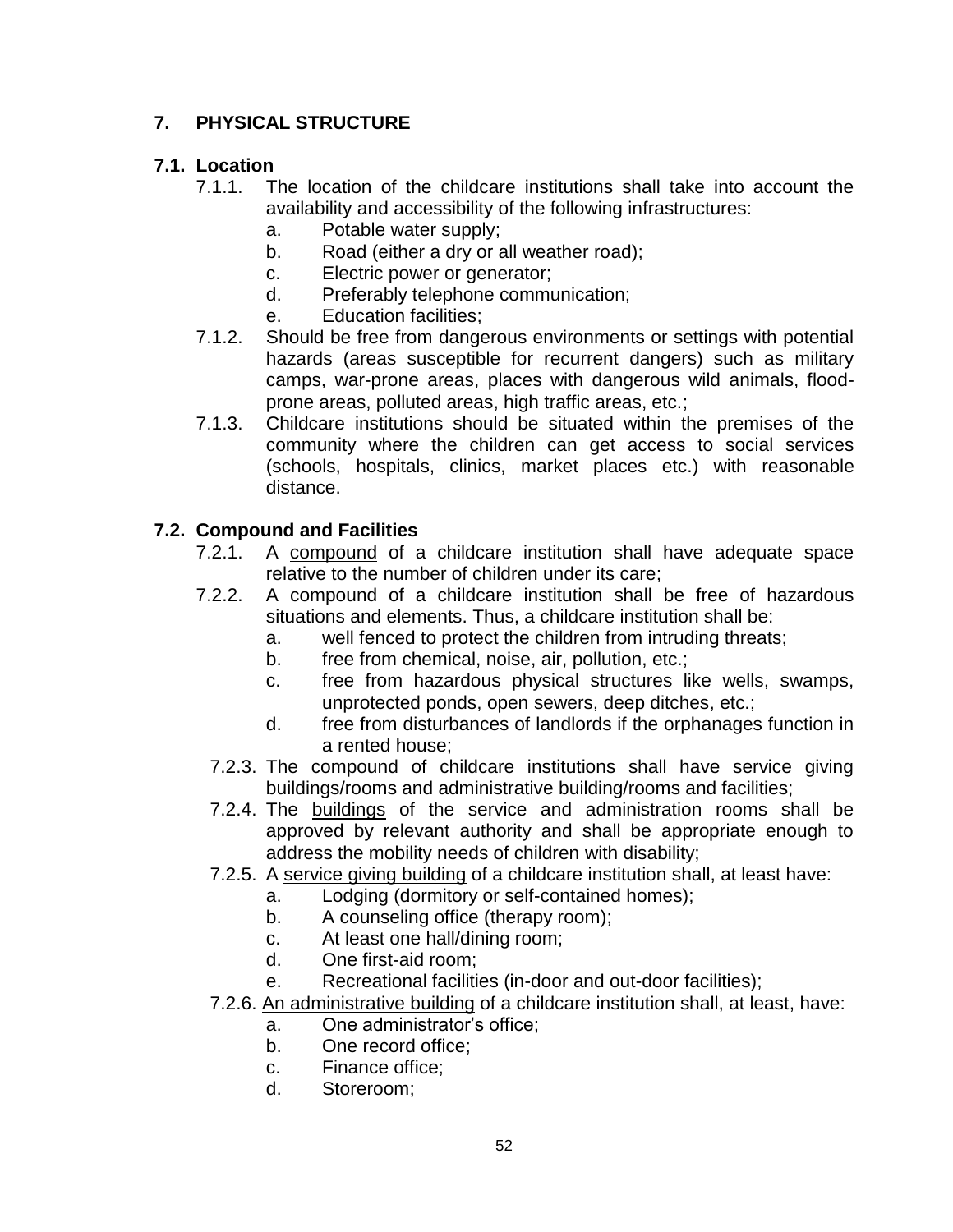## 7. PHYSICAL STRUCTURE

### 7.1. Location

7.1.1. The location of the childcare institutions shall take into account the availability and accessibility of the following infrastructures:

  a. Potable water supply;
  b. Road (either a dry or all weather road);
  c. Electric power or generator;
  d. Preferably telephone communication;
  e. Education facilities;

7.1.2. Should be free from dangerous environments or settings with potential hazards (areas susceptible for recurrent dangers) such as military camps, war-prone areas, places with dangerous wild animals, flood-prone areas, polluted areas, high traffic areas, etc.;

7.1.3. Childcare institutions should be situated within the premises of the community where the children can get access to social services (schools, hospitals, clinics, market places etc.) with reasonable distance.

### 7.2. Compound and Facilities

7.2.1. A <u>compound</u> of a childcare institution shall have adequate space relative to the number of children under its care;

7.2.2. A compound of a childcare institution shall be free of hazardous situations and elements. Thus, a childcare institution shall be:

  a. well fenced to protect the children from intruding threats;
  b. free from chemical, noise, air, pollution, etc.;
  c. free from hazardous physical structures like wells, swamps, unprotected ponds, open sewers, deep ditches, etc.;
  d. free from disturbances of landlords if the orphanages function in a rented house;

7.2.3. The compound of childcare institutions shall have service giving buildings/rooms and administrative building/rooms and facilities;

7.2.4. The <u>buildings</u> of the service and administration rooms shall be approved by relevant authority and shall be appropriate enough to address the mobility needs of children with disability;

7.2.5. A <u>service giving building</u> of a childcare institution shall, at least have:

  a. Lodging (dormitory or self-contained homes);
  b. A counseling office (therapy room);
  c. At least one hall/dining room;
  d. One first-aid room;
  e. Recreational facilities (in-door and out-door facilities);

7.2.6. <u>An administrative building</u> of a childcare institution shall, at least, have:

  a. One administrator's office;
  b. One record office;
  c. Finance office;
  d. Storeroom;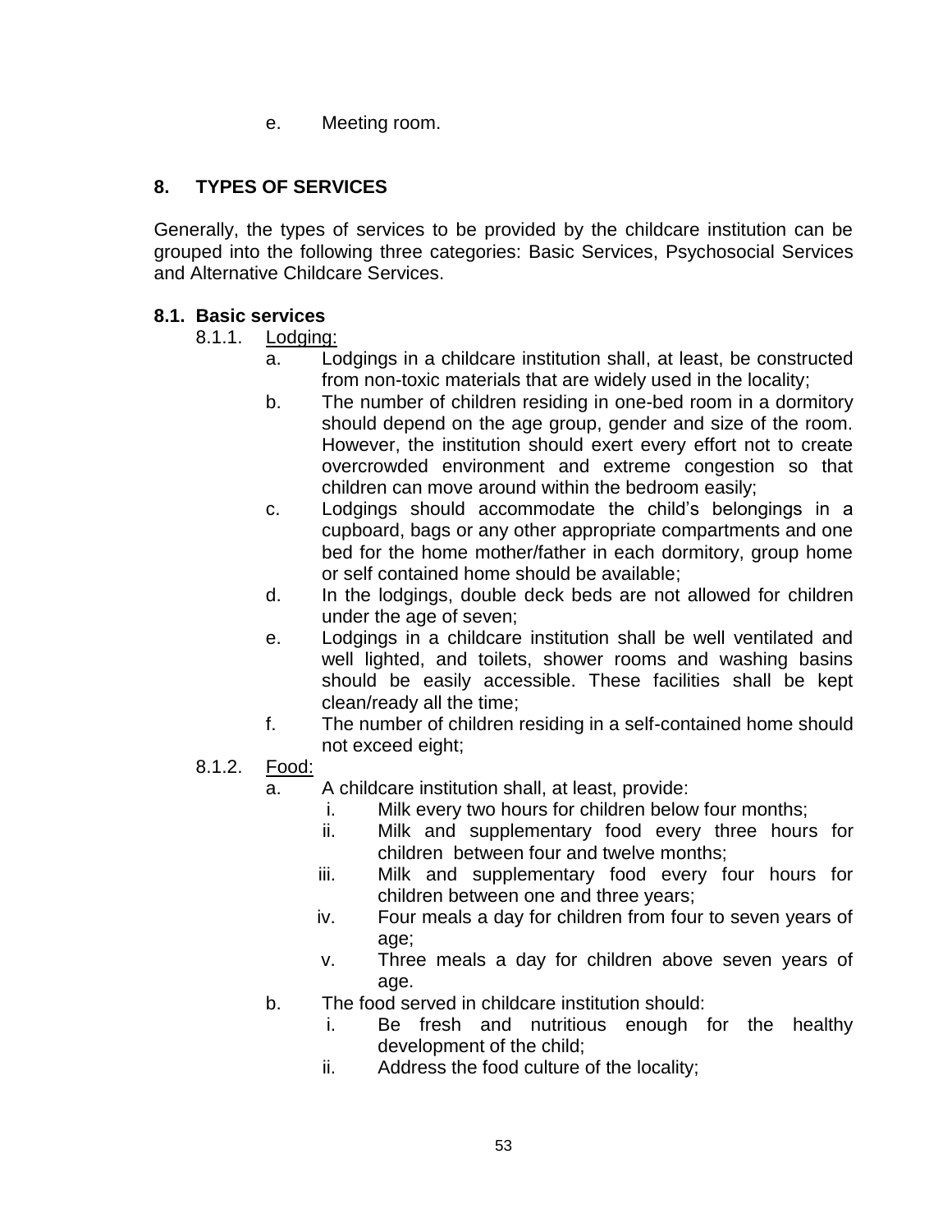e. Meeting room.

## 8. TYPES OF SERVICES

Generally, the types of services to be provided by the childcare institution can be grouped into the following three categories: Basic Services, Psychosocial Services and Alternative Childcare Services.

### 8.1. Basic services

8.1.1. <u>Lodging:</u>

a. Lodgings in a childcare institution shall, at least, be constructed from non-toxic materials that are widely used in the locality;

b. The number of children residing in one-bed room in a dormitory should depend on the age group, gender and size of the room. However, the institution should exert every effort not to create overcrowded environment and extreme congestion so that children can move around within the bedroom easily;

c. Lodgings should accommodate the child's belongings in a cupboard, bags or any other appropriate compartments and one bed for the home mother/father in each dormitory, group home or self contained home should be available;

d. In the lodgings, double deck beds are not allowed for children under the age of seven;

e. Lodgings in a childcare institution shall be well ventilated and well lighted, and toilets, shower rooms and washing basins should be easily accessible. These facilities shall be kept clean/ready all the time;

f. The number of children residing in a self-contained home should not exceed eight;

8.1.2. <u>Food:</u>

a. A childcare institution shall, at least, provide:

   i. Milk every two hours for children below four months;

   ii. Milk and supplementary food every three hours for children between four and twelve months;

   iii. Milk and supplementary food every four hours for children between one and three years;

   iv. Four meals a day for children from four to seven years of age;

   v. Three meals a day for children above seven years of age.

b. The food served in childcare institution should:

   i. Be fresh and nutritious enough for the healthy development of the child;

   ii. Address the food culture of the locality;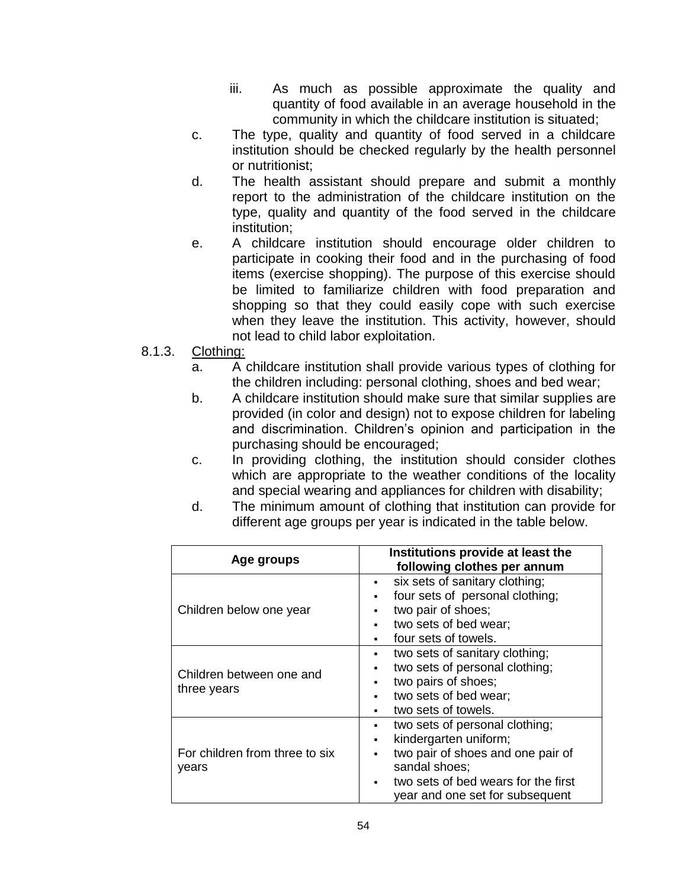iii. As much as possible approximate the quality and quantity of food available in an average household in the community in which the childcare institution is situated;

c. The type, quality and quantity of food served in a childcare institution should be checked regularly by the health personnel or nutritionist;

d. The health assistant should prepare and submit a monthly report to the administration of the childcare institution on the type, quality and quantity of the food served in the childcare institution;

e. A childcare institution should encourage older children to participate in cooking their food and in the purchasing of food items (exercise shopping). The purpose of this exercise should be limited to familiarize children with food preparation and shopping so that they could easily cope with such exercise when they leave the institution. This activity, however, should not lead to child labor exploitation.

8.1.3. Clothing:

a. A childcare institution shall provide various types of clothing for the children including: personal clothing, shoes and bed wear;

b. A childcare institution should make sure that similar supplies are provided (in color and design) not to expose children for labeling and discrimination. Children's opinion and participation in the purchasing should be encouraged;

c. In providing clothing, the institution should consider clothes which are appropriate to the weather conditions of the locality and special wearing and appliances for children with disability;

d. The minimum amount of clothing that institution can provide for different age groups per year is indicated in the table below.

| Age groups | Institutions provide at least the following clothes per annum |
|---|---|
| Children below one year | ▪ six sets of sanitary clothing;<br>▪ four sets of personal clothing;<br>▪ two pair of shoes;<br>▪ two sets of bed wear;<br>▪ four sets of towels. |
| Children between one and three years | ▪ two sets of sanitary clothing;<br>▪ two sets of personal clothing;<br>▪ two pairs of shoes;<br>▪ two sets of bed wear;<br>▪ two sets of towels. |
| For children from three to six years | ▪ two sets of personal clothing;<br>▪ kindergarten uniform;<br>▪ two pair of shoes and one pair of sandal shoes;<br>▪ two sets of bed wears for the first year and one set for subsequent |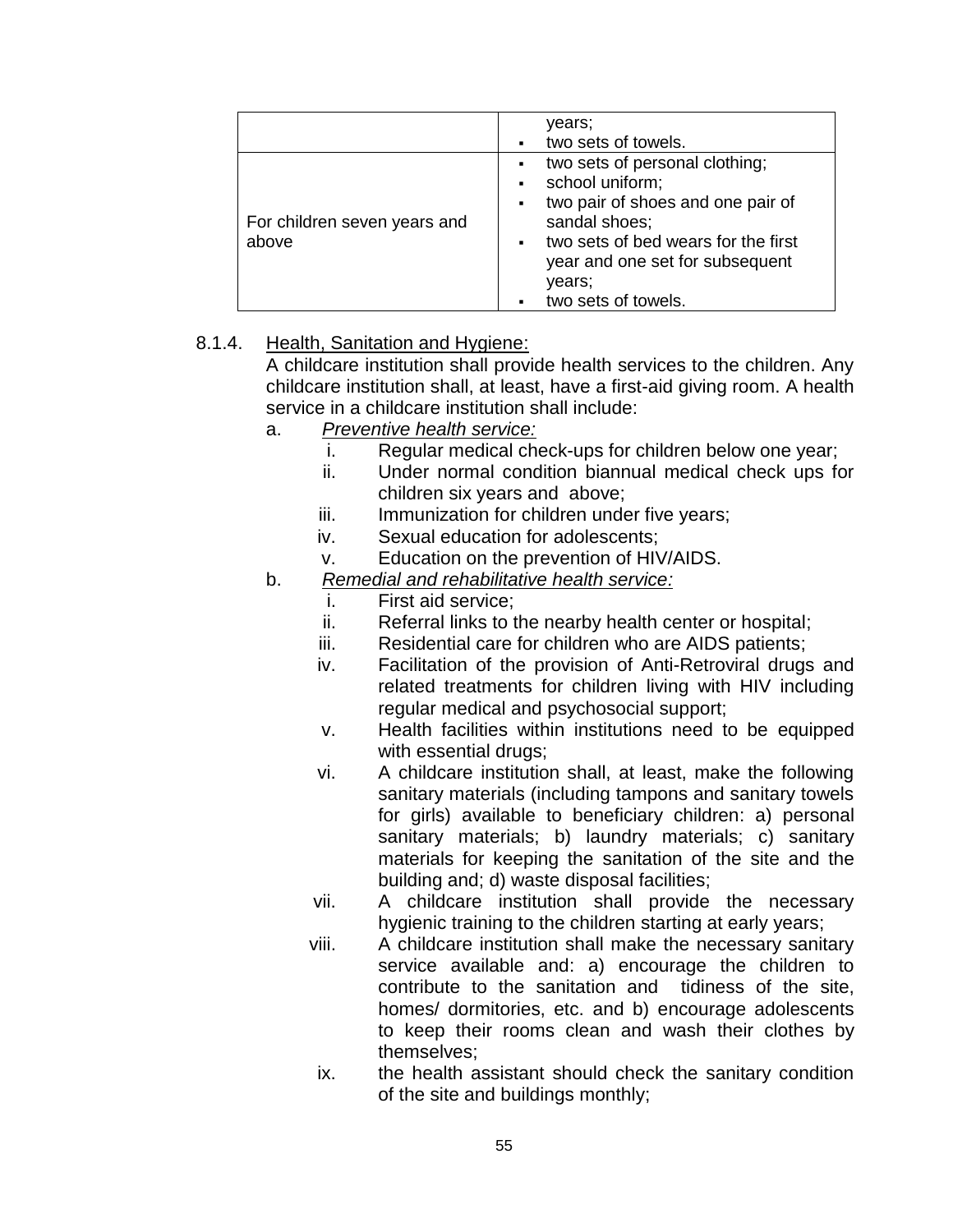| | |
|---|---|
| | years;<br>▪ two sets of towels. |
| For children seven years and above | ▪ two sets of personal clothing;<br>▪ school uniform;<br>▪ two pair of shoes and one pair of sandal shoes;<br>▪ two sets of bed wears for the first year and one set for subsequent years;<br>▪ two sets of towels. |

8.1.4. Health, Sanitation and Hygiene:

A childcare institution shall provide health services to the children. Any childcare institution shall, at least, have a first-aid giving room. A health service in a childcare institution shall include:

a. *Preventive health service:*
   i. Regular medical check-ups for children below one year;
   ii. Under normal condition biannual medical check ups for children six years and above;
   iii. Immunization for children under five years;
   iv. Sexual education for adolescents;
   v. Education on the prevention of HIV/AIDS.

b. *Remedial and rehabilitative health service:*
   i. First aid service;
   ii. Referral links to the nearby health center or hospital;
   iii. Residential care for children who are AIDS patients;
   iv. Facilitation of the provision of Anti-Retroviral drugs and related treatments for children living with HIV including regular medical and psychosocial support;
   v. Health facilities within institutions need to be equipped with essential drugs;
   vi. A childcare institution shall, at least, make the following sanitary materials (including tampons and sanitary towels for girls) available to beneficiary children: a) personal sanitary materials; b) laundry materials; c) sanitary materials for keeping the sanitation of the site and the building and; d) waste disposal facilities;
   vii. A childcare institution shall provide the necessary hygienic training to the children starting at early years;
   viii. A childcare institution shall make the necessary sanitary service available and: a) encourage the children to contribute to the sanitation and tidiness of the site, homes/ dormitories, etc. and b) encourage adolescents to keep their rooms clean and wash their clothes by themselves;
   ix. the health assistant should check the sanitary condition of the site and buildings monthly;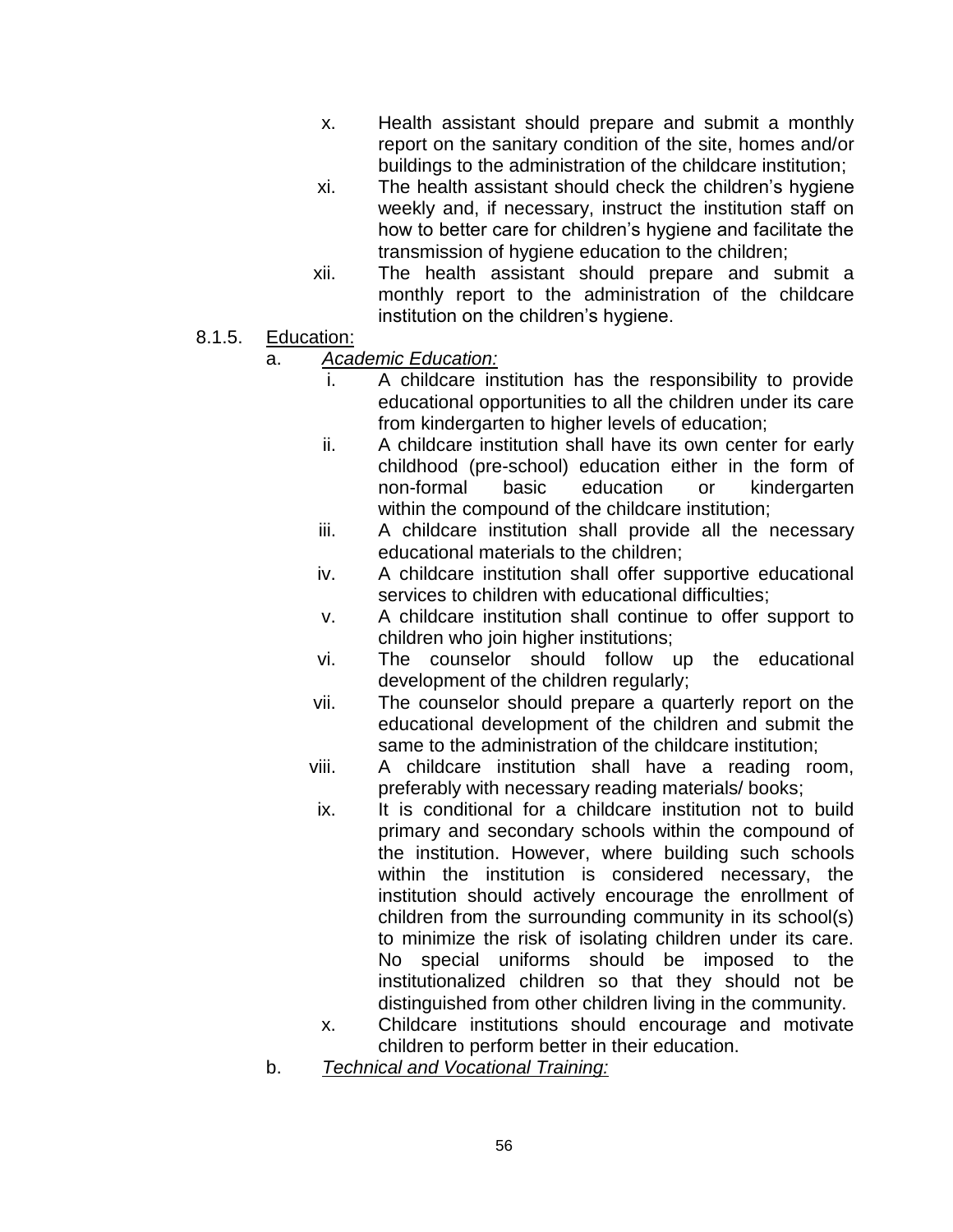x. Health assistant should prepare and submit a monthly report on the sanitary condition of the site, homes and/or buildings to the administration of the childcare institution;

xi. The health assistant should check the children's hygiene weekly and, if necessary, instruct the institution staff on how to better care for children's hygiene and facilitate the transmission of hygiene education to the children;

xii. The health assistant should prepare and submit a monthly report to the administration of the childcare institution on the children's hygiene.

8.1.5. <u>Education:</u>

a. <u>*Academic Education:*</u>

i. A childcare institution has the responsibility to provide educational opportunities to all the children under its care from kindergarten to higher levels of education;

ii. A childcare institution shall have its own center for early childhood (pre-school) education either in the form of non-formal basic education or kindergarten within the compound of the childcare institution;

iii. A childcare institution shall provide all the necessary educational materials to the children;

iv. A childcare institution shall offer supportive educational services to children with educational difficulties;

v. A childcare institution shall continue to offer support to children who join higher institutions;

vi. The counselor should follow up the educational development of the children regularly;

vii. The counselor should prepare a quarterly report on the educational development of the children and submit the same to the administration of the childcare institution;

viii. A childcare institution shall have a reading room, preferably with necessary reading materials/ books;

ix. It is conditional for a childcare institution not to build primary and secondary schools within the compound of the institution. However, where building such schools within the institution is considered necessary, the institution should actively encourage the enrollment of children from the surrounding community in its school(s) to minimize the risk of isolating children under its care. No special uniforms should be imposed to the institutionalized children so that they should not be distinguished from other children living in the community.

x. Childcare institutions should encourage and motivate children to perform better in their education.

b. <u>*Technical and Vocational Training:*</u>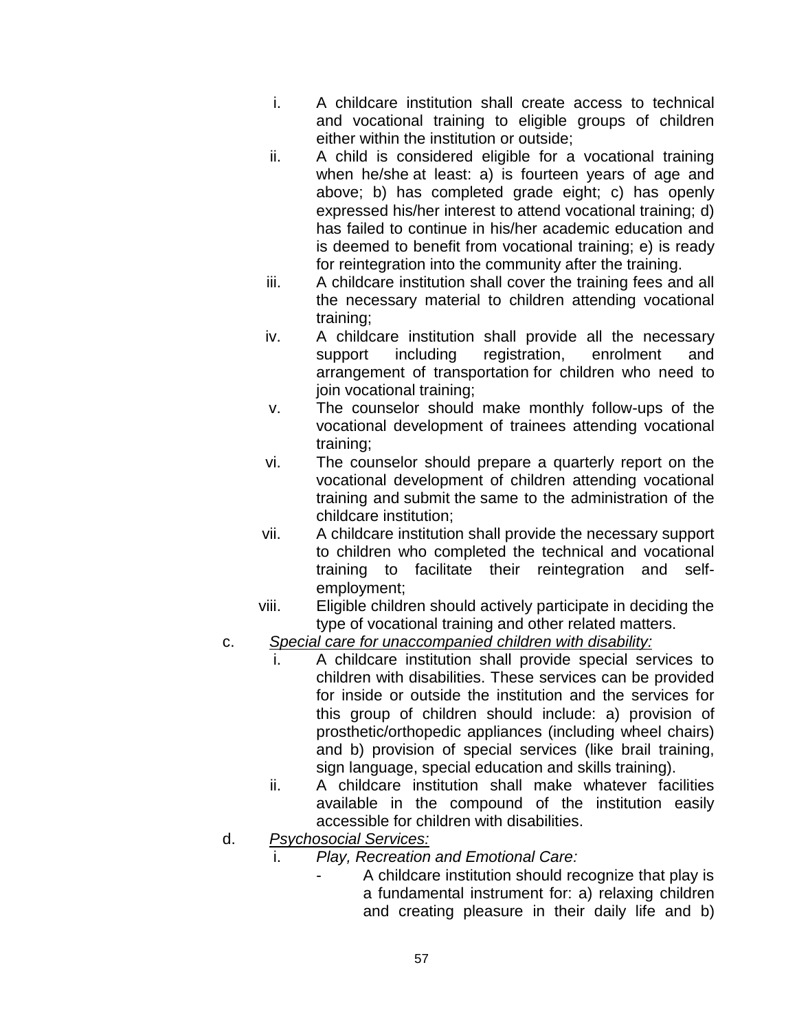i. A childcare institution shall create access to technical and vocational training to eligible groups of children either within the institution or outside;

ii. A child is considered eligible for a vocational training when he/she at least: a) is fourteen years of age and above; b) has completed grade eight; c) has openly expressed his/her interest to attend vocational training; d) has failed to continue in his/her academic education and is deemed to benefit from vocational training; e) is ready for reintegration into the community after the training.

iii. A childcare institution shall cover the training fees and all the necessary material to children attending vocational training;

iv. A childcare institution shall provide all the necessary support including registration, enrolment and arrangement of transportation for children who need to join vocational training;

v. The counselor should make monthly follow-ups of the vocational development of trainees attending vocational training;

vi. The counselor should prepare a quarterly report on the vocational development of children attending vocational training and submit the same to the administration of the childcare institution;

vii. A childcare institution shall provide the necessary support to children who completed the technical and vocational training to facilitate their reintegration and self-employment;

viii. Eligible children should actively participate in deciding the type of vocational training and other related matters.

c. *Special care for unaccompanied children with disability:*

i. A childcare institution shall provide special services to children with disabilities. These services can be provided for inside or outside the institution and the services for this group of children should include: a) provision of prosthetic/orthopedic appliances (including wheel chairs) and b) provision of special services (like brail training, sign language, special education and skills training).

ii. A childcare institution shall make whatever facilities available in the compound of the institution easily accessible for children with disabilities.

d. *Psychosocial Services:*

i. *Play, Recreation and Emotional Care:*

- A childcare institution should recognize that play is a fundamental instrument for: a) relaxing children and creating pleasure in their daily life and b)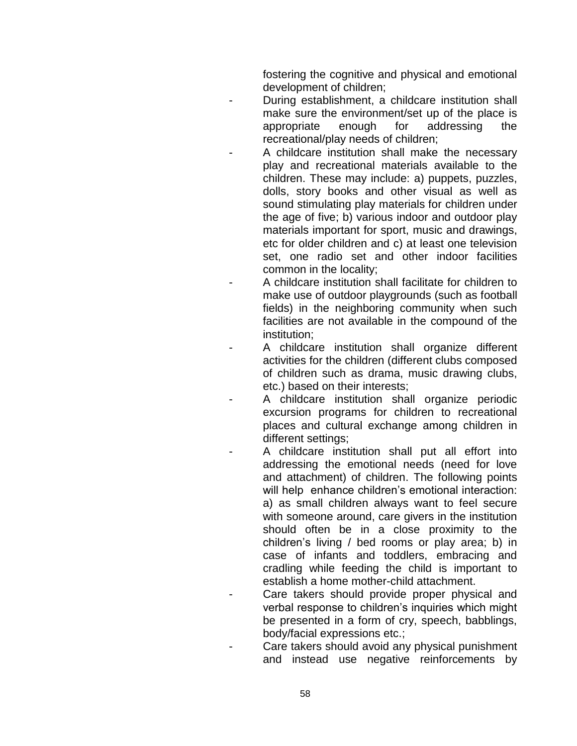fostering the cognitive and physical and emotional development of children;

- During establishment, a childcare institution shall make sure the environment/set up of the place is appropriate enough for addressing the recreational/play needs of children;
- A childcare institution shall make the necessary play and recreational materials available to the children. These may include: a) puppets, puzzles, dolls, story books and other visual as well as sound stimulating play materials for children under the age of five; b) various indoor and outdoor play materials important for sport, music and drawings, etc for older children and c) at least one television set, one radio set and other indoor facilities common in the locality;
- A childcare institution shall facilitate for children to make use of outdoor playgrounds (such as football fields) in the neighboring community when such facilities are not available in the compound of the institution;
- A childcare institution shall organize different activities for the children (different clubs composed of children such as drama, music drawing clubs, etc.) based on their interests;
- A childcare institution shall organize periodic excursion programs for children to recreational places and cultural exchange among children in different settings;
- A childcare institution shall put all effort into addressing the emotional needs (need for love and attachment) of children. The following points will help enhance children's emotional interaction: a) as small children always want to feel secure with someone around, care givers in the institution should often be in a close proximity to the children's living / bed rooms or play area; b) in case of infants and toddlers, embracing and cradling while feeding the child is important to establish a home mother-child attachment.
- Care takers should provide proper physical and verbal response to children's inquiries which might be presented in a form of cry, speech, babblings, body/facial expressions etc.;
- Care takers should avoid any physical punishment and instead use negative reinforcements by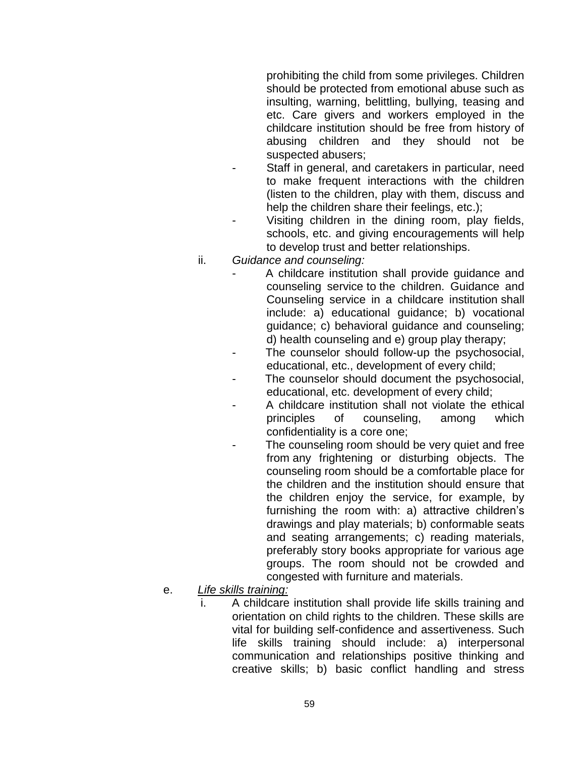prohibiting the child from some privileges. Children should be protected from emotional abuse such as insulting, warning, belittling, bullying, teasing and etc. Care givers and workers employed in the childcare institution should be free from history of abusing children and they should not be suspected abusers;

- Staff in general, and caretakers in particular, need to make frequent interactions with the children (listen to the children, play with them, discuss and help the children share their feelings, etc.);
- Visiting children in the dining room, play fields, schools, etc. and giving encouragements will help to develop trust and better relationships.

ii. *Guidance and counseling:*

- A childcare institution shall provide guidance and counseling service to the children. Guidance and Counseling service in a childcare institution shall include: a) educational guidance; b) vocational guidance; c) behavioral guidance and counseling; d) health counseling and e) group play therapy;
- The counselor should follow-up the psychosocial, educational, etc., development of every child;
- The counselor should document the psychosocial, educational, etc. development of every child;
- A childcare institution shall not violate the ethical principles of counseling, among which confidentiality is a core one;
- The counseling room should be very quiet and free from any frightening or disturbing objects. The counseling room should be a comfortable place for the children and the institution should ensure that the children enjoy the service, for example, by furnishing the room with: a) attractive children's drawings and play materials; b) conformable seats and seating arrangements; c) reading materials, preferably story books appropriate for various age groups. The room should not be crowded and congested with furniture and materials.

e. <u>*Life skills training:*</u>

i. A childcare institution shall provide life skills training and orientation on child rights to the children. These skills are vital for building self-confidence and assertiveness. Such life skills training should include: a) interpersonal communication and relationships positive thinking and creative skills; b) basic conflict handling and stress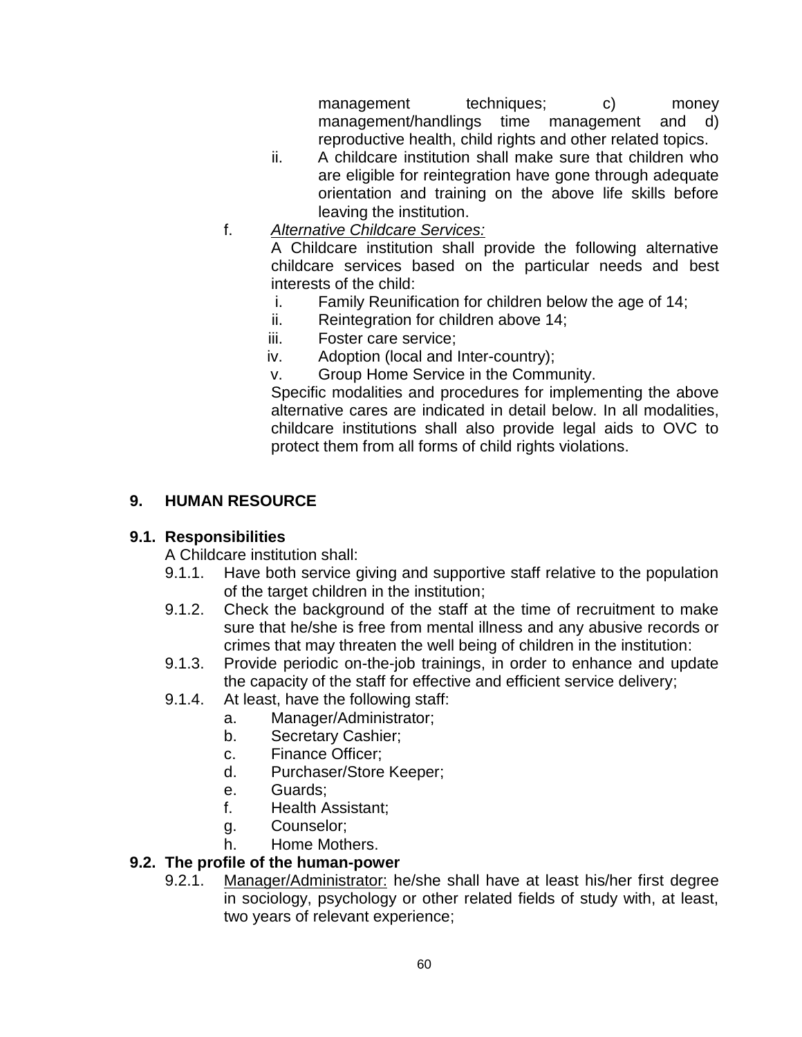management techniques; c) money management/handlings time management and d) reproductive health, child rights and other related topics.

ii. A childcare institution shall make sure that children who are eligible for reintegration have gone through adequate orientation and training on the above life skills before leaving the institution.

f. *Alternative Childcare Services:*

A Childcare institution shall provide the following alternative childcare services based on the particular needs and best interests of the child:

i. Family Reunification for children below the age of 14;
ii. Reintegration for children above 14;
iii. Foster care service;
iv. Adoption (local and Inter-country);
v. Group Home Service in the Community.

Specific modalities and procedures for implementing the above alternative cares are indicated in detail below. In all modalities, childcare institutions shall also provide legal aids to OVC to protect them from all forms of child rights violations.

## 9. HUMAN RESOURCE

### 9.1. Responsibilities

A Childcare institution shall:

9.1.1. Have both service giving and supportive staff relative to the population of the target children in the institution;

9.1.2. Check the background of the staff at the time of recruitment to make sure that he/she is free from mental illness and any abusive records or crimes that may threaten the well being of children in the institution:

9.1.3. Provide periodic on-the-job trainings, in order to enhance and update the capacity of the staff for effective and efficient service delivery;

9.1.4. At least, have the following staff:

a. Manager/Administrator;
b. Secretary Cashier;
c. Finance Officer;
d. Purchaser/Store Keeper;
e. Guards;
f. Health Assistant;
g. Counselor;
h. Home Mothers.

### 9.2. The profile of the human-power

9.2.1. Manager/Administrator: he/she shall have at least his/her first degree in sociology, psychology or other related fields of study with, at least, two years of relevant experience;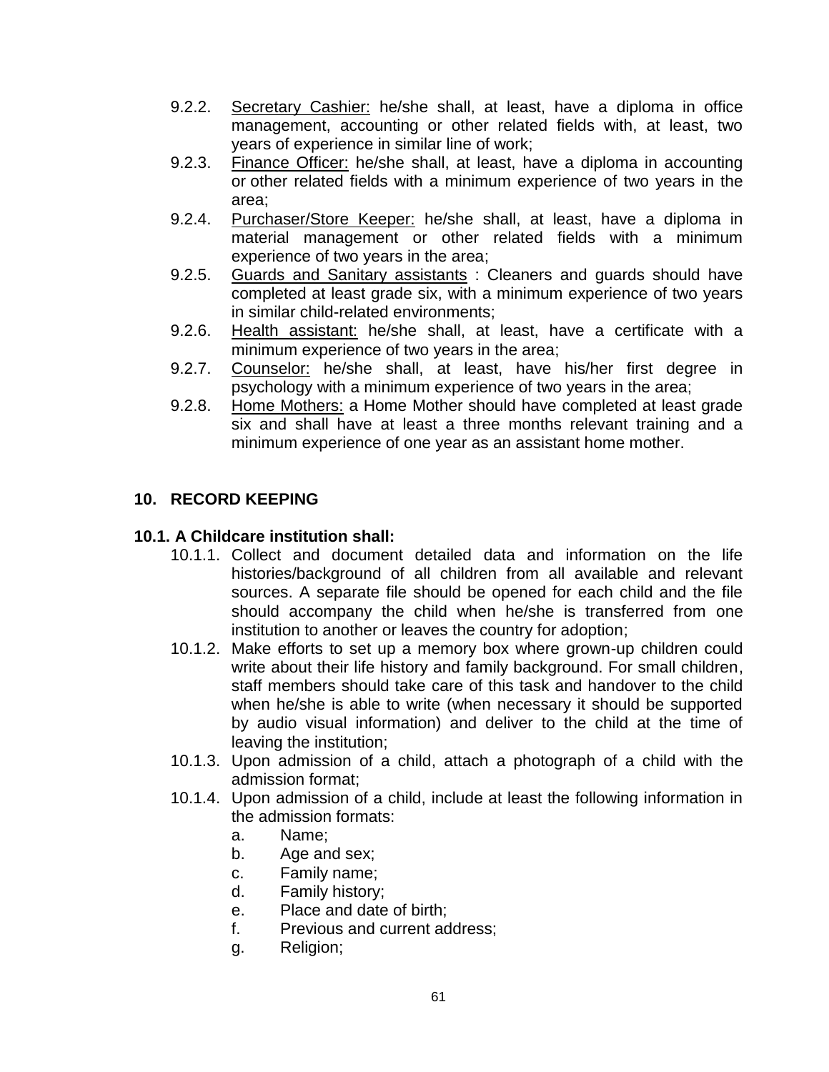9.2.2. Secretary Cashier: he/she shall, at least, have a diploma in office management, accounting or other related fields with, at least, two years of experience in similar line of work;

9.2.3. Finance Officer: he/she shall, at least, have a diploma in accounting or other related fields with a minimum experience of two years in the area;

9.2.4. Purchaser/Store Keeper: he/she shall, at least, have a diploma in material management or other related fields with a minimum experience of two years in the area;

9.2.5. Guards and Sanitary assistants : Cleaners and guards should have completed at least grade six, with a minimum experience of two years in similar child-related environments;

9.2.6. Health assistant: he/she shall, at least, have a certificate with a minimum experience of two years in the area;

9.2.7. Counselor: he/she shall, at least, have his/her first degree in psychology with a minimum experience of two years in the area;

9.2.8. Home Mothers: a Home Mother should have completed at least grade six and shall have at least a three months relevant training and a minimum experience of one year as an assistant home mother.

## 10. RECORD KEEPING

### 10.1. A Childcare institution shall:

10.1.1. Collect and document detailed data and information on the life histories/background of all children from all available and relevant sources. A separate file should be opened for each child and the file should accompany the child when he/she is transferred from one institution to another or leaves the country for adoption;

10.1.2. Make efforts to set up a memory box where grown-up children could write about their life history and family background. For small children, staff members should take care of this task and handover to the child when he/she is able to write (when necessary it should be supported by audio visual information) and deliver to the child at the time of leaving the institution;

10.1.3. Upon admission of a child, attach a photograph of a child with the admission format;

10.1.4. Upon admission of a child, include at least the following information in the admission formats:

a. Name;
b. Age and sex;
c. Family name;
d. Family history;
e. Place and date of birth;
f. Previous and current address;
g. Religion;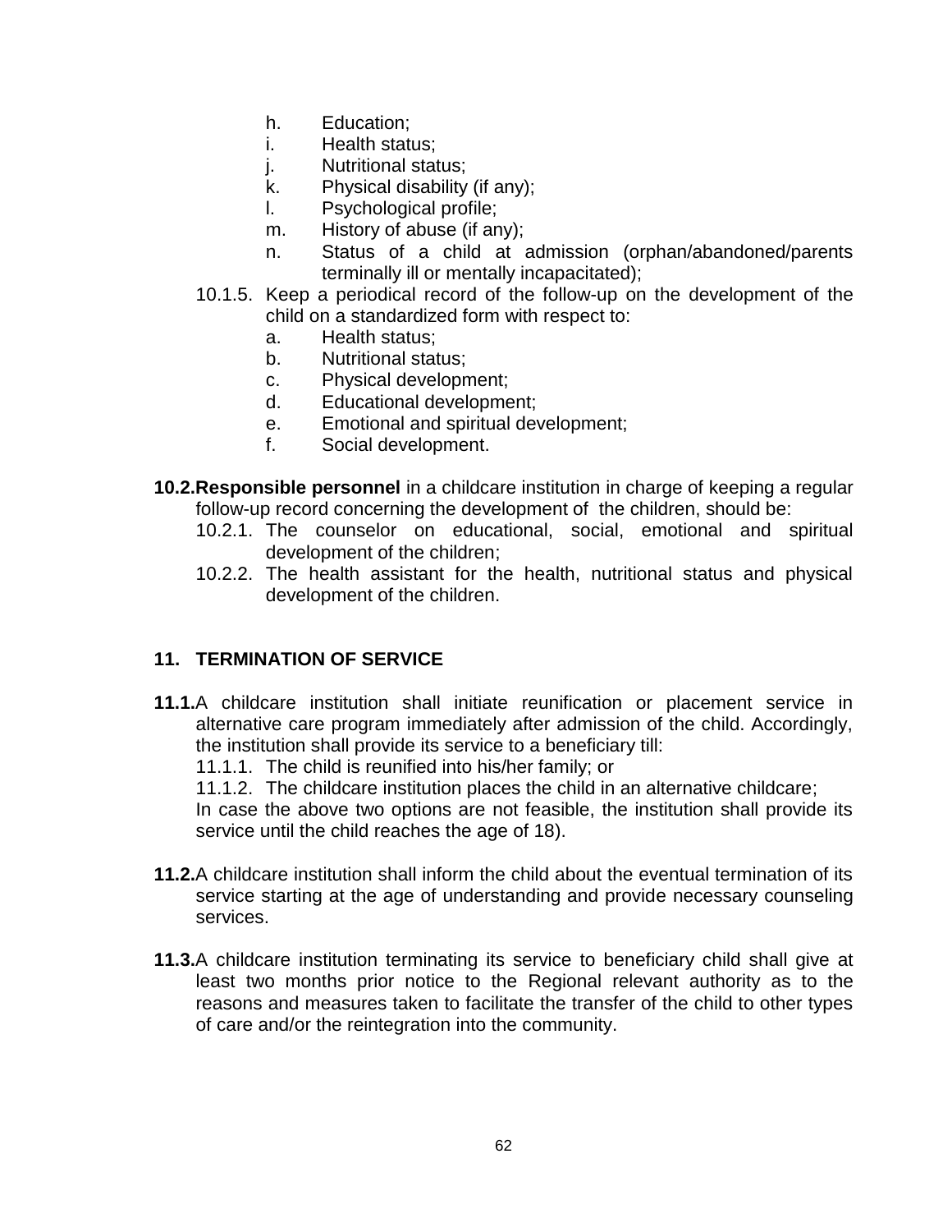h. Education;
i. Health status;
j. Nutritional status;
k. Physical disability (if any);
l. Psychological profile;
m. History of abuse (if any);
n. Status of a child at admission (orphan/abandoned/parents terminally ill or mentally incapacitated);

10.1.5. Keep a periodical record of the follow-up on the development of the child on a standardized form with respect to:

a. Health status;
b. Nutritional status;
c. Physical development;
d. Educational development;
e. Emotional and spiritual development;
f. Social development.

**10.2. Responsible personnel** in a childcare institution in charge of keeping a regular follow-up record concerning the development of the children, should be:

10.2.1. The counselor on educational, social, emotional and spiritual development of the children;

10.2.2. The health assistant for the health, nutritional status and physical development of the children.

## 11. TERMINATION OF SERVICE

**11.1.** A childcare institution shall initiate reunification or placement service in alternative care program immediately after admission of the child. Accordingly, the institution shall provide its service to a beneficiary till:

11.1.1. The child is reunified into his/her family; or

11.1.2. The childcare institution places the child in an alternative childcare;

In case the above two options are not feasible, the institution shall provide its service until the child reaches the age of 18).

**11.2.** A childcare institution shall inform the child about the eventual termination of its service starting at the age of understanding and provide necessary counseling services.

**11.3.** A childcare institution terminating its service to beneficiary child shall give at least two months prior notice to the Regional relevant authority as to the reasons and measures taken to facilitate the transfer of the child to other types of care and/or the reintegration into the community.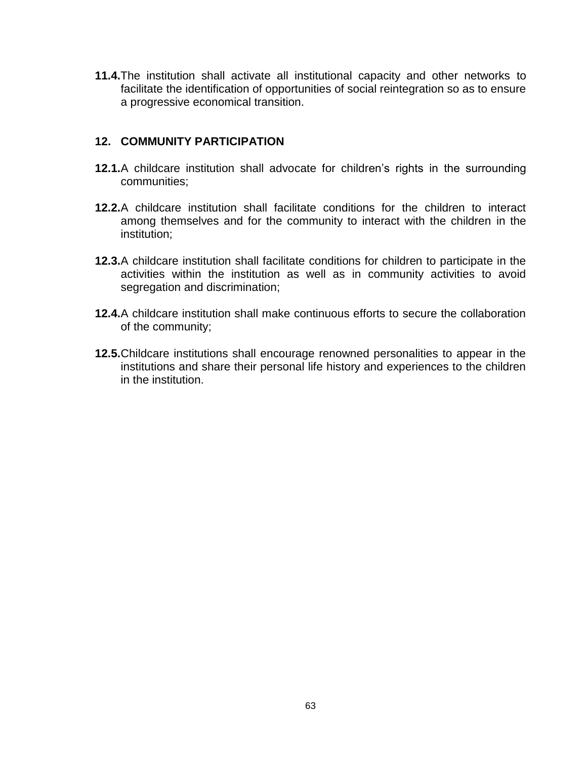**11.4.** The institution shall activate all institutional capacity and other networks to facilitate the identification of opportunities of social reintegration so as to ensure a progressive economical transition.

## 12. COMMUNITY PARTICIPATION

**12.1.** A childcare institution shall advocate for children's rights in the surrounding communities;

**12.2.** A childcare institution shall facilitate conditions for the children to interact among themselves and for the community to interact with the children in the institution;

**12.3.** A childcare institution shall facilitate conditions for children to participate in the activities within the institution as well as in community activities to avoid segregation and discrimination;

**12.4.** A childcare institution shall make continuous efforts to secure the collaboration of the community;

**12.5.** Childcare institutions shall encourage renowned personalities to appear in the institutions and share their personal life history and experiences to the children in the institution.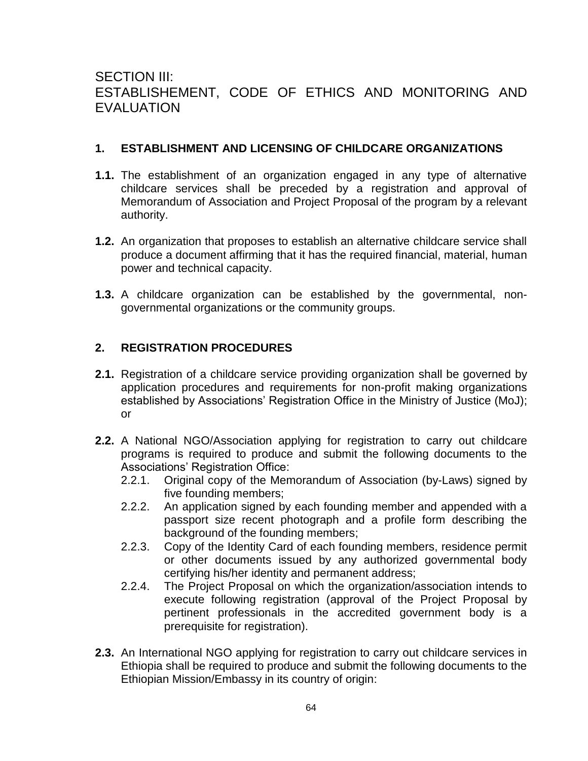# SECTION III:
# ESTABLISHEMENT, CODE OF ETHICS AND MONITORING AND EVALUATION

## 1. ESTABLISHMENT AND LICENSING OF CHILDCARE ORGANIZATIONS

**1.1.** The establishment of an organization engaged in any type of alternative childcare services shall be preceded by a registration and approval of Memorandum of Association and Project Proposal of the program by a relevant authority.

**1.2.** An organization that proposes to establish an alternative childcare service shall produce a document affirming that it has the required financial, material, human power and technical capacity.

**1.3.** A childcare organization can be established by the governmental, non-governmental organizations or the community groups.

## 2. REGISTRATION PROCEDURES

**2.1.** Registration of a childcare service providing organization shall be governed by application procedures and requirements for non-profit making organizations established by Associations' Registration Office in the Ministry of Justice (MoJ); or

**2.2.** A National NGO/Association applying for registration to carry out childcare programs is required to produce and submit the following documents to the Associations' Registration Office:

- 2.2.1. Original copy of the Memorandum of Association (by-Laws) signed by five founding members;
- 2.2.2. An application signed by each founding member and appended with a passport size recent photograph and a profile form describing the background of the founding members;
- 2.2.3. Copy of the Identity Card of each founding members, residence permit or other documents issued by any authorized governmental body certifying his/her identity and permanent address;
- 2.2.4. The Project Proposal on which the organization/association intends to execute following registration (approval of the Project Proposal by pertinent professionals in the accredited government body is a prerequisite for registration).

**2.3.** An International NGO applying for registration to carry out childcare services in Ethiopia shall be required to produce and submit the following documents to the Ethiopian Mission/Embassy in its country of origin: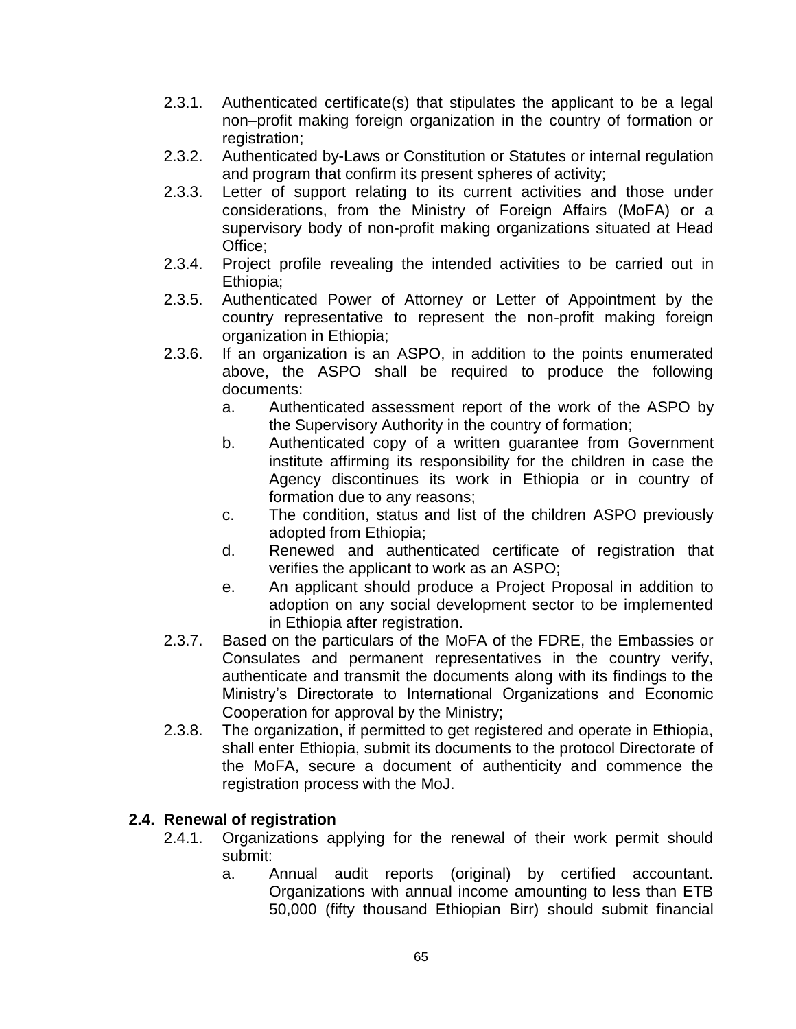2.3.1. Authenticated certificate(s) that stipulates the applicant to be a legal non–profit making foreign organization in the country of formation or registration;

2.3.2. Authenticated by-Laws or Constitution or Statutes or internal regulation and program that confirm its present spheres of activity;

2.3.3. Letter of support relating to its current activities and those under considerations, from the Ministry of Foreign Affairs (MoFA) or a supervisory body of non-profit making organizations situated at Head Office;

2.3.4. Project profile revealing the intended activities to be carried out in Ethiopia;

2.3.5. Authenticated Power of Attorney or Letter of Appointment by the country representative to represent the non-profit making foreign organization in Ethiopia;

2.3.6. If an organization is an ASPO, in addition to the points enumerated above, the ASPO shall be required to produce the following documents:

   a. Authenticated assessment report of the work of the ASPO by the Supervisory Authority in the country of formation;

   b. Authenticated copy of a written guarantee from Government institute affirming its responsibility for the children in case the Agency discontinues its work in Ethiopia or in country of formation due to any reasons;

   c. The condition, status and list of the children ASPO previously adopted from Ethiopia;

   d. Renewed and authenticated certificate of registration that verifies the applicant to work as an ASPO;

   e. An applicant should produce a Project Proposal in addition to adoption on any social development sector to be implemented in Ethiopia after registration.

2.3.7. Based on the particulars of the MoFA of the FDRE, the Embassies or Consulates and permanent representatives in the country verify, authenticate and transmit the documents along with its findings to the Ministry's Directorate to International Organizations and Economic Cooperation for approval by the Ministry;

2.3.8. The organization, if permitted to get registered and operate in Ethiopia, shall enter Ethiopia, submit its documents to the protocol Directorate of the MoFA, secure a document of authenticity and commence the registration process with the MoJ.

### 2.4. Renewal of registration

2.4.1. Organizations applying for the renewal of their work permit should submit:

   a. Annual audit reports (original) by certified accountant. Organizations with annual income amounting to less than ETB 50,000 (fifty thousand Ethiopian Birr) should submit financial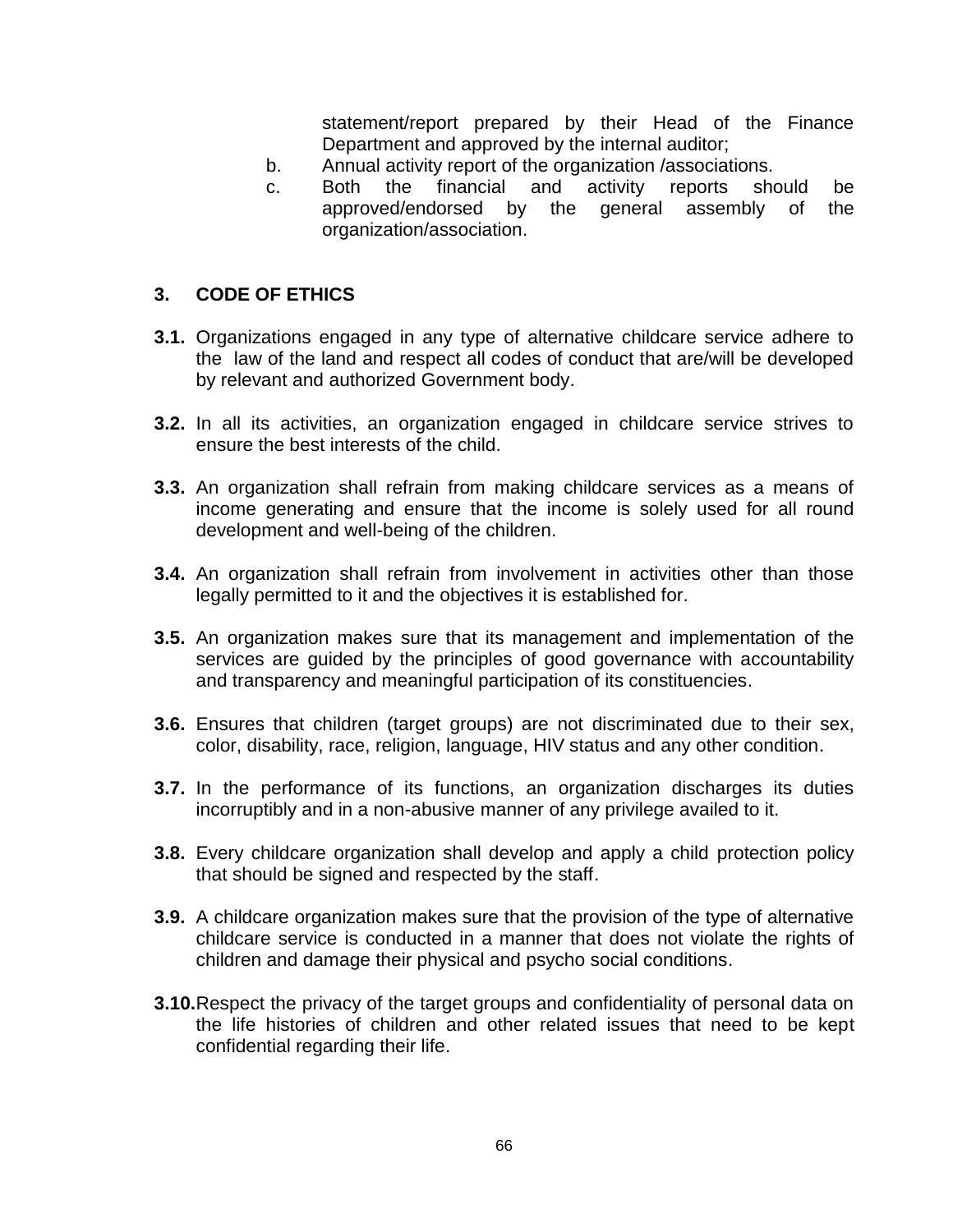statement/report prepared by their Head of the Finance Department and approved by the internal auditor;

b. Annual activity report of the organization /associations.

c. Both the financial and activity reports should be approved/endorsed by the general assembly of the organization/association.

## 3. CODE OF ETHICS

**3.1.** Organizations engaged in any type of alternative childcare service adhere to the law of the land and respect all codes of conduct that are/will be developed by relevant and authorized Government body.

**3.2.** In all its activities, an organization engaged in childcare service strives to ensure the best interests of the child.

**3.3.** An organization shall refrain from making childcare services as a means of income generating and ensure that the income is solely used for all round development and well-being of the children.

**3.4.** An organization shall refrain from involvement in activities other than those legally permitted to it and the objectives it is established for.

**3.5.** An organization makes sure that its management and implementation of the services are guided by the principles of good governance with accountability and transparency and meaningful participation of its constituencies.

**3.6.** Ensures that children (target groups) are not discriminated due to their sex, color, disability, race, religion, language, HIV status and any other condition.

**3.7.** In the performance of its functions, an organization discharges its duties incorruptibly and in a non-abusive manner of any privilege availed to it.

**3.8.** Every childcare organization shall develop and apply a child protection policy that should be signed and respected by the staff.

**3.9.** A childcare organization makes sure that the provision of the type of alternative childcare service is conducted in a manner that does not violate the rights of children and damage their physical and psycho social conditions.

**3.10.** Respect the privacy of the target groups and confidentiality of personal data on the life histories of children and other related issues that need to be kept confidential regarding their life.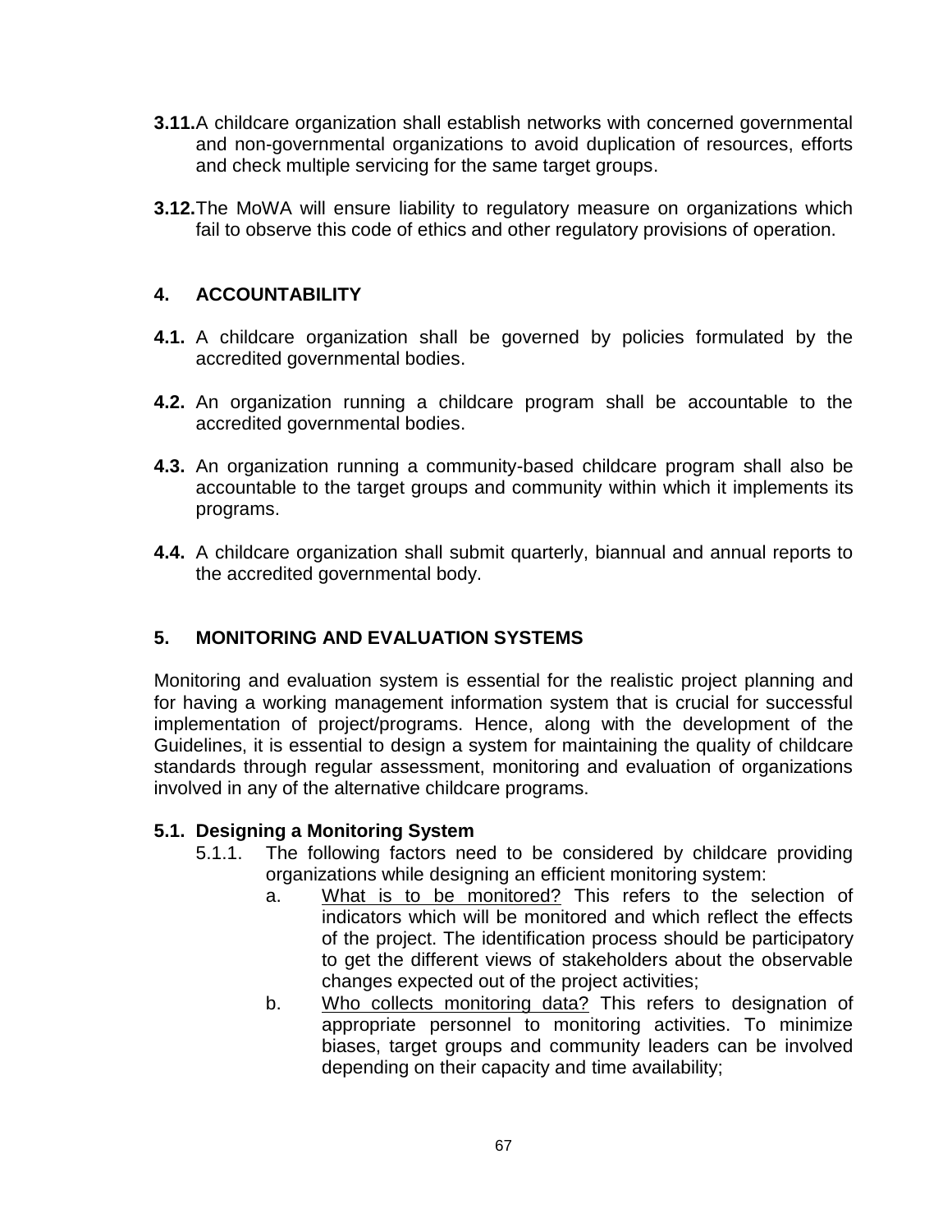**3.11.** A childcare organization shall establish networks with concerned governmental and non-governmental organizations to avoid duplication of resources, efforts and check multiple servicing for the same target groups.

**3.12.** The MoWA will ensure liability to regulatory measure on organizations which fail to observe this code of ethics and other regulatory provisions of operation.

## 4. ACCOUNTABILITY

**4.1.** A childcare organization shall be governed by policies formulated by the accredited governmental bodies.

**4.2.** An organization running a childcare program shall be accountable to the accredited governmental bodies.

**4.3.** An organization running a community-based childcare program shall also be accountable to the target groups and community within which it implements its programs.

**4.4.** A childcare organization shall submit quarterly, biannual and annual reports to the accredited governmental body.

## 5. MONITORING AND EVALUATION SYSTEMS

Monitoring and evaluation system is essential for the realistic project planning and for having a working management information system that is crucial for successful implementation of project/programs. Hence, along with the development of the Guidelines, it is essential to design a system for maintaining the quality of childcare standards through regular assessment, monitoring and evaluation of organizations involved in any of the alternative childcare programs.

### 5.1. Designing a Monitoring System

5.1.1. The following factors need to be considered by childcare providing organizations while designing an efficient monitoring system:

a. <u>What is to be monitored?</u> This refers to the selection of indicators which will be monitored and which reflect the effects of the project. The identification process should be participatory to get the different views of stakeholders about the observable changes expected out of the project activities;

b. <u>Who collects monitoring data?</u> This refers to designation of appropriate personnel to monitoring activities. To minimize biases, target groups and community leaders can be involved depending on their capacity and time availability;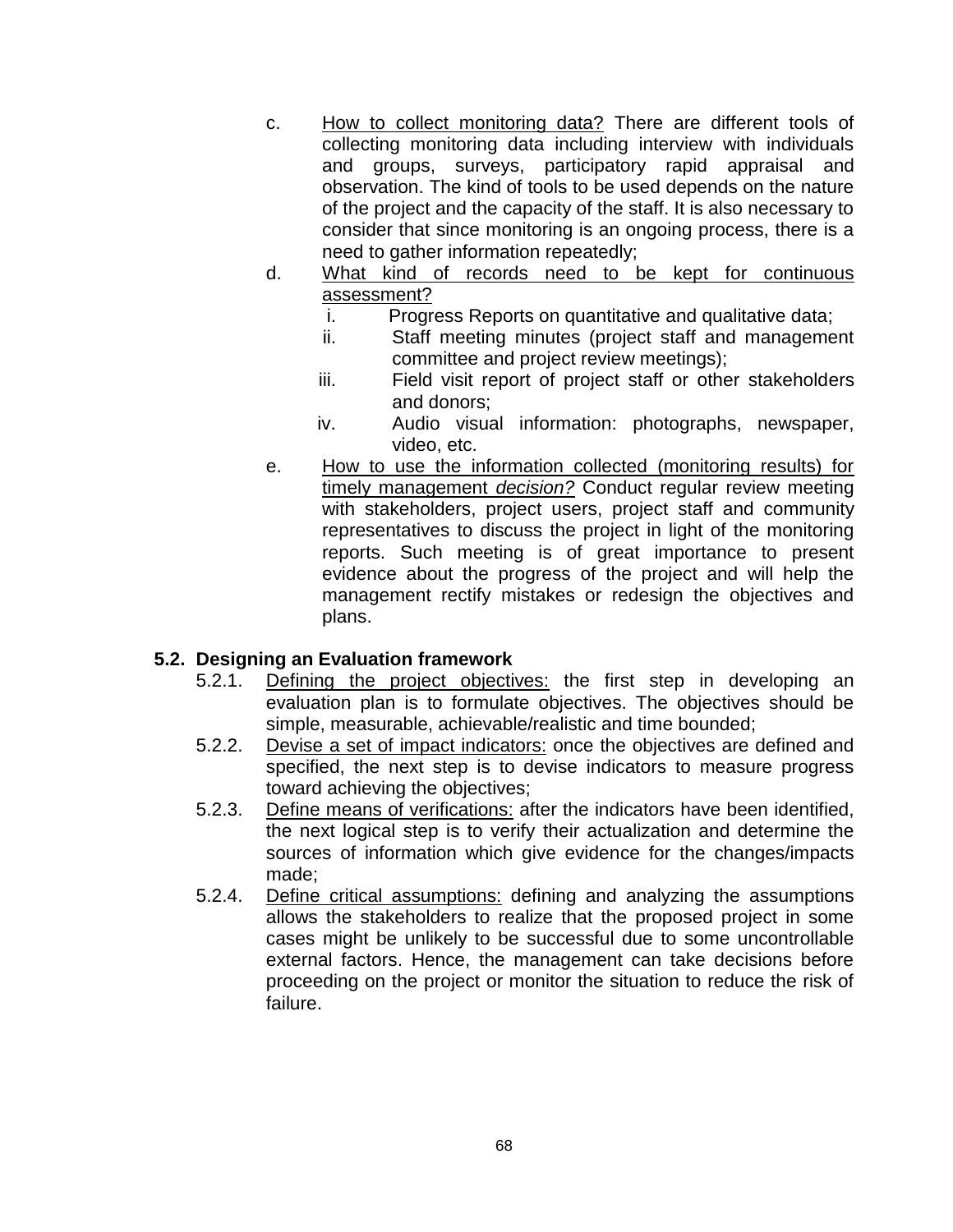c. <u>How to collect monitoring data?</u> There are different tools of collecting monitoring data including interview with individuals and groups, surveys, participatory rapid appraisal and observation. The kind of tools to be used depends on the nature of the project and the capacity of the staff. It is also necessary to consider that since monitoring is an ongoing process, there is a need to gather information repeatedly;

d. <u>What kind of records need to be kept for continuous assessment?</u>
   i. Progress Reports on quantitative and qualitative data;
   ii. Staff meeting minutes (project staff and management committee and project review meetings);
   iii. Field visit report of project staff or other stakeholders and donors;
   iv. Audio visual information: photographs, newspaper, video, etc.

e. <u>How to use the information collected (monitoring results) for timely management *decision?*</u> Conduct regular review meeting with stakeholders, project users, project staff and community representatives to discuss the project in light of the monitoring reports. Such meeting is of great importance to present evidence about the progress of the project and will help the management rectify mistakes or redesign the objectives and plans.

### 5.2. Designing an Evaluation framework

5.2.1. <u>Defining the project objectives:</u> the first step in developing an evaluation plan is to formulate objectives. The objectives should be simple, measurable, achievable/realistic and time bounded;

5.2.2. <u>Devise a set of impact indicators:</u> once the objectives are defined and specified, the next step is to devise indicators to measure progress toward achieving the objectives;

5.2.3. <u>Define means of verifications:</u> after the indicators have been identified, the next logical step is to verify their actualization and determine the sources of information which give evidence for the changes/impacts made;

5.2.4. <u>Define critical assumptions:</u> defining and analyzing the assumptions allows the stakeholders to realize that the proposed project in some cases might be unlikely to be successful due to some uncontrollable external factors. Hence, the management can take decisions before proceeding on the project or monitor the situation to reduce the risk of failure.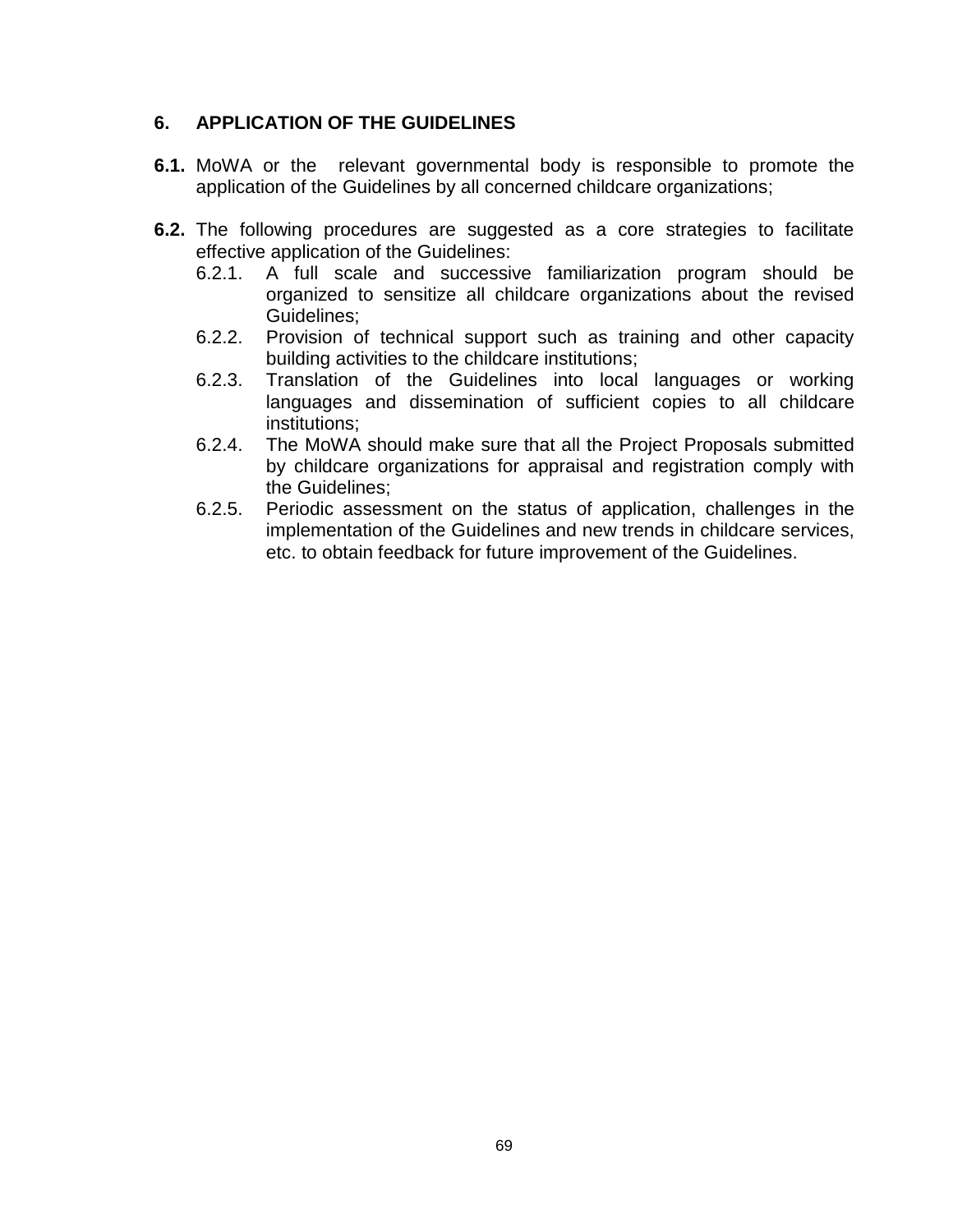## 6. APPLICATION OF THE GUIDELINES

**6.1.** MoWA or the relevant governmental body is responsible to promote the application of the Guidelines by all concerned childcare organizations;

**6.2.** The following procedures are suggested as a core strategies to facilitate effective application of the Guidelines:

- 6.2.1. A full scale and successive familiarization program should be organized to sensitize all childcare organizations about the revised Guidelines;
- 6.2.2. Provision of technical support such as training and other capacity building activities to the childcare institutions;
- 6.2.3. Translation of the Guidelines into local languages or working languages and dissemination of sufficient copies to all childcare institutions;
- 6.2.4. The MoWA should make sure that all the Project Proposals submitted by childcare organizations for appraisal and registration comply with the Guidelines;
- 6.2.5. Periodic assessment on the status of application, challenges in the implementation of the Guidelines and new trends in childcare services, etc. to obtain feedback for future improvement of the Guidelines.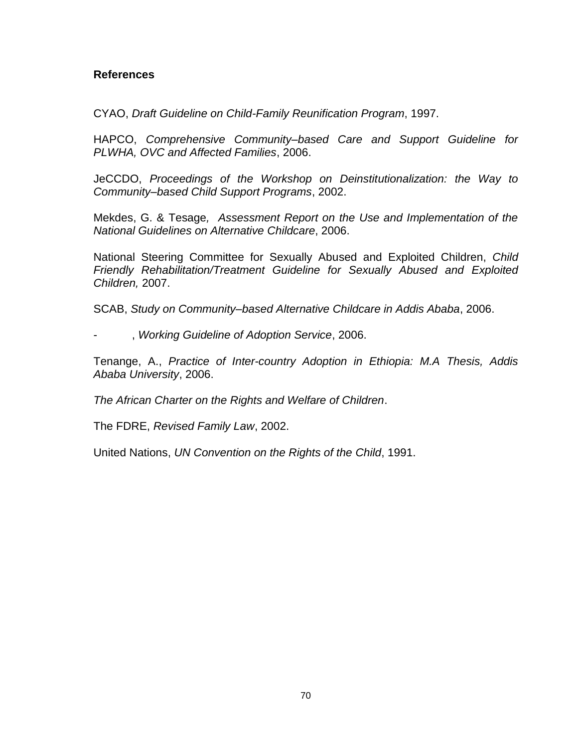## References

CYAO, *Draft Guideline on Child-Family Reunification Program*, 1997.

HAPCO, *Comprehensive Community–based Care and Support Guideline for PLWHA, OVC and Affected Families*, 2006.

JeCCDO, *Proceedings of the Workshop on Deinstitutionalization: the Way to Community–based Child Support Programs*, 2002.

Mekdes, G. & Tesage*, Assessment Report on the Use and Implementation of the National Guidelines on Alternative Childcare*, 2006.

National Steering Committee for Sexually Abused and Exploited Children, *Child Friendly Rehabilitation/Treatment Guideline for Sexually Abused and Exploited Children,* 2007.

SCAB, *Study on Community–based Alternative Childcare in Addis Ababa*, 2006.

-        , *Working Guideline of Adoption Service*, 2006.

Tenange, A., *Practice of Inter-country Adoption in Ethiopia: M.A Thesis, Addis Ababa University*, 2006.

*The African Charter on the Rights and Welfare of Children*.

The FDRE, *Revised Family Law*, 2002.

United Nations, *UN Convention on the Rights of the Child*, 1991.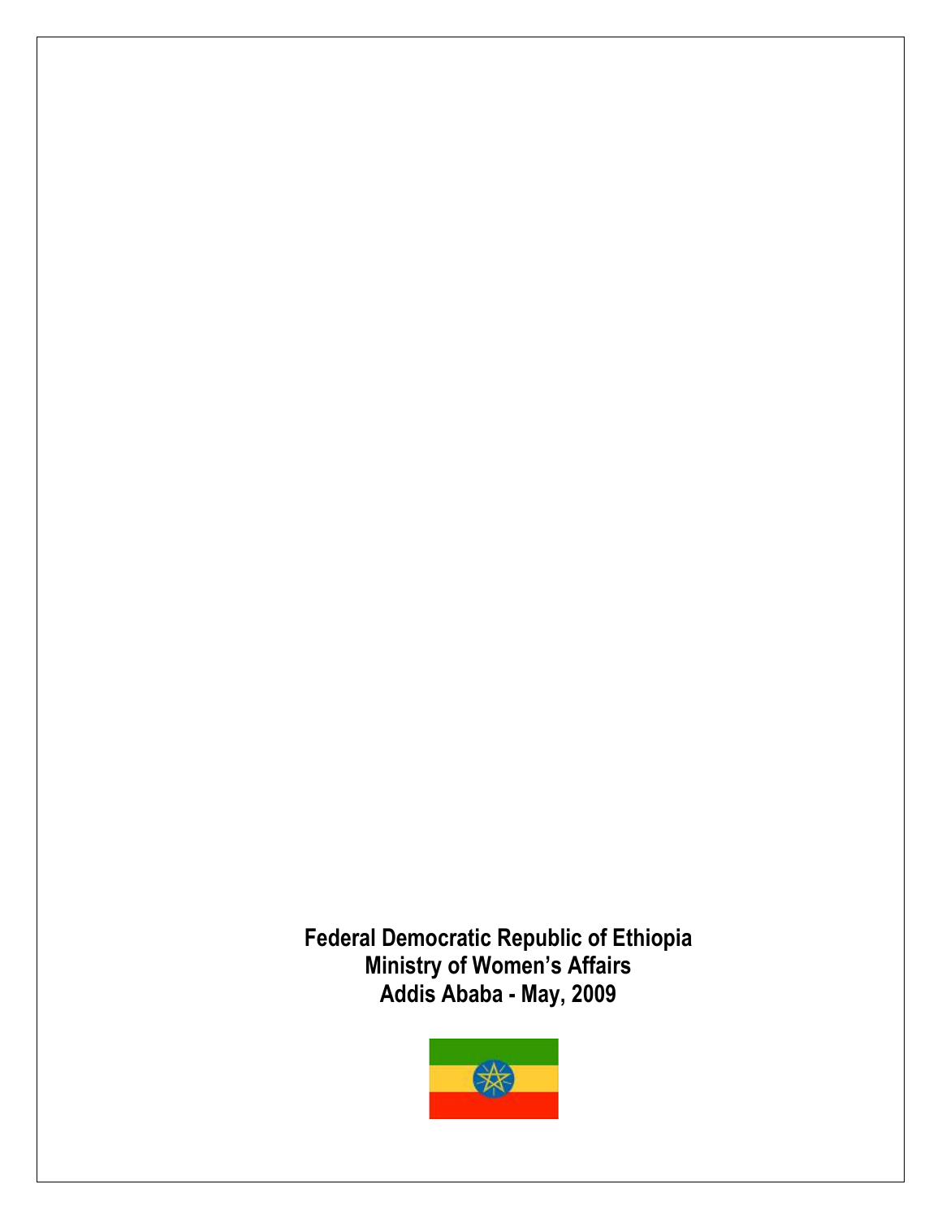**Federal Democratic Republic of Ethiopia**
**Ministry of Women's Affairs**
**Addis Ababa - May, 2009**